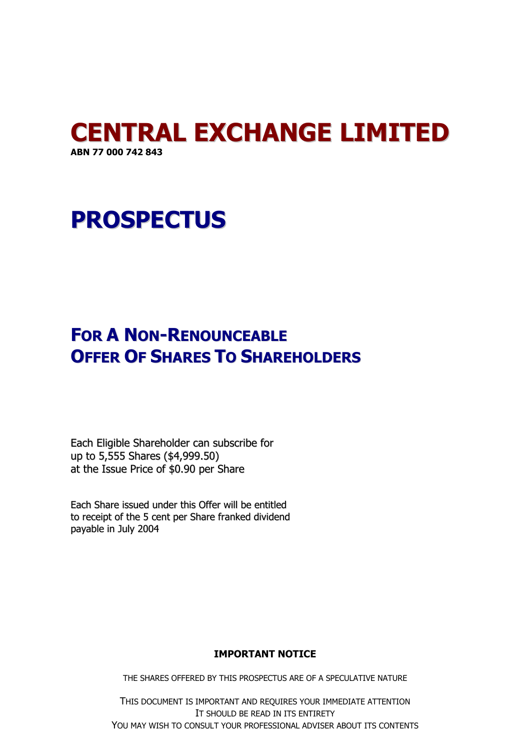# CENTRAL EXCHANGE LIMITED

**ABN 77 000 742 843**

# PROSPECTUS

## FOR A NON-RENOUNCEABLE OFFER OF SHARES TO SHAREHOLDERS

Each Eligible Shareholder can subscribe for up to 5,555 Shares ($4,999.50) at the Issue Price of $0.90 per Share

Each Share issued under this Offer will be entitled to receipt of the 5 cent per Share franked dividend payable in July 2004

**IMPORTANT NOTICE**

THE SHARES OFFERED BY THIS PROSPECTUS ARE OF A SPECULATIVE NATURE

THIS DOCUMENT IS IMPORTANT AND REQUIRES YOUR IMMEDIATE ATTENTION
IT SHOULD BE READ IN ITS ENTIRETY
YOU MAY WISH TO CONSULT YOUR PROFESSIONAL ADVISER ABOUT ITS CONTENTS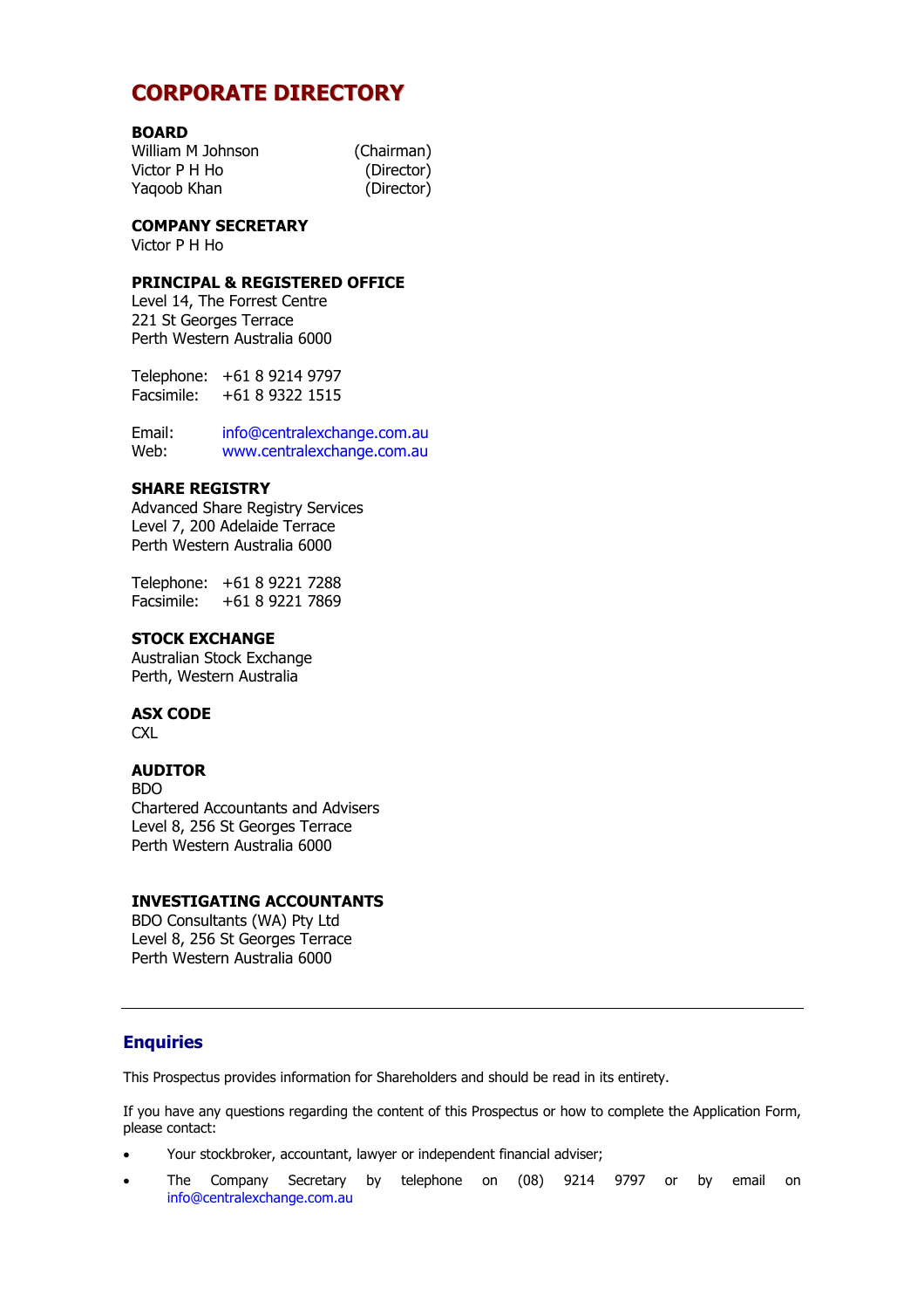# CORPORATE DIRECTORY

**BOARD**
William M Johnson (Chairman)
Victor P H Ho (Director)
Yaqoob Khan (Director)

**COMPANY SECRETARY**
Victor P H Ho

**PRINCIPAL & REGISTERED OFFICE**
Level 14, The Forrest Centre
221 St Georges Terrace
Perth Western Australia 6000

Telephone: +61 8 9214 9797
Facsimile: +61 8 9322 1515

Email: info@centralexchange.com.au
Web: www.centralexchange.com.au

**SHARE REGISTRY**
Advanced Share Registry Services
Level 7, 200 Adelaide Terrace
Perth Western Australia 6000

Telephone: +61 8 9221 7288
Facsimile: +61 8 9221 7869

**STOCK EXCHANGE**
Australian Stock Exchange
Perth, Western Australia

**ASX CODE**
CXL

**AUDITOR**
BDO
Chartered Accountants and Advisers
Level 8, 256 St Georges Terrace
Perth Western Australia 6000

**INVESTIGATING ACCOUNTANTS**
BDO Consultants (WA) Pty Ltd
Level 8, 256 St Georges Terrace
Perth Western Australia 6000

---

## Enquiries

This Prospectus provides information for Shareholders and should be read in its entirety.

If you have any questions regarding the content of this Prospectus or how to complete the Application Form, please contact:

- Your stockbroker, accountant, lawyer or independent financial adviser;
- The Company Secretary by telephone on (08) 9214 9797 or by email on info@centralexchange.com.au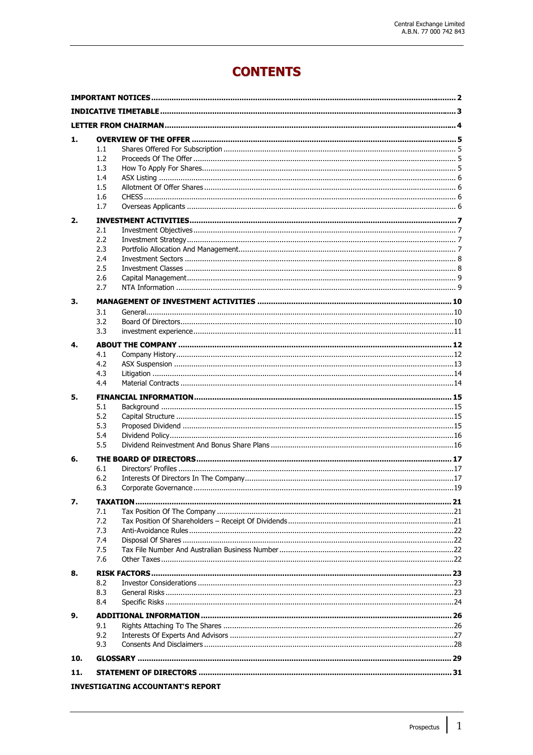# CONTENTS

| | | | |
|---|---|---|---|
| **IMPORTANT NOTICES** | | | **2** |
| **INDICATIVE TIMETABLE** | | | **3** |
| **LETTER FROM CHAIRMAN** | | | **4** |
| **1.** | **OVERVIEW OF THE OFFER** | | **5** |
| | 1.1 | Shares Offered For Subscription | 5 |
| | 1.2 | Proceeds Of The Offer | 5 |
| | 1.3 | How To Apply For Shares | 5 |
| | 1.4 | ASX Listing | 6 |
| | 1.5 | Allotment Of Offer Shares | 6 |
| | 1.6 | CHESS | 6 |
| | 1.7 | Overseas Applicants | 6 |
| **2.** | **INVESTMENT ACTIVITIES** | | **7** |
| | 2.1 | Investment Objectives | 7 |
| | 2.2 | Investment Strategy | 7 |
| | 2.3 | Portfolio Allocation And Management | 7 |
| | 2.4 | Investment Sectors | 8 |
| | 2.5 | Investment Classes | 8 |
| | 2.6 | Capital Management | 9 |
| | 2.7 | NTA Information | 9 |
| **3.** | **MANAGEMENT OF INVESTMENT ACTIVITIES** | | **10** |
| | 3.1 | General | 10 |
| | 3.2 | Board Of Directors | 10 |
| | 3.3 | investment experience | 11 |
| **4.** | **ABOUT THE COMPANY** | | **12** |
| | 4.1 | Company History | 12 |
| | 4.2 | ASX Suspension | 13 |
| | 4.3 | Litigation | 14 |
| | 4.4 | Material Contracts | 14 |
| **5.** | **FINANCIAL INFORMATION** | | **15** |
| | 5.1 | Background | 15 |
| | 5.2 | Capital Structure | 15 |
| | 5.3 | Proposed Dividend | 15 |
| | 5.4 | Dividend Policy | 16 |
| | 5.5 | Dividend Reinvestment And Bonus Share Plans | 16 |
| **6.** | **THE BOARD OF DIRECTORS** | | **17** |
| | 6.1 | Directors' Profiles | 17 |
| | 6.2 | Interests Of Directors In The Company | 17 |
| | 6.3 | Corporate Governance | 19 |
| **7.** | **TAXATION** | | **21** |
| | 7.1 | Tax Position Of The Company | 21 |
| | 7.2 | Tax Position Of Shareholders – Receipt Of Dividends | 21 |
| | 7.3 | Anti-Avoidance Rules | 22 |
| | 7.4 | Disposal Of Shares | 22 |
| | 7.5 | Tax File Number And Australian Business Number | 22 |
| | 7.6 | Other Taxes | 22 |
| **8.** | **RISK FACTORS** | | **23** |
| | 8.2 | Investor Considerations | 23 |
| | 8.3 | General Risks | 23 |
| | 8.4 | Specific Risks | 24 |
| **9.** | **ADDITIONAL INFORMATION** | | **26** |
| | 9.1 | Rights Attaching To The Shares | 26 |
| | 9.2 | Interests Of Experts And Advisors | 27 |
| | 9.3 | Consents And Disclaimers | 28 |
| **10.** | **GLOSSARY** | | **29** |
| **11.** | **STATEMENT OF DIRECTORS** | | **31** |
| **INVESTIGATING ACCOUNTANT'S REPORT** | | | |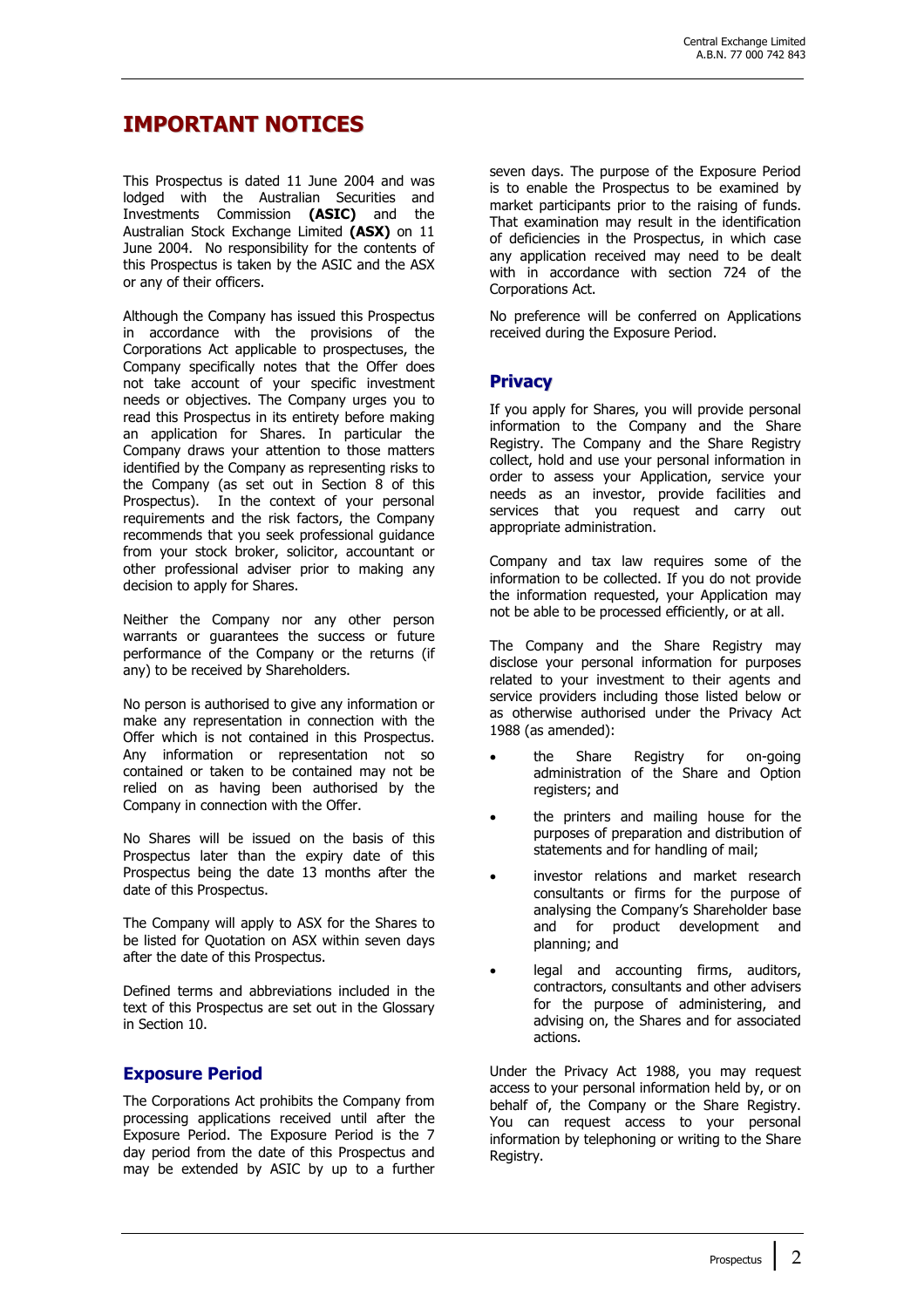# IMPORTANT NOTICES

This Prospectus is dated 11 June 2004 and was lodged with the Australian Securities and Investments Commission **(ASIC)** and the Australian Stock Exchange Limited **(ASX)** on 11 June 2004. No responsibility for the contents of this Prospectus is taken by the ASIC and the ASX or any of their officers.

Although the Company has issued this Prospectus in accordance with the provisions of the Corporations Act applicable to prospectuses, the Company specifically notes that the Offer does not take account of your specific investment needs or objectives. The Company urges you to read this Prospectus in its entirety before making an application for Shares. In particular the Company draws your attention to those matters identified by the Company as representing risks to the Company (as set out in Section 8 of this Prospectus). In the context of your personal requirements and the risk factors, the Company recommends that you seek professional guidance from your stock broker, solicitor, accountant or other professional adviser prior to making any decision to apply for Shares.

Neither the Company nor any other person warrants or guarantees the success or future performance of the Company or the returns (if any) to be received by Shareholders.

No person is authorised to give any information or make any representation in connection with the Offer which is not contained in this Prospectus. Any information or representation not so contained or taken to be contained may not be relied on as having been authorised by the Company in connection with the Offer.

No Shares will be issued on the basis of this Prospectus later than the expiry date of this Prospectus being the date 13 months after the date of this Prospectus.

The Company will apply to ASX for the Shares to be listed for Quotation on ASX within seven days after the date of this Prospectus.

Defined terms and abbreviations included in the text of this Prospectus are set out in the Glossary in Section 10.

## Exposure Period

The Corporations Act prohibits the Company from processing applications received until after the Exposure Period. The Exposure Period is the 7 day period from the date of this Prospectus and may be extended by ASIC by up to a further seven days. The purpose of the Exposure Period is to enable the Prospectus to be examined by market participants prior to the raising of funds. That examination may result in the identification of deficiencies in the Prospectus, in which case any application received may need to be dealt with in accordance with section 724 of the Corporations Act.

No preference will be conferred on Applications received during the Exposure Period.

## Privacy

If you apply for Shares, you will provide personal information to the Company and the Share Registry. The Company and the Share Registry collect, hold and use your personal information in order to assess your Application, service your needs as an investor, provide facilities and services that you request and carry out appropriate administration.

Company and tax law requires some of the information to be collected. If you do not provide the information requested, your Application may not be able to be processed efficiently, or at all.

The Company and the Share Registry may disclose your personal information for purposes related to your investment to their agents and service providers including those listed below or as otherwise authorised under the Privacy Act 1988 (as amended):

- the Share Registry for on-going administration of the Share and Option registers; and
- the printers and mailing house for the purposes of preparation and distribution of statements and for handling of mail;
- investor relations and market research consultants or firms for the purpose of analysing the Company's Shareholder base and for product development and planning; and
- legal and accounting firms, auditors, contractors, consultants and other advisers for the purpose of administering, and advising on, the Shares and for associated actions.

Under the Privacy Act 1988, you may request access to your personal information held by, or on behalf of, the Company or the Share Registry. You can request access to your personal information by telephoning or writing to the Share Registry.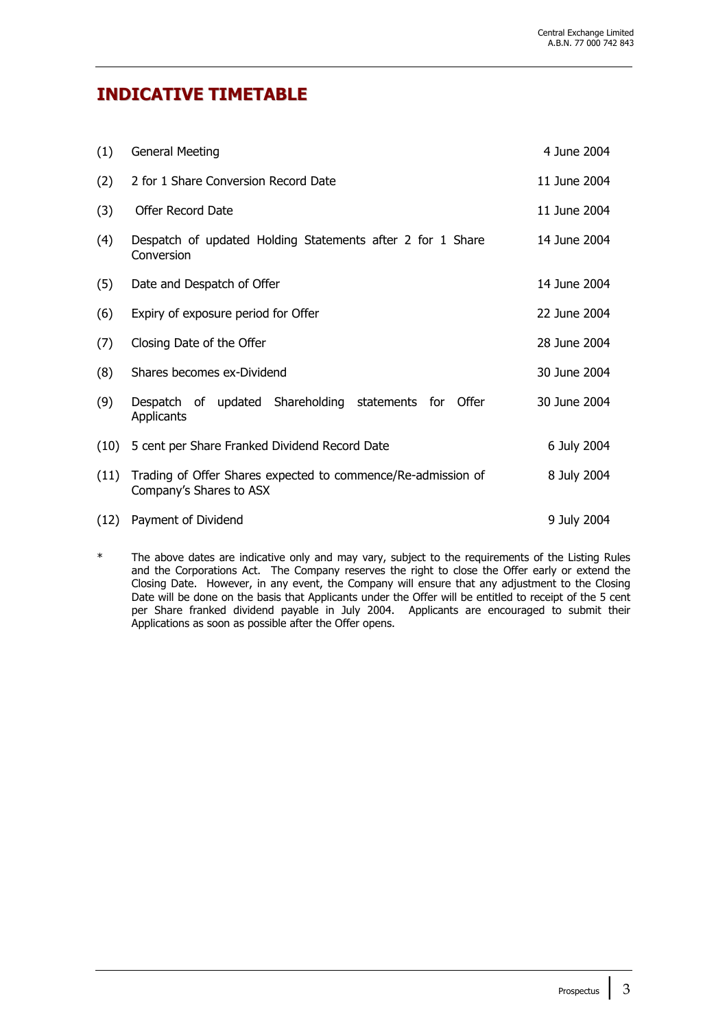# INDICATIVE TIMETABLE

| | | |
|---|---|---|
| (1) | General Meeting | 4 June 2004 |
| (2) | 2 for 1 Share Conversion Record Date | 11 June 2004 |
| (3) | Offer Record Date | 11 June 2004 |
| (4) | Despatch of updated Holding Statements after 2 for 1 Share Conversion | 14 June 2004 |
| (5) | Date and Despatch of Offer | 14 June 2004 |
| (6) | Expiry of exposure period for Offer | 22 June 2004 |
| (7) | Closing Date of the Offer | 28 June 2004 |
| (8) | Shares becomes ex-Dividend | 30 June 2004 |
| (9) | Despatch of updated Shareholding statements for Offer Applicants | 30 June 2004 |
| (10) | 5 cent per Share Franked Dividend Record Date | 6 July 2004 |
| (11) | Trading of Offer Shares expected to commence/Re-admission of Company's Shares to ASX | 8 July 2004 |
| (12) | Payment of Dividend | 9 July 2004 |

\* The above dates are indicative only and may vary, subject to the requirements of the Listing Rules and the Corporations Act. The Company reserves the right to close the Offer early or extend the Closing Date. However, in any event, the Company will ensure that any adjustment to the Closing Date will be done on the basis that Applicants under the Offer will be entitled to receipt of the 5 cent per Share franked dividend payable in July 2004. Applicants are encouraged to submit their Applications as soon as possible after the Offer opens.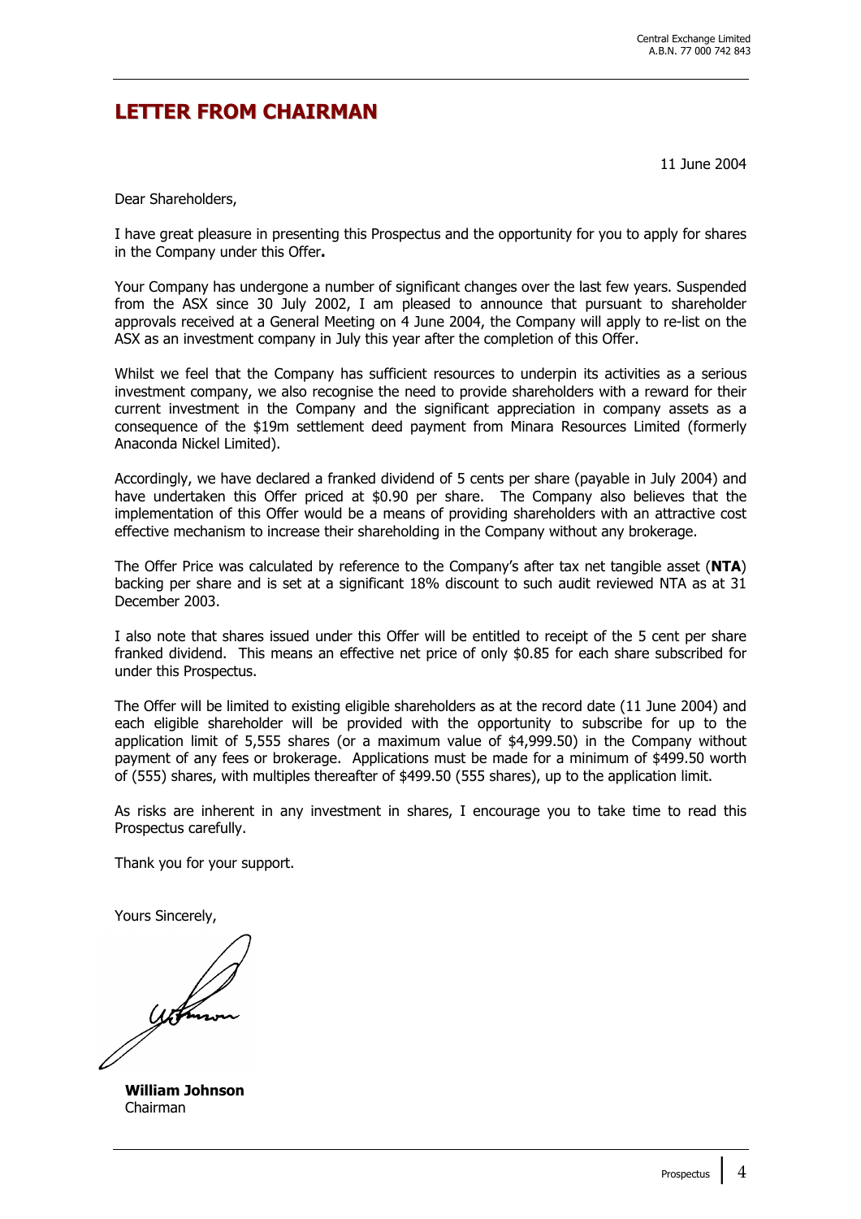# LETTER FROM CHAIRMAN

11 June 2004

Dear Shareholders,

I have great pleasure in presenting this Prospectus and the opportunity for you to apply for shares in the Company under this Offer**.**

Your Company has undergone a number of significant changes over the last few years. Suspended from the ASX since 30 July 2002, I am pleased to announce that pursuant to shareholder approvals received at a General Meeting on 4 June 2004, the Company will apply to re-list on the ASX as an investment company in July this year after the completion of this Offer.

Whilst we feel that the Company has sufficient resources to underpin its activities as a serious investment company, we also recognise the need to provide shareholders with a reward for their current investment in the Company and the significant appreciation in company assets as a consequence of the $19m settlement deed payment from Minara Resources Limited (formerly Anaconda Nickel Limited).

Accordingly, we have declared a franked dividend of 5 cents per share (payable in July 2004) and have undertaken this Offer priced at $0.90 per share. The Company also believes that the implementation of this Offer would be a means of providing shareholders with an attractive cost effective mechanism to increase their shareholding in the Company without any brokerage.

The Offer Price was calculated by reference to the Company's after tax net tangible asset (**NTA**) backing per share and is set at a significant 18% discount to such audit reviewed NTA as at 31 December 2003.

I also note that shares issued under this Offer will be entitled to receipt of the 5 cent per share franked dividend. This means an effective net price of only $0.85 for each share subscribed for under this Prospectus.

The Offer will be limited to existing eligible shareholders as at the record date (11 June 2004) and each eligible shareholder will be provided with the opportunity to subscribe for up to the application limit of 5,555 shares (or a maximum value of $4,999.50) in the Company without payment of any fees or brokerage. Applications must be made for a minimum of $499.50 worth of (555) shares, with multiples thereafter of $499.50 (555 shares), up to the application limit.

As risks are inherent in any investment in shares, I encourage you to take time to read this Prospectus carefully.

Thank you for your support.

Yours Sincerely,

**William Johnson**
Chairman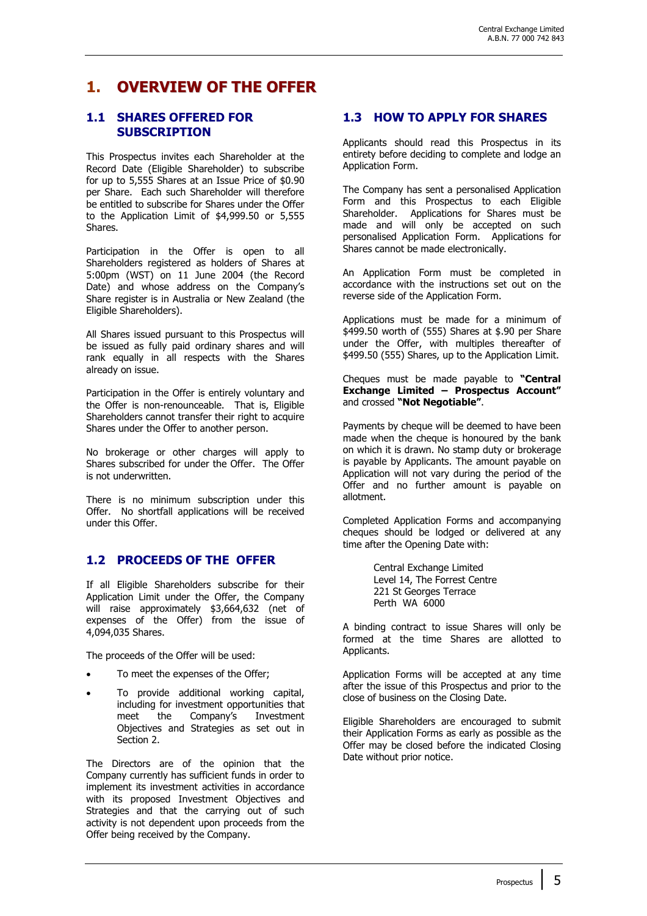# 1. OVERVIEW OF THE OFFER

## 1.1 SHARES OFFERED FOR SUBSCRIPTION

This Prospectus invites each Shareholder at the Record Date (Eligible Shareholder) to subscribe for up to 5,555 Shares at an Issue Price of $0.90 per Share. Each such Shareholder will therefore be entitled to subscribe for Shares under the Offer to the Application Limit of $4,999.50 or 5,555 Shares.

Participation in the Offer is open to all Shareholders registered as holders of Shares at 5:00pm (WST) on 11 June 2004 (the Record Date) and whose address on the Company's Share register is in Australia or New Zealand (the Eligible Shareholders).

All Shares issued pursuant to this Prospectus will be issued as fully paid ordinary shares and will rank equally in all respects with the Shares already on issue.

Participation in the Offer is entirely voluntary and the Offer is non-renounceable. That is, Eligible Shareholders cannot transfer their right to acquire Shares under the Offer to another person.

No brokerage or other charges will apply to Shares subscribed for under the Offer. The Offer is not underwritten.

There is no minimum subscription under this Offer. No shortfall applications will be received under this Offer.

## 1.2 PROCEEDS OF THE OFFER

If all Eligible Shareholders subscribe for their Application Limit under the Offer, the Company will raise approximately $3,664,632 (net of expenses of the Offer) from the issue of 4,094,035 Shares.

The proceeds of the Offer will be used:

- To meet the expenses of the Offer;
- To provide additional working capital, including for investment opportunities that meet the Company's Investment Objectives and Strategies as set out in Section 2.

The Directors are of the opinion that the Company currently has sufficient funds in order to implement its investment activities in accordance with its proposed Investment Objectives and Strategies and that the carrying out of such activity is not dependent upon proceeds from the Offer being received by the Company.

## 1.3 HOW TO APPLY FOR SHARES

Applicants should read this Prospectus in its entirety before deciding to complete and lodge an Application Form.

The Company has sent a personalised Application Form and this Prospectus to each Eligible Shareholder. Applications for Shares must be made and will only be accepted on such personalised Application Form. Applications for Shares cannot be made electronically.

An Application Form must be completed in accordance with the instructions set out on the reverse side of the Application Form.

Applications must be made for a minimum of $499.50 worth of (555) Shares at $.90 per Share under the Offer, with multiples thereafter of $499.50 (555) Shares, up to the Application Limit.

Cheques must be made payable to **"Central Exchange Limited – Prospectus Account"** and crossed **"Not Negotiable"**.

Payments by cheque will be deemed to have been made when the cheque is honoured by the bank on which it is drawn. No stamp duty or brokerage is payable by Applicants. The amount payable on Application will not vary during the period of the Offer and no further amount is payable on allotment.

Completed Application Forms and accompanying cheques should be lodged or delivered at any time after the Opening Date with:

Central Exchange Limited
Level 14, The Forrest Centre
221 St Georges Terrace
Perth WA 6000

A binding contract to issue Shares will only be formed at the time Shares are allotted to Applicants.

Application Forms will be accepted at any time after the issue of this Prospectus and prior to the close of business on the Closing Date.

Eligible Shareholders are encouraged to submit their Application Forms as early as possible as the Offer may be closed before the indicated Closing Date without prior notice.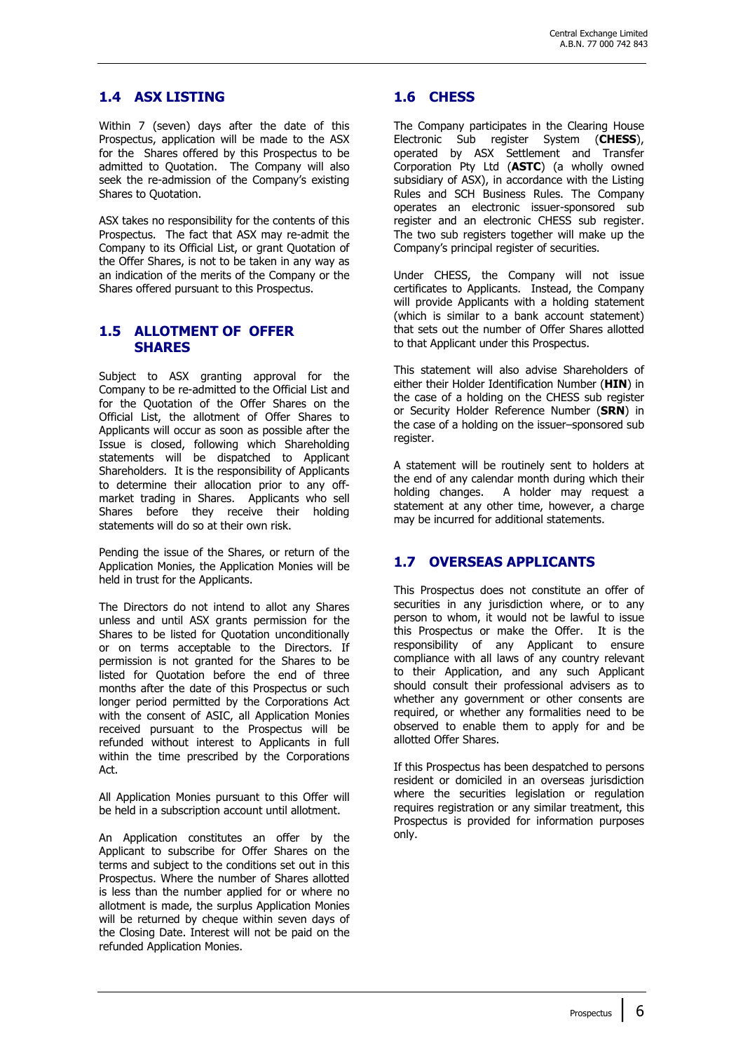## 1.4 ASX LISTING

Within 7 (seven) days after the date of this Prospectus, application will be made to the ASX for the Shares offered by this Prospectus to be admitted to Quotation. The Company will also seek the re-admission of the Company's existing Shares to Quotation.

ASX takes no responsibility for the contents of this Prospectus. The fact that ASX may re-admit the Company to its Official List, or grant Quotation of the Offer Shares, is not to be taken in any way as an indication of the merits of the Company or the Shares offered pursuant to this Prospectus.

## 1.5 ALLOTMENT OF OFFER SHARES

Subject to ASX granting approval for the Company to be re-admitted to the Official List and for the Quotation of the Offer Shares on the Official List, the allotment of Offer Shares to Applicants will occur as soon as possible after the Issue is closed, following which Shareholding statements will be dispatched to Applicant Shareholders. It is the responsibility of Applicants to determine their allocation prior to any off-market trading in Shares. Applicants who sell Shares before they receive their holding statements will do so at their own risk.

Pending the issue of the Shares, or return of the Application Monies, the Application Monies will be held in trust for the Applicants.

The Directors do not intend to allot any Shares unless and until ASX grants permission for the Shares to be listed for Quotation unconditionally or on terms acceptable to the Directors. If permission is not granted for the Shares to be listed for Quotation before the end of three months after the date of this Prospectus or such longer period permitted by the Corporations Act with the consent of ASIC, all Application Monies received pursuant to the Prospectus will be refunded without interest to Applicants in full within the time prescribed by the Corporations Act.

All Application Monies pursuant to this Offer will be held in a subscription account until allotment.

An Application constitutes an offer by the Applicant to subscribe for Offer Shares on the terms and subject to the conditions set out in this Prospectus. Where the number of Shares allotted is less than the number applied for or where no allotment is made, the surplus Application Monies will be returned by cheque within seven days of the Closing Date. Interest will not be paid on the refunded Application Monies.

## 1.6 CHESS

The Company participates in the Clearing House Electronic Sub register System (**CHESS**), operated by ASX Settlement and Transfer Corporation Pty Ltd (**ASTC**) (a wholly owned subsidiary of ASX), in accordance with the Listing Rules and SCH Business Rules. The Company operates an electronic issuer-sponsored sub register and an electronic CHESS sub register. The two sub registers together will make up the Company's principal register of securities.

Under CHESS, the Company will not issue certificates to Applicants. Instead, the Company will provide Applicants with a holding statement (which is similar to a bank account statement) that sets out the number of Offer Shares allotted to that Applicant under this Prospectus.

This statement will also advise Shareholders of either their Holder Identification Number (**HIN**) in the case of a holding on the CHESS sub register or Security Holder Reference Number (**SRN**) in the case of a holding on the issuer–sponsored sub register.

A statement will be routinely sent to holders at the end of any calendar month during which their holding changes. A holder may request a statement at any other time, however, a charge may be incurred for additional statements.

## 1.7 OVERSEAS APPLICANTS

This Prospectus does not constitute an offer of securities in any jurisdiction where, or to any person to whom, it would not be lawful to issue this Prospectus or make the Offer. It is the responsibility of any Applicant to ensure compliance with all laws of any country relevant to their Application, and any such Applicant should consult their professional advisers as to whether any government or other consents are required, or whether any formalities need to be observed to enable them to apply for and be allotted Offer Shares.

If this Prospectus has been despatched to persons resident or domiciled in an overseas jurisdiction where the securities legislation or regulation requires registration or any similar treatment, this Prospectus is provided for information purposes only.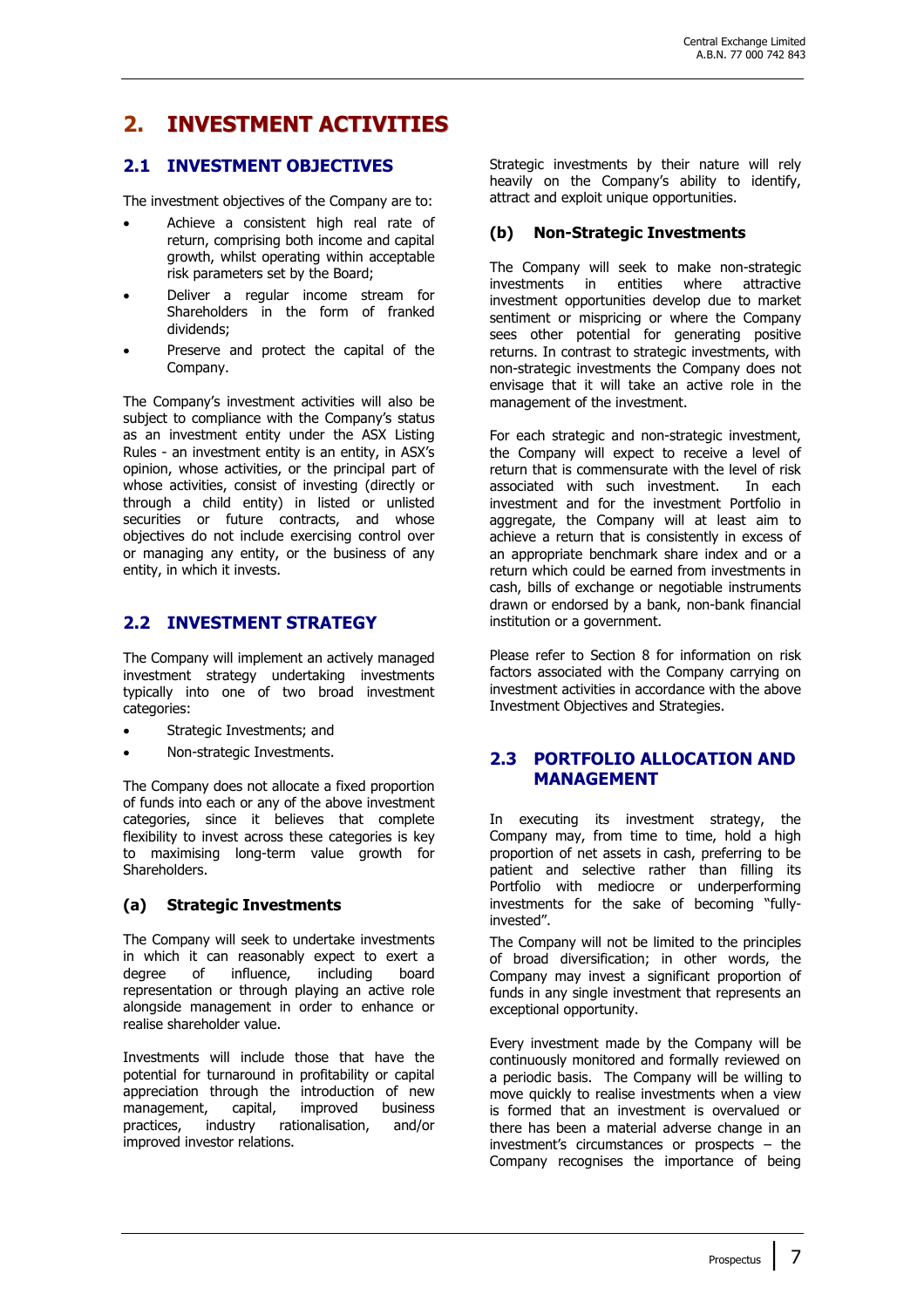# 2. INVESTMENT ACTIVITIES

## 2.1 INVESTMENT OBJECTIVES

The investment objectives of the Company are to:

- Achieve a consistent high real rate of return, comprising both income and capital growth, whilst operating within acceptable risk parameters set by the Board;
- Deliver a regular income stream for Shareholders in the form of franked dividends;
- Preserve and protect the capital of the Company.

The Company's investment activities will also be subject to compliance with the Company's status as an investment entity under the ASX Listing Rules - an investment entity is an entity, in ASX's opinion, whose activities, or the principal part of whose activities, consist of investing (directly or through a child entity) in listed or unlisted securities or future contracts, and whose objectives do not include exercising control over or managing any entity, or the business of any entity, in which it invests.

## 2.2 INVESTMENT STRATEGY

The Company will implement an actively managed investment strategy undertaking investments typically into one of two broad investment categories:

- Strategic Investments; and
- Non-strategic Investments.

The Company does not allocate a fixed proportion of funds into each or any of the above investment categories, since it believes that complete flexibility to invest across these categories is key to maximising long-term value growth for Shareholders.

### (a) Strategic Investments

The Company will seek to undertake investments in which it can reasonably expect to exert a degree of influence, including board representation or through playing an active role alongside management in order to enhance or realise shareholder value.

Investments will include those that have the potential for turnaround in profitability or capital appreciation through the introduction of new management, capital, improved business practices, industry rationalisation, and/or improved investor relations.

Strategic investments by their nature will rely heavily on the Company's ability to identify, attract and exploit unique opportunities.

### (b) Non-Strategic Investments

The Company will seek to make non-strategic investments in entities where attractive investment opportunities develop due to market sentiment or mispricing or where the Company sees other potential for generating positive returns. In contrast to strategic investments, with non-strategic investments the Company does not envisage that it will take an active role in the management of the investment.

For each strategic and non-strategic investment, the Company will expect to receive a level of return that is commensurate with the level of risk associated with such investment. In each investment and for the investment Portfolio in aggregate, the Company will at least aim to achieve a return that is consistently in excess of an appropriate benchmark share index and or a return which could be earned from investments in cash, bills of exchange or negotiable instruments drawn or endorsed by a bank, non-bank financial institution or a government.

Please refer to Section 8 for information on risk factors associated with the Company carrying on investment activities in accordance with the above Investment Objectives and Strategies.

## 2.3 PORTFOLIO ALLOCATION AND MANAGEMENT

In executing its investment strategy, the Company may, from time to time, hold a high proportion of net assets in cash, preferring to be patient and selective rather than filling its Portfolio with mediocre or underperforming investments for the sake of becoming "fully-invested".

The Company will not be limited to the principles of broad diversification; in other words, the Company may invest a significant proportion of funds in any single investment that represents an exceptional opportunity.

Every investment made by the Company will be continuously monitored and formally reviewed on a periodic basis. The Company will be willing to move quickly to realise investments when a view is formed that an investment is overvalued or there has been a material adverse change in an investment's circumstances or prospects – the Company recognises the importance of being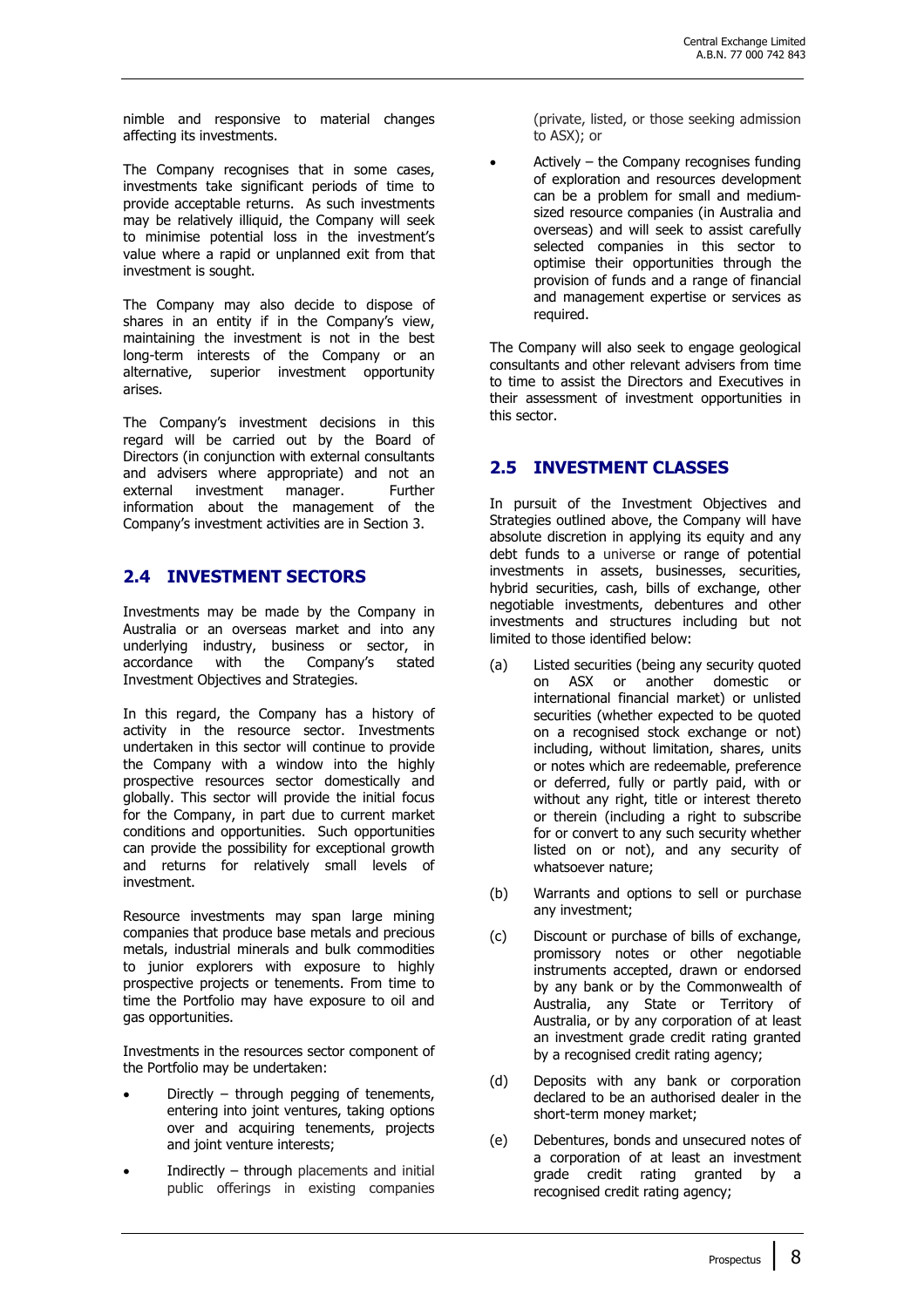nimble and responsive to material changes affecting its investments.

The Company recognises that in some cases, investments take significant periods of time to provide acceptable returns. As such investments may be relatively illiquid, the Company will seek to minimise potential loss in the investment's value where a rapid or unplanned exit from that investment is sought.

The Company may also decide to dispose of shares in an entity if in the Company's view, maintaining the investment is not in the best long-term interests of the Company or an alternative, superior investment opportunity arises.

The Company's investment decisions in this regard will be carried out by the Board of Directors (in conjunction with external consultants and advisers where appropriate) and not an external investment manager. Further information about the management of the Company's investment activities are in Section 3.

## 2.4 INVESTMENT SECTORS

Investments may be made by the Company in Australia or an overseas market and into any underlying industry, business or sector, in accordance with the Company's stated Investment Objectives and Strategies.

In this regard, the Company has a history of activity in the resource sector. Investments undertaken in this sector will continue to provide the Company with a window into the highly prospective resources sector domestically and globally. This sector will provide the initial focus for the Company, in part due to current market conditions and opportunities. Such opportunities can provide the possibility for exceptional growth and returns for relatively small levels of investment.

Resource investments may span large mining companies that produce base metals and precious metals, industrial minerals and bulk commodities to junior explorers with exposure to highly prospective projects or tenements. From time to time the Portfolio may have exposure to oil and gas opportunities.

Investments in the resources sector component of the Portfolio may be undertaken:

- Directly – through pegging of tenements, entering into joint ventures, taking options over and acquiring tenements, projects and joint venture interests;
- Indirectly – through placements and initial public offerings in existing companies (private, listed, or those seeking admission to ASX); or
- Actively – the Company recognises funding of exploration and resources development can be a problem for small and medium-sized resource companies (in Australia and overseas) and will seek to assist carefully selected companies in this sector to optimise their opportunities through the provision of funds and a range of financial and management expertise or services as required.

The Company will also seek to engage geological consultants and other relevant advisers from time to time to assist the Directors and Executives in their assessment of investment opportunities in this sector.

## 2.5 INVESTMENT CLASSES

In pursuit of the Investment Objectives and Strategies outlined above, the Company will have absolute discretion in applying its equity and any debt funds to a universe or range of potential investments in assets, businesses, securities, hybrid securities, cash, bills of exchange, other negotiable investments, debentures and other investments and structures including but not limited to those identified below:

(a) Listed securities (being any security quoted on ASX or another domestic or international financial market) or unlisted securities (whether expected to be quoted on a recognised stock exchange or not) including, without limitation, shares, units or notes which are redeemable, preference or deferred, fully or partly paid, with or without any right, title or interest thereto or therein (including a right to subscribe for or convert to any such security whether listed on or not), and any security of whatsoever nature;

(b) Warrants and options to sell or purchase any investment;

(c) Discount or purchase of bills of exchange, promissory notes or other negotiable instruments accepted, drawn or endorsed by any bank or by the Commonwealth of Australia, any State or Territory of Australia, or by any corporation of at least an investment grade credit rating granted by a recognised credit rating agency;

(d) Deposits with any bank or corporation declared to be an authorised dealer in the short-term money market;

(e) Debentures, bonds and unsecured notes of a corporation of at least an investment grade credit rating granted by a recognised credit rating agency;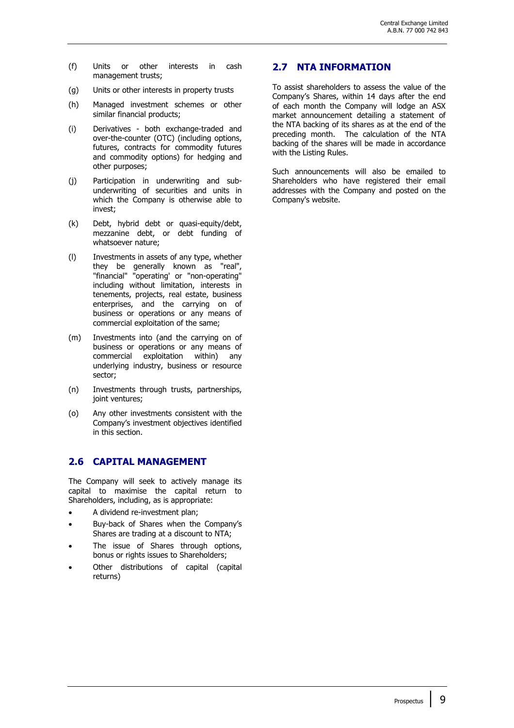(f) Units or other interests in cash management trusts;

(g) Units or other interests in property trusts

(h) Managed investment schemes or other similar financial products;

(i) Derivatives - both exchange-traded and over-the-counter (OTC) (including options, futures, contracts for commodity futures and commodity options) for hedging and other purposes;

(j) Participation in underwriting and sub-underwriting of securities and units in which the Company is otherwise able to invest;

(k) Debt, hybrid debt or quasi-equity/debt, mezzanine debt, or debt funding of whatsoever nature;

(l) Investments in assets of any type, whether they be generally known as "real", "financial" "operating' or "non-operating" including without limitation, interests in tenements, projects, real estate, business enterprises, and the carrying on of business or operations or any means of commercial exploitation of the same;

(m) Investments into (and the carrying on of business or operations or any means of commercial exploitation within) any underlying industry, business or resource sector;

(n) Investments through trusts, partnerships, joint ventures;

(o) Any other investments consistent with the Company's investment objectives identified in this section.

## 2.6 CAPITAL MANAGEMENT

The Company will seek to actively manage its capital to maximise the capital return to Shareholders, including, as is appropriate:

- A dividend re-investment plan;
- Buy-back of Shares when the Company's Shares are trading at a discount to NTA;
- The issue of Shares through options, bonus or rights issues to Shareholders;
- Other distributions of capital (capital returns)

## 2.7 NTA INFORMATION

To assist shareholders to assess the value of the Company's Shares, within 14 days after the end of each month the Company will lodge an ASX market announcement detailing a statement of the NTA backing of its shares as at the end of the preceding month. The calculation of the NTA backing of the shares will be made in accordance with the Listing Rules.

Such announcements will also be emailed to Shareholders who have registered their email addresses with the Company and posted on the Company's website.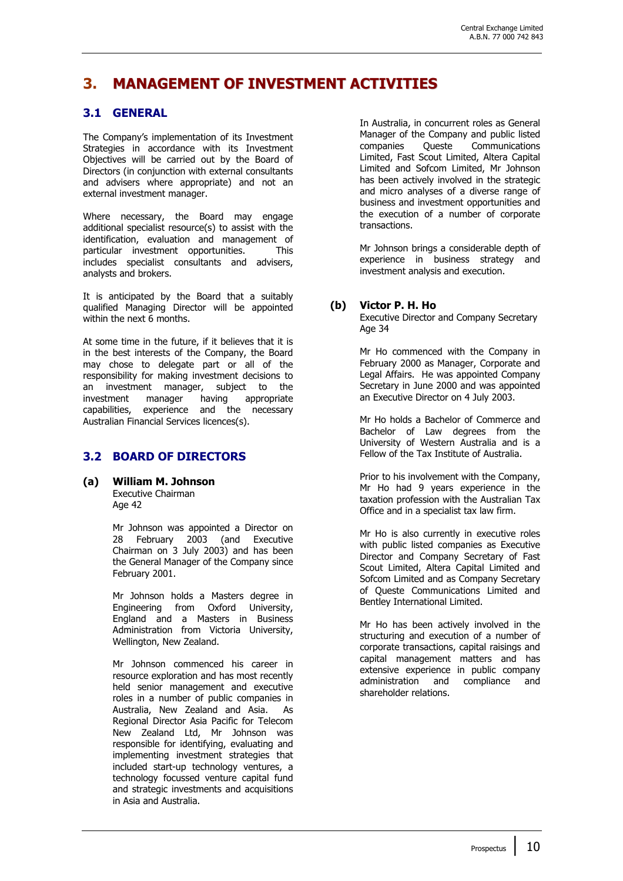# 3. MANAGEMENT OF INVESTMENT ACTIVITIES

## 3.1 GENERAL

The Company's implementation of its Investment Strategies in accordance with its Investment Objectives will be carried out by the Board of Directors (in conjunction with external consultants and advisers where appropriate) and not an external investment manager.

Where necessary, the Board may engage additional specialist resource(s) to assist with the identification, evaluation and management of particular investment opportunities. This includes specialist consultants and advisers, analysts and brokers.

It is anticipated by the Board that a suitably qualified Managing Director will be appointed within the next 6 months.

At some time in the future, if it believes that it is in the best interests of the Company, the Board may chose to delegate part or all of the responsibility for making investment decisions to an investment manager, subject to the investment manager having appropriate capabilities, experience and the necessary Australian Financial Services licences(s).

## 3.2 BOARD OF DIRECTORS

### (a) William M. Johnson

Executive Chairman
Age 42

Mr Johnson was appointed a Director on 28 February 2003 (and Executive Chairman on 3 July 2003) and has been the General Manager of the Company since February 2001.

Mr Johnson holds a Masters degree in Engineering from Oxford University, England and a Masters in Business Administration from Victoria University, Wellington, New Zealand.

Mr Johnson commenced his career in resource exploration and has most recently held senior management and executive roles in a number of public companies in Australia, New Zealand and Asia. As Regional Director Asia Pacific for Telecom New Zealand Ltd, Mr Johnson was responsible for identifying, evaluating and implementing investment strategies that included start-up technology ventures, a technology focussed venture capital fund and strategic investments and acquisitions in Asia and Australia.

In Australia, in concurrent roles as General Manager of the Company and public listed companies Queste Communications Limited, Fast Scout Limited, Altera Capital Limited and Sofcom Limited, Mr Johnson has been actively involved in the strategic and micro analyses of a diverse range of business and investment opportunities and the execution of a number of corporate transactions.

Mr Johnson brings a considerable depth of experience in business strategy and investment analysis and execution.

### (b) Victor P. H. Ho

Executive Director and Company Secretary
Age 34

Mr Ho commenced with the Company in February 2000 as Manager, Corporate and Legal Affairs. He was appointed Company Secretary in June 2000 and was appointed an Executive Director on 4 July 2003.

Mr Ho holds a Bachelor of Commerce and Bachelor of Law degrees from the University of Western Australia and is a Fellow of the Tax Institute of Australia.

Prior to his involvement with the Company, Mr Ho had 9 years experience in the taxation profession with the Australian Tax Office and in a specialist tax law firm.

Mr Ho is also currently in executive roles with public listed companies as Executive Director and Company Secretary of Fast Scout Limited, Altera Capital Limited and Sofcom Limited and as Company Secretary of Queste Communications Limited and Bentley International Limited.

Mr Ho has been actively involved in the structuring and execution of a number of corporate transactions, capital raisings and capital management matters and has extensive experience in public company administration and compliance and shareholder relations.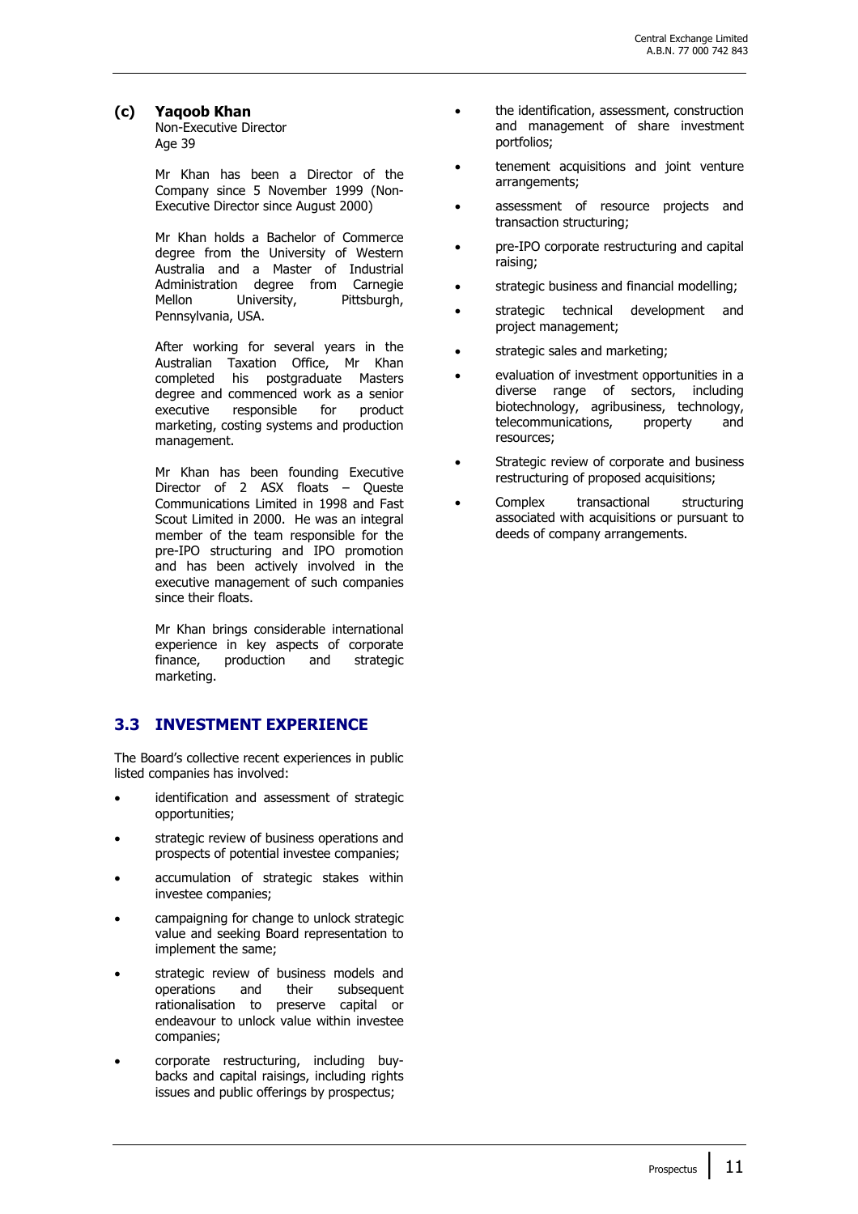### (c) Yaqoob Khan

Non-Executive Director
Age 39

Mr Khan has been a Director of the Company since 5 November 1999 (Non-Executive Director since August 2000)

Mr Khan holds a Bachelor of Commerce degree from the University of Western Australia and a Master of Industrial Administration degree from Carnegie Mellon University, Pittsburgh, Pennsylvania, USA.

After working for several years in the Australian Taxation Office, Mr Khan completed his postgraduate Masters degree and commenced work as a senior executive responsible for product marketing, costing systems and production management.

Mr Khan has been founding Executive Director of 2 ASX floats – Queste Communications Limited in 1998 and Fast Scout Limited in 2000. He was an integral member of the team responsible for the pre-IPO structuring and IPO promotion and has been actively involved in the executive management of such companies since their floats.

Mr Khan brings considerable international experience in key aspects of corporate finance, production and strategic marketing.

## 3.3 INVESTMENT EXPERIENCE

The Board's collective recent experiences in public listed companies has involved:

- identification and assessment of strategic opportunities;
- strategic review of business operations and prospects of potential investee companies;
- accumulation of strategic stakes within investee companies;
- campaigning for change to unlock strategic value and seeking Board representation to implement the same;
- strategic review of business models and operations and their subsequent rationalisation to preserve capital or endeavour to unlock value within investee companies;
- corporate restructuring, including buy-backs and capital raisings, including rights issues and public offerings by prospectus;
- the identification, assessment, construction and management of share investment portfolios;
- tenement acquisitions and joint venture arrangements;
- assessment of resource projects and transaction structuring;
- pre-IPO corporate restructuring and capital raising;
- strategic business and financial modelling;
- strategic technical development and project management;
- strategic sales and marketing;
- evaluation of investment opportunities in a diverse range of sectors, including biotechnology, agribusiness, technology, telecommunications, property and resources;
- Strategic review of corporate and business restructuring of proposed acquisitions;
- Complex transactional structuring associated with acquisitions or pursuant to deeds of company arrangements.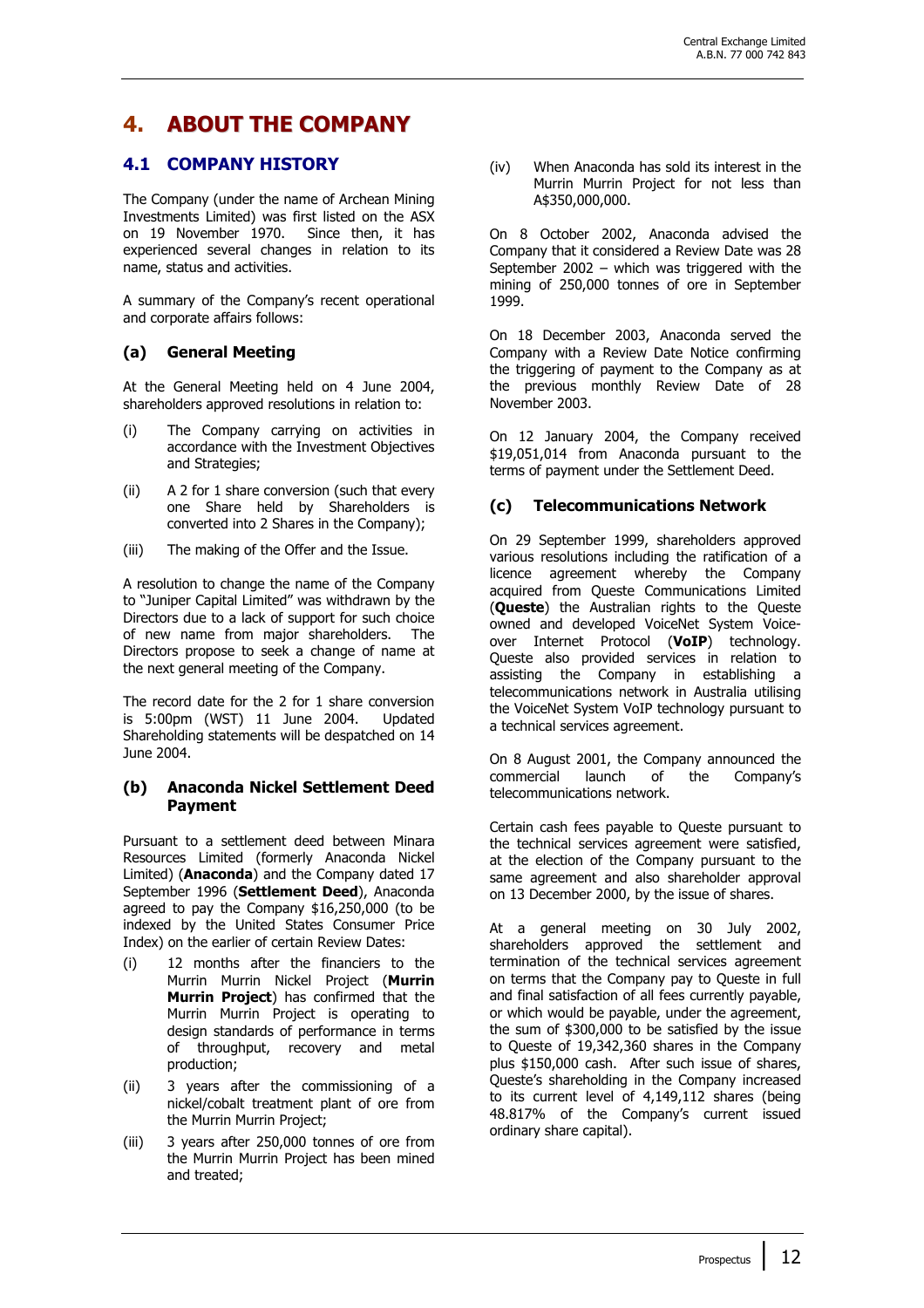# 4. ABOUT THE COMPANY

## 4.1 COMPANY HISTORY

The Company (under the name of Archean Mining Investments Limited) was first listed on the ASX on 19 November 1970. Since then, it has experienced several changes in relation to its name, status and activities.

A summary of the Company's recent operational and corporate affairs follows:

### (a) General Meeting

At the General Meeting held on 4 June 2004, shareholders approved resolutions in relation to:

(i) The Company carrying on activities in accordance with the Investment Objectives and Strategies;

(ii) A 2 for 1 share conversion (such that every one Share held by Shareholders is converted into 2 Shares in the Company);

(iii) The making of the Offer and the Issue.

A resolution to change the name of the Company to "Juniper Capital Limited" was withdrawn by the Directors due to a lack of support for such choice of new name from major shareholders. The Directors propose to seek a change of name at the next general meeting of the Company.

The record date for the 2 for 1 share conversion is 5:00pm (WST) 11 June 2004. Updated Shareholding statements will be despatched on 14 June 2004.

### (b) Anaconda Nickel Settlement Deed Payment

Pursuant to a settlement deed between Minara Resources Limited (formerly Anaconda Nickel Limited) (**Anaconda**) and the Company dated 17 September 1996 (**Settlement Deed**), Anaconda agreed to pay the Company $16,250,000 (to be indexed by the United States Consumer Price Index) on the earlier of certain Review Dates:

(i) 12 months after the financiers to the Murrin Murrin Nickel Project (**Murrin Murrin Project**) has confirmed that the Murrin Murrin Project is operating to design standards of performance in terms of throughput, recovery and metal production;

(ii) 3 years after the commissioning of a nickel/cobalt treatment plant of ore from the Murrin Murrin Project;

(iii) 3 years after 250,000 tonnes of ore from the Murrin Murrin Project has been mined and treated;

(iv) When Anaconda has sold its interest in the Murrin Murrin Project for not less than A$350,000,000.

On 8 October 2002, Anaconda advised the Company that it considered a Review Date was 28 September 2002 – which was triggered with the mining of 250,000 tonnes of ore in September 1999.

On 18 December 2003, Anaconda served the Company with a Review Date Notice confirming the triggering of payment to the Company as at the previous monthly Review Date of 28 November 2003.

On 12 January 2004, the Company received $19,051,014 from Anaconda pursuant to the terms of payment under the Settlement Deed.

### (c) Telecommunications Network

On 29 September 1999, shareholders approved various resolutions including the ratification of a licence agreement whereby the Company acquired from Queste Communications Limited (**Queste**) the Australian rights to the Queste owned and developed VoiceNet System Voice-over Internet Protocol (**VoIP**) technology. Queste also provided services in relation to assisting the Company in establishing a telecommunications network in Australia utilising the VoiceNet System VoIP technology pursuant to a technical services agreement.

On 8 August 2001, the Company announced the commercial launch of the Company's telecommunications network.

Certain cash fees payable to Queste pursuant to the technical services agreement were satisfied, at the election of the Company pursuant to the same agreement and also shareholder approval on 13 December 2000, by the issue of shares.

At a general meeting on 30 July 2002, shareholders approved the settlement and termination of the technical services agreement on terms that the Company pay to Queste in full and final satisfaction of all fees currently payable, or which would be payable, under the agreement, the sum of $300,000 to be satisfied by the issue to Queste of 19,342,360 shares in the Company plus $150,000 cash. After such issue of shares, Queste's shareholding in the Company increased to its current level of 4,149,112 shares (being 48.817% of the Company's current issued ordinary share capital).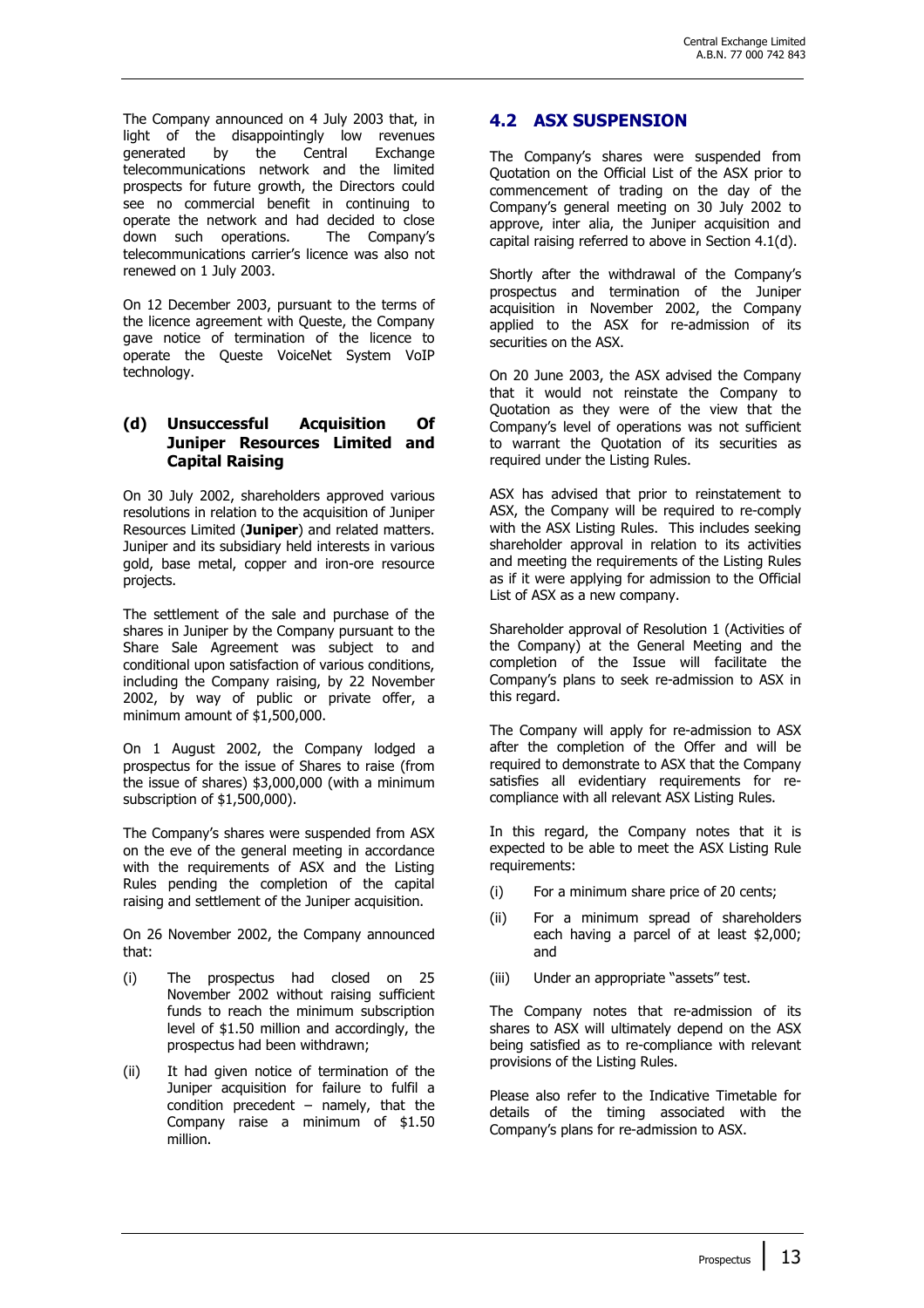The Company announced on 4 July 2003 that, in light of the disappointingly low revenues generated by the Central Exchange telecommunications network and the limited prospects for future growth, the Directors could see no commercial benefit in continuing to operate the network and had decided to close down such operations. The Company's telecommunications carrier's licence was also not renewed on 1 July 2003.

On 12 December 2003, pursuant to the terms of the licence agreement with Queste, the Company gave notice of termination of the licence to operate the Queste VoiceNet System VoIP technology.

### (d) Unsuccessful Acquisition Of Juniper Resources Limited and Capital Raising

On 30 July 2002, shareholders approved various resolutions in relation to the acquisition of Juniper Resources Limited (**Juniper**) and related matters. Juniper and its subsidiary held interests in various gold, base metal, copper and iron-ore resource projects.

The settlement of the sale and purchase of the shares in Juniper by the Company pursuant to the Share Sale Agreement was subject to and conditional upon satisfaction of various conditions, including the Company raising, by 22 November 2002, by way of public or private offer, a minimum amount of $1,500,000.

On 1 August 2002, the Company lodged a prospectus for the issue of Shares to raise (from the issue of shares) $3,000,000 (with a minimum subscription of $1,500,000).

The Company's shares were suspended from ASX on the eve of the general meeting in accordance with the requirements of ASX and the Listing Rules pending the completion of the capital raising and settlement of the Juniper acquisition.

On 26 November 2002, the Company announced that:

(i) The prospectus had closed on 25 November 2002 without raising sufficient funds to reach the minimum subscription level of $1.50 million and accordingly, the prospectus had been withdrawn;

(ii) It had given notice of termination of the Juniper acquisition for failure to fulfil a condition precedent – namely, that the Company raise a minimum of $1.50 million.

## 4.2 ASX SUSPENSION

The Company's shares were suspended from Quotation on the Official List of the ASX prior to commencement of trading on the day of the Company's general meeting on 30 July 2002 to approve, inter alia, the Juniper acquisition and capital raising referred to above in Section 4.1(d).

Shortly after the withdrawal of the Company's prospectus and termination of the Juniper acquisition in November 2002, the Company applied to the ASX for re-admission of its securities on the ASX.

On 20 June 2003, the ASX advised the Company that it would not reinstate the Company to Quotation as they were of the view that the Company's level of operations was not sufficient to warrant the Quotation of its securities as required under the Listing Rules.

ASX has advised that prior to reinstatement to ASX, the Company will be required to re-comply with the ASX Listing Rules. This includes seeking shareholder approval in relation to its activities and meeting the requirements of the Listing Rules as if it were applying for admission to the Official List of ASX as a new company.

Shareholder approval of Resolution 1 (Activities of the Company) at the General Meeting and the completion of the Issue will facilitate the Company's plans to seek re-admission to ASX in this regard.

The Company will apply for re-admission to ASX after the completion of the Offer and will be required to demonstrate to ASX that the Company satisfies all evidentiary requirements for re-compliance with all relevant ASX Listing Rules.

In this regard, the Company notes that it is expected to be able to meet the ASX Listing Rule requirements:

(i) For a minimum share price of 20 cents;

(ii) For a minimum spread of shareholders each having a parcel of at least $2,000; and

(iii) Under an appropriate "assets" test.

The Company notes that re-admission of its shares to ASX will ultimately depend on the ASX being satisfied as to re-compliance with relevant provisions of the Listing Rules.

Please also refer to the Indicative Timetable for details of the timing associated with the Company's plans for re-admission to ASX.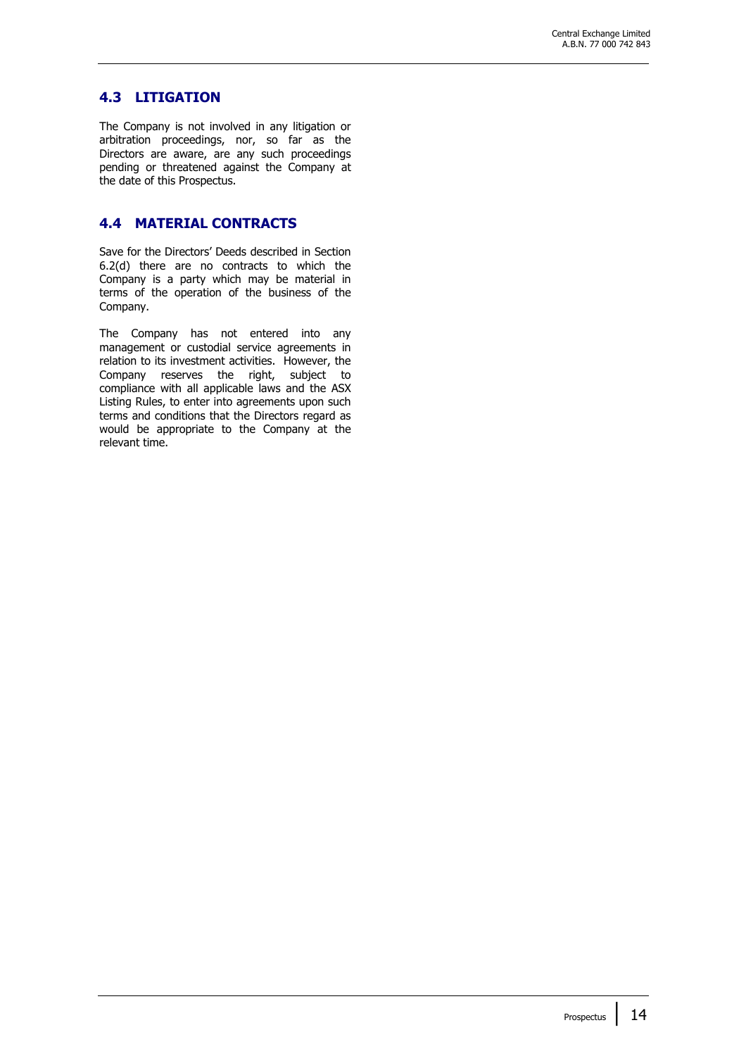## 4.3 LITIGATION

The Company is not involved in any litigation or arbitration proceedings, nor, so far as the Directors are aware, are any such proceedings pending or threatened against the Company at the date of this Prospectus.

## 4.4 MATERIAL CONTRACTS

Save for the Directors' Deeds described in Section 6.2(d) there are no contracts to which the Company is a party which may be material in terms of the operation of the business of the Company.

The Company has not entered into any management or custodial service agreements in relation to its investment activities. However, the Company reserves the right, subject to compliance with all applicable laws and the ASX Listing Rules, to enter into agreements upon such terms and conditions that the Directors regard as would be appropriate to the Company at the relevant time.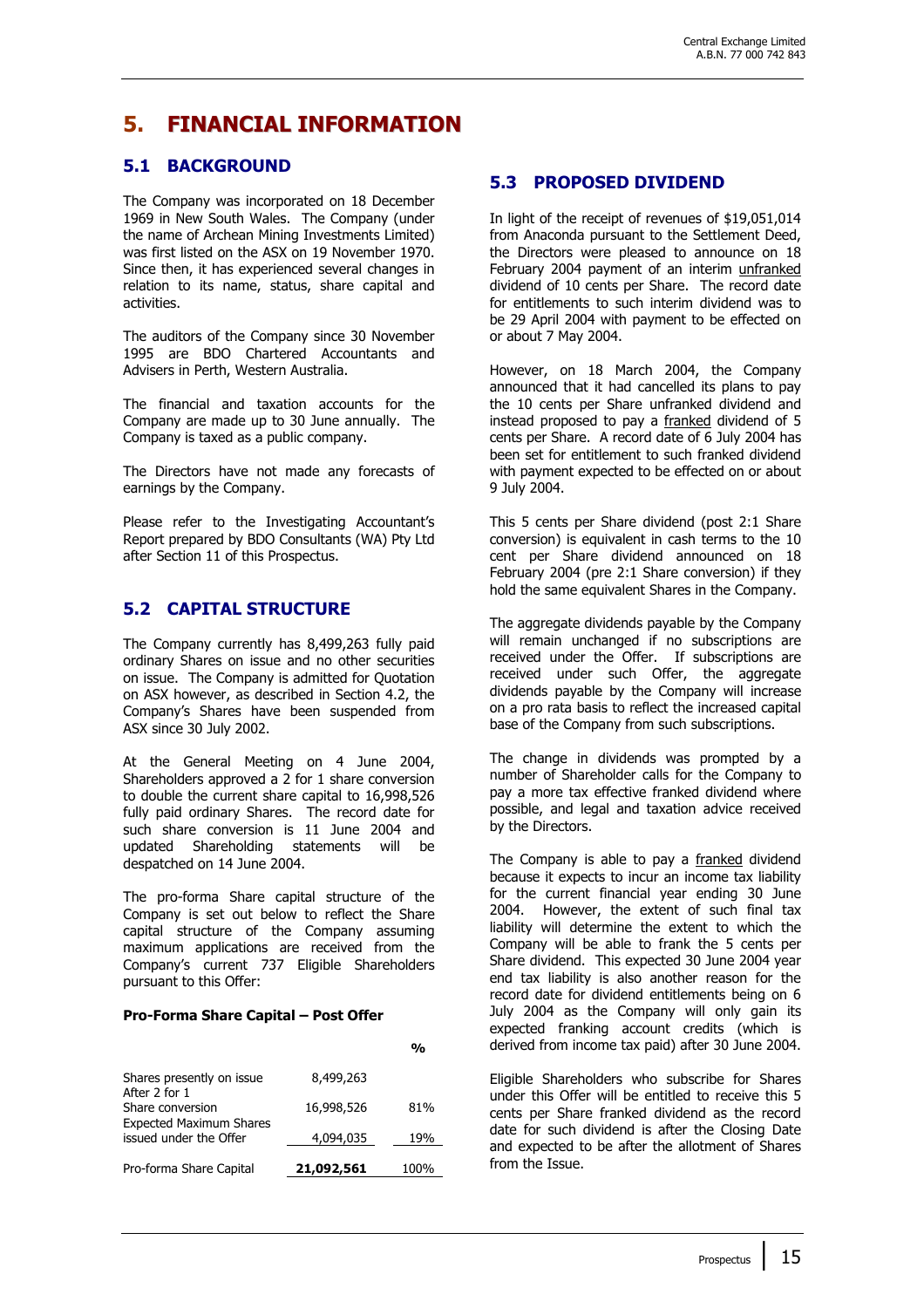# 5. FINANCIAL INFORMATION

## 5.1 BACKGROUND

The Company was incorporated on 18 December 1969 in New South Wales. The Company (under the name of Archean Mining Investments Limited) was first listed on the ASX on 19 November 1970. Since then, it has experienced several changes in relation to its name, status, share capital and activities.

The auditors of the Company since 30 November 1995 are BDO Chartered Accountants and Advisers in Perth, Western Australia.

The financial and taxation accounts for the Company are made up to 30 June annually. The Company is taxed as a public company.

The Directors have not made any forecasts of earnings by the Company.

Please refer to the Investigating Accountant's Report prepared by BDO Consultants (WA) Pty Ltd after Section 11 of this Prospectus.

## 5.2 CAPITAL STRUCTURE

The Company currently has 8,499,263 fully paid ordinary Shares on issue and no other securities on issue. The Company is admitted for Quotation on ASX however, as described in Section 4.2, the Company's Shares have been suspended from ASX since 30 July 2002.

At the General Meeting on 4 June 2004, Shareholders approved a 2 for 1 share conversion to double the current share capital to 16,998,526 fully paid ordinary Shares. The record date for such share conversion is 11 June 2004 and updated Shareholding statements will be despatched on 14 June 2004.

The pro-forma Share capital structure of the Company is set out below to reflect the Share capital structure of the Company assuming maximum applications are received from the Company's current 737 Eligible Shareholders pursuant to this Offer:

**Pro-Forma Share Capital – Post Offer**

| | | % |
|---|---|---|
| Shares presently on issue | 8,499,263 | |
| After 2 for 1 Share conversion | 16,998,526 | 81% |
| Expected Maximum Shares issued under the Offer | 4,094,035 | 19% |
| Pro-forma Share Capital | **21,092,561** | 100% |

## 5.3 PROPOSED DIVIDEND

In light of the receipt of revenues of $19,051,014 from Anaconda pursuant to the Settlement Deed, the Directors were pleased to announce on 18 February 2004 payment of an interim unfranked dividend of 10 cents per Share. The record date for entitlements to such interim dividend was to be 29 April 2004 with payment to be effected on or about 7 May 2004.

However, on 18 March 2004, the Company announced that it had cancelled its plans to pay the 10 cents per Share unfranked dividend and instead proposed to pay a franked dividend of 5 cents per Share. A record date of 6 July 2004 has been set for entitlement to such franked dividend with payment expected to be effected on or about 9 July 2004.

This 5 cents per Share dividend (post 2:1 Share conversion) is equivalent in cash terms to the 10 cent per Share dividend announced on 18 February 2004 (pre 2:1 Share conversion) if they hold the same equivalent Shares in the Company.

The aggregate dividends payable by the Company will remain unchanged if no subscriptions are received under the Offer. If subscriptions are received under such Offer, the aggregate dividends payable by the Company will increase on a pro rata basis to reflect the increased capital base of the Company from such subscriptions.

The change in dividends was prompted by a number of Shareholder calls for the Company to pay a more tax effective franked dividend where possible, and legal and taxation advice received by the Directors.

The Company is able to pay a franked dividend because it expects to incur an income tax liability for the current financial year ending 30 June 2004. However, the extent of such final tax liability will determine the extent to which the Company will be able to frank the 5 cents per Share dividend. This expected 30 June 2004 year end tax liability is also another reason for the record date for dividend entitlements being on 6 July 2004 as the Company will only gain its expected franking account credits (which is derived from income tax paid) after 30 June 2004.

Eligible Shareholders who subscribe for Shares under this Offer will be entitled to receive this 5 cents per Share franked dividend as the record date for such dividend is after the Closing Date and expected to be after the allotment of Shares from the Issue.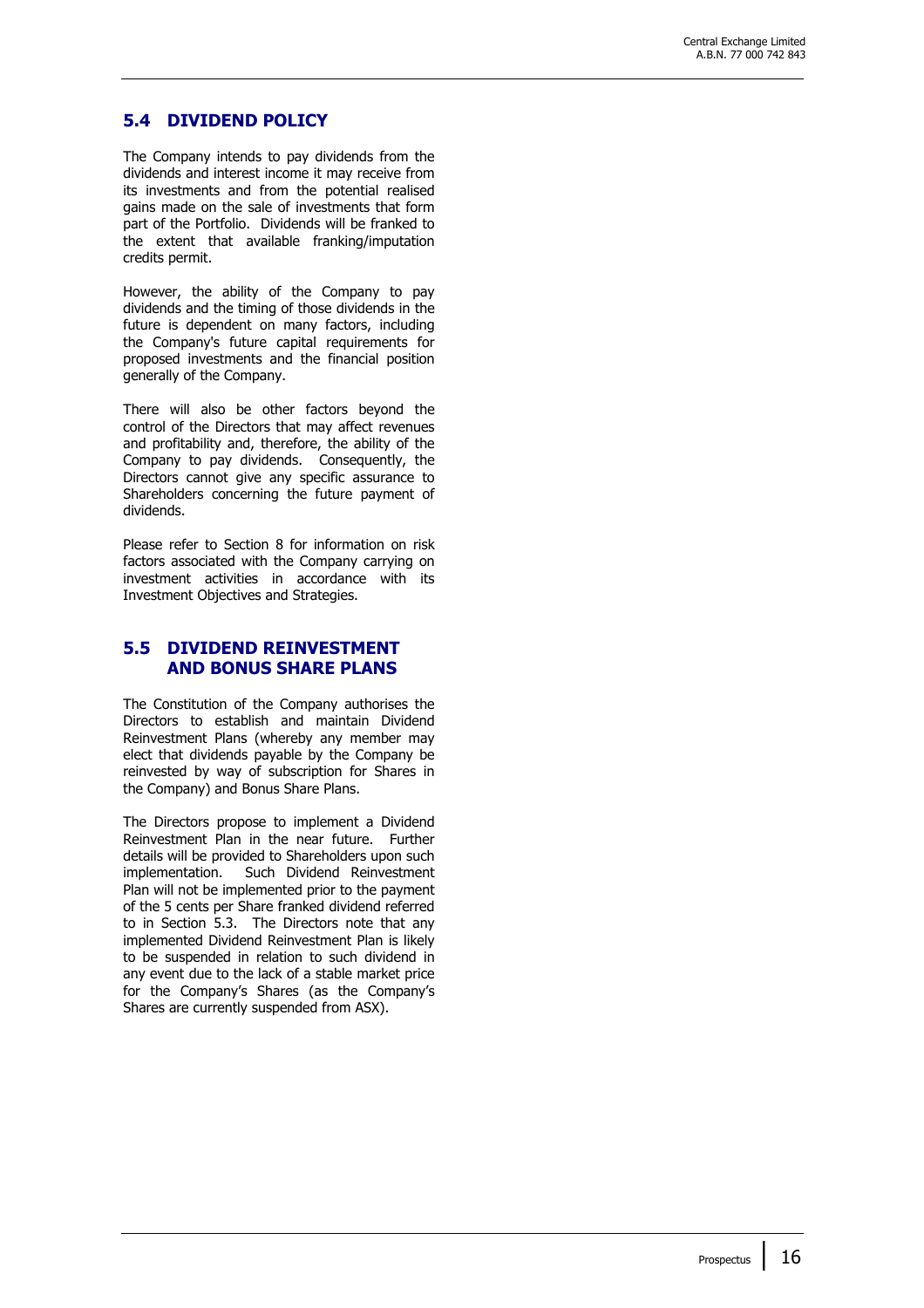## 5.4 DIVIDEND POLICY

The Company intends to pay dividends from the dividends and interest income it may receive from its investments and from the potential realised gains made on the sale of investments that form part of the Portfolio. Dividends will be franked to the extent that available franking/imputation credits permit.

However, the ability of the Company to pay dividends and the timing of those dividends in the future is dependent on many factors, including the Company's future capital requirements for proposed investments and the financial position generally of the Company.

There will also be other factors beyond the control of the Directors that may affect revenues and profitability and, therefore, the ability of the Company to pay dividends. Consequently, the Directors cannot give any specific assurance to Shareholders concerning the future payment of dividends.

Please refer to Section 8 for information on risk factors associated with the Company carrying on investment activities in accordance with its Investment Objectives and Strategies.

## 5.5 DIVIDEND REINVESTMENT AND BONUS SHARE PLANS

The Constitution of the Company authorises the Directors to establish and maintain Dividend Reinvestment Plans (whereby any member may elect that dividends payable by the Company be reinvested by way of subscription for Shares in the Company) and Bonus Share Plans.

The Directors propose to implement a Dividend Reinvestment Plan in the near future. Further details will be provided to Shareholders upon such implementation. Such Dividend Reinvestment Plan will not be implemented prior to the payment of the 5 cents per Share franked dividend referred to in Section 5.3. The Directors note that any implemented Dividend Reinvestment Plan is likely to be suspended in relation to such dividend in any event due to the lack of a stable market price for the Company's Shares (as the Company's Shares are currently suspended from ASX).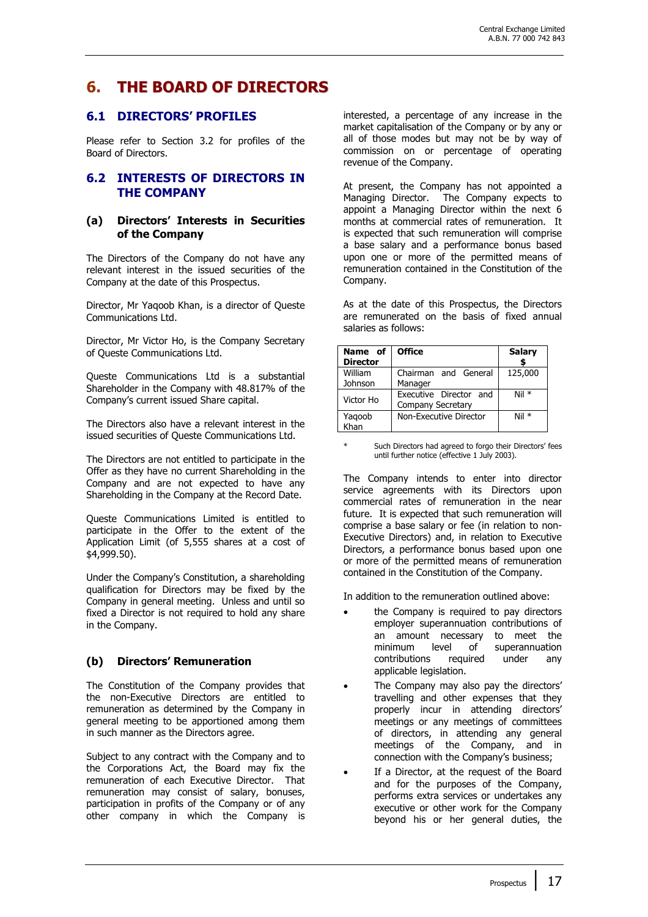# 6. THE BOARD OF DIRECTORS

## 6.1 DIRECTORS' PROFILES

Please refer to Section 3.2 for profiles of the Board of Directors.

## 6.2 INTERESTS OF DIRECTORS IN THE COMPANY

### (a) Directors' Interests in Securities of the Company

The Directors of the Company do not have any relevant interest in the issued securities of the Company at the date of this Prospectus.

Director, Mr Yaqoob Khan, is a director of Queste Communications Ltd.

Director, Mr Victor Ho, is the Company Secretary of Queste Communications Ltd.

Queste Communications Ltd is a substantial Shareholder in the Company with 48.817% of the Company's current issued Share capital.

The Directors also have a relevant interest in the issued securities of Queste Communications Ltd.

The Directors are not entitled to participate in the Offer as they have no current Shareholding in the Company and are not expected to have any Shareholding in the Company at the Record Date.

Queste Communications Limited is entitled to participate in the Offer to the extent of the Application Limit (of 5,555 shares at a cost of $4,999.50).

Under the Company's Constitution, a shareholding qualification for Directors may be fixed by the Company in general meeting. Unless and until so fixed a Director is not required to hold any share in the Company.

### (b) Directors' Remuneration

The Constitution of the Company provides that the non-Executive Directors are entitled to remuneration as determined by the Company in general meeting to be apportioned among them in such manner as the Directors agree.

Subject to any contract with the Company and to the Corporations Act, the Board may fix the remuneration of each Executive Director. That remuneration may consist of salary, bonuses, participation in profits of the Company or of any other company in which the Company is interested, a percentage of any increase in the market capitalisation of the Company or by any or all of those modes but may not be by way of commission on or percentage of operating revenue of the Company.

At present, the Company has not appointed a Managing Director. The Company expects to appoint a Managing Director within the next 6 months at commercial rates of remuneration. It is expected that such remuneration will comprise a base salary and a performance bonus based upon one or more of the permitted means of remuneration contained in the Constitution of the Company.

As at the date of this Prospectus, the Directors are remunerated on the basis of fixed annual salaries as follows:

| Name of Director | Office | Salary $ |
|---|---|---|
| William Johnson | Chairman and General Manager | 125,000 |
| Victor Ho | Executive Director and Company Secretary | Nil * |
| Yaqoob Khan | Non-Executive Director | Nil * |

\* Such Directors had agreed to forgo their Directors' fees until further notice (effective 1 July 2003).

The Company intends to enter into director service agreements with its Directors upon commercial rates of remuneration in the near future. It is expected that such remuneration will comprise a base salary or fee (in relation to non-Executive Directors) and, in relation to Executive Directors, a performance bonus based upon one or more of the permitted means of remuneration contained in the Constitution of the Company.

In addition to the remuneration outlined above:

- the Company is required to pay directors employer superannuation contributions of an amount necessary to meet the minimum level of superannuation contributions required under any applicable legislation.
- The Company may also pay the directors' travelling and other expenses that they properly incur in attending directors' meetings or any meetings of committees of directors, in attending any general meetings of the Company, and in connection with the Company's business;
- If a Director, at the request of the Board and for the purposes of the Company, performs extra services or undertakes any executive or other work for the Company beyond his or her general duties, the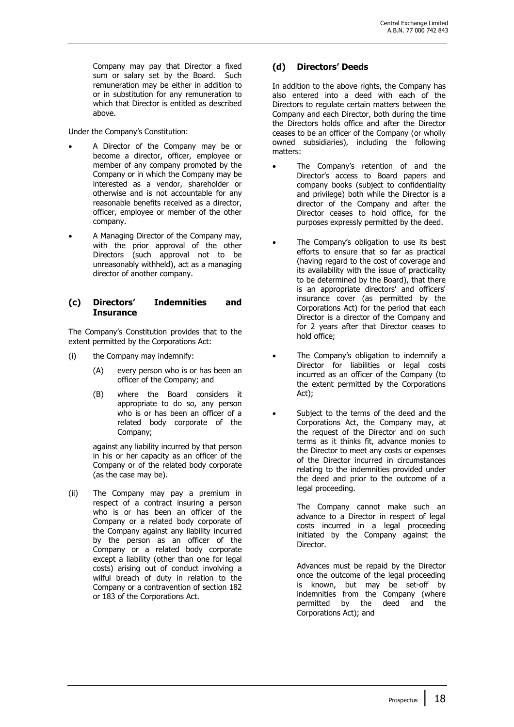Company may pay that Director a fixed sum or salary set by the Board. Such remuneration may be either in addition to or in substitution for any remuneration to which that Director is entitled as described above.

Under the Company's Constitution:

- A Director of the Company may be or become a director, officer, employee or member of any company promoted by the Company or in which the Company may be interested as a vendor, shareholder or otherwise and is not accountable for any reasonable benefits received as a director, officer, employee or member of the other company.
- A Managing Director of the Company may, with the prior approval of the other Directors (such approval not to be unreasonably withheld), act as a managing director of another company.

### (c) Directors' Indemnities and Insurance

The Company's Constitution provides that to the extent permitted by the Corporations Act:

(i) the Company may indemnify:

  (A) every person who is or has been an officer of the Company; and

  (B) where the Board considers it appropriate to do so, any person who is or has been an officer of a related body corporate of the Company;

  against any liability incurred by that person in his or her capacity as an officer of the Company or of the related body corporate (as the case may be).

(ii) The Company may pay a premium in respect of a contract insuring a person who is or has been an officer of the Company or a related body corporate of the Company against any liability incurred by the person as an officer of the Company or a related body corporate except a liability (other than one for legal costs) arising out of conduct involving a wilful breach of duty in relation to the Company or a contravention of section 182 or 183 of the Corporations Act.

### (d) Directors' Deeds

In addition to the above rights, the Company has also entered into a deed with each of the Directors to regulate certain matters between the Company and each Director, both during the time the Directors holds office and after the Director ceases to be an officer of the Company (or wholly owned subsidiaries), including the following matters:

- The Company's retention of and the Director's access to Board papers and company books (subject to confidentiality and privilege) both while the Director is a director of the Company and after the Director ceases to hold office, for the purposes expressly permitted by the deed.
- The Company's obligation to use its best efforts to ensure that so far as practical (having regard to the cost of coverage and its availability with the issue of practicality to be determined by the Board), that there is an appropriate directors' and officers' insurance cover (as permitted by the Corporations Act) for the period that each Director is a director of the Company and for 2 years after that Director ceases to hold office;
- The Company's obligation to indemnify a Director for liabilities or legal costs incurred as an officer of the Company (to the extent permitted by the Corporations Act);
- Subject to the terms of the deed and the Corporations Act, the Company may, at the request of the Director and on such terms as it thinks fit, advance monies to the Director to meet any costs or expenses of the Director incurred in circumstances relating to the indemnities provided under the deed and prior to the outcome of a legal proceeding.

  The Company cannot make such an advance to a Director in respect of legal costs incurred in a legal proceeding initiated by the Company against the Director.

  Advances must be repaid by the Director once the outcome of the legal proceeding is known, but may be set-off by indemnities from the Company (where permitted by the deed and the Corporations Act); and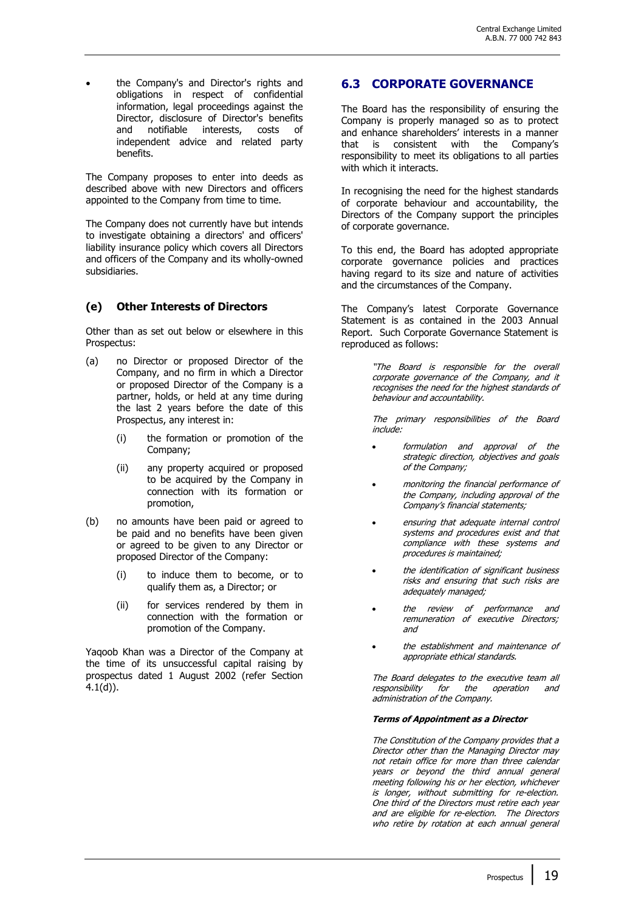- the Company's and Director's rights and obligations in respect of confidential information, legal proceedings against the Director, disclosure of Director's benefits and notifiable interests, costs of independent advice and related party benefits.

The Company proposes to enter into deeds as described above with new Directors and officers appointed to the Company from time to time.

The Company does not currently have but intends to investigate obtaining a directors' and officers' liability insurance policy which covers all Directors and officers of the Company and its wholly-owned subsidiaries.

### (e) Other Interests of Directors

Other than as set out below or elsewhere in this Prospectus:

(a) no Director or proposed Director of the Company, and no firm in which a Director or proposed Director of the Company is a partner, holds, or held at any time during the last 2 years before the date of this Prospectus, any interest in:

  (i) the formation or promotion of the Company;

  (ii) any property acquired or proposed to be acquired by the Company in connection with its formation or promotion,

(b) no amounts have been paid or agreed to be paid and no benefits have been given or agreed to be given to any Director or proposed Director of the Company:

  (i) to induce them to become, or to qualify them as, a Director; or

  (ii) for services rendered by them in connection with the formation or promotion of the Company.

Yaqoob Khan was a Director of the Company at the time of its unsuccessful capital raising by prospectus dated 1 August 2002 (refer Section 4.1(d)).

## 6.3 CORPORATE GOVERNANCE

The Board has the responsibility of ensuring the Company is properly managed so as to protect and enhance shareholders' interests in a manner that is consistent with the Company's responsibility to meet its obligations to all parties with which it interacts.

In recognising the need for the highest standards of corporate behaviour and accountability, the Directors of the Company support the principles of corporate governance.

To this end, the Board has adopted appropriate corporate governance policies and practices having regard to its size and nature of activities and the circumstances of the Company.

The Company's latest Corporate Governance Statement is as contained in the 2003 Annual Report. Such Corporate Governance Statement is reproduced as follows:

> *"The Board is responsible for the overall corporate governance of the Company, and it recognises the need for the highest standards of behaviour and accountability.*
>
> *The primary responsibilities of the Board include:*
>
> - *formulation and approval of the strategic direction, objectives and goals of the Company;*
> - *monitoring the financial performance of the Company, including approval of the Company's financial statements;*
> - *ensuring that adequate internal control systems and procedures exist and that compliance with these systems and procedures is maintained;*
> - *the identification of significant business risks and ensuring that such risks are adequately managed;*
> - *the review of performance and remuneration of executive Directors; and*
> - *the establishment and maintenance of appropriate ethical standards.*
>
> *The Board delegates to the executive team all responsibility for the operation and administration of the Company.*
>
> ***Terms of Appointment as a Director***
>
> *The Constitution of the Company provides that a Director other than the Managing Director may not retain office for more than three calendar years or beyond the third annual general meeting following his or her election, whichever is longer, without submitting for re-election. One third of the Directors must retire each year and are eligible for re-election. The Directors who retire by rotation at each annual general*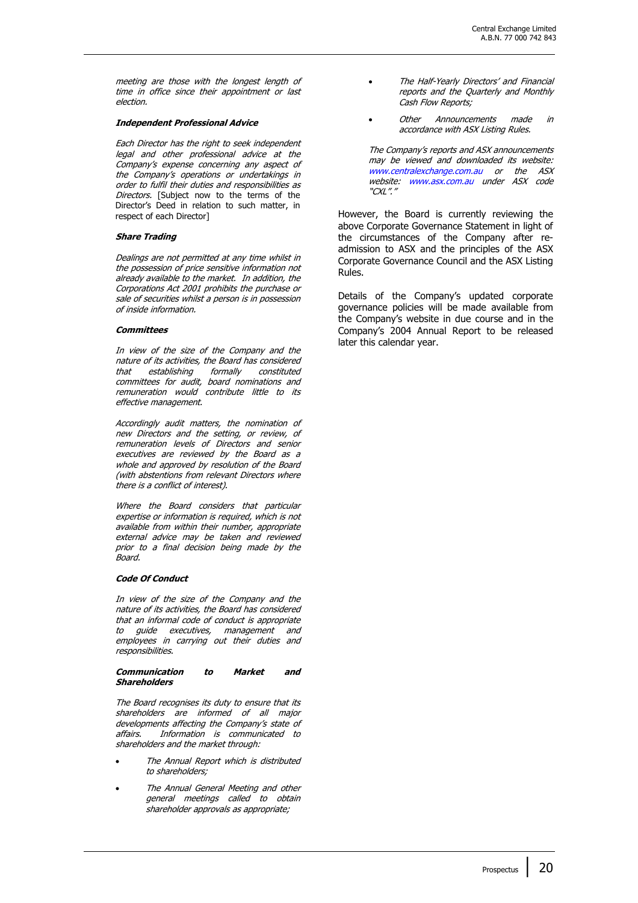*meeting are those with the longest length of time in office since their appointment or last election.*

***Independent Professional Advice***

*Each Director has the right to seek independent legal and other professional advice at the Company's expense concerning any aspect of the Company's operations or undertakings in order to fulfil their duties and responsibilities as Directors.* [Subject now to the terms of the Director's Deed in relation to such matter, in respect of each Director]

***Share Trading***

*Dealings are not permitted at any time whilst in the possession of price sensitive information not already available to the market. In addition, the Corporations Act 2001 prohibits the purchase or sale of securities whilst a person is in possession of inside information.*

***Committees***

*In view of the size of the Company and the nature of its activities, the Board has considered that establishing formally constituted committees for audit, board nominations and remuneration would contribute little to its effective management.*

*Accordingly audit matters, the nomination of new Directors and the setting, or review, of remuneration levels of Directors and senior executives are reviewed by the Board as a whole and approved by resolution of the Board (with abstentions from relevant Directors where there is a conflict of interest).*

*Where the Board considers that particular expertise or information is required, which is not available from within their number, appropriate external advice may be taken and reviewed prior to a final decision being made by the Board.*

***Code Of Conduct***

*In view of the size of the Company and the nature of its activities, the Board has considered that an informal code of conduct is appropriate to guide executives, management and employees in carrying out their duties and responsibilities.*

***Communication to Market and Shareholders***

*The Board recognises its duty to ensure that its shareholders are informed of all major developments affecting the Company's state of affairs. Information is communicated to shareholders and the market through:*

- *The Annual Report which is distributed to shareholders;*
- *The Annual General Meeting and other general meetings called to obtain shareholder approvals as appropriate;*
- *The Half-Yearly Directors' and Financial reports and the Quarterly and Monthly Cash Flow Reports;*
- *Other Announcements made in accordance with ASX Listing Rules.*

*The Company's reports and ASX announcements may be viewed and downloaded its website: www.centralexchange.com.au or the ASX website: www.asx.com.au under ASX code "CXL"."*

However, the Board is currently reviewing the above Corporate Governance Statement in light of the circumstances of the Company after re-admission to ASX and the principles of the ASX Corporate Governance Council and the ASX Listing Rules.

Details of the Company's updated corporate governance policies will be made available from the Company's website in due course and in the Company's 2004 Annual Report to be released later this calendar year.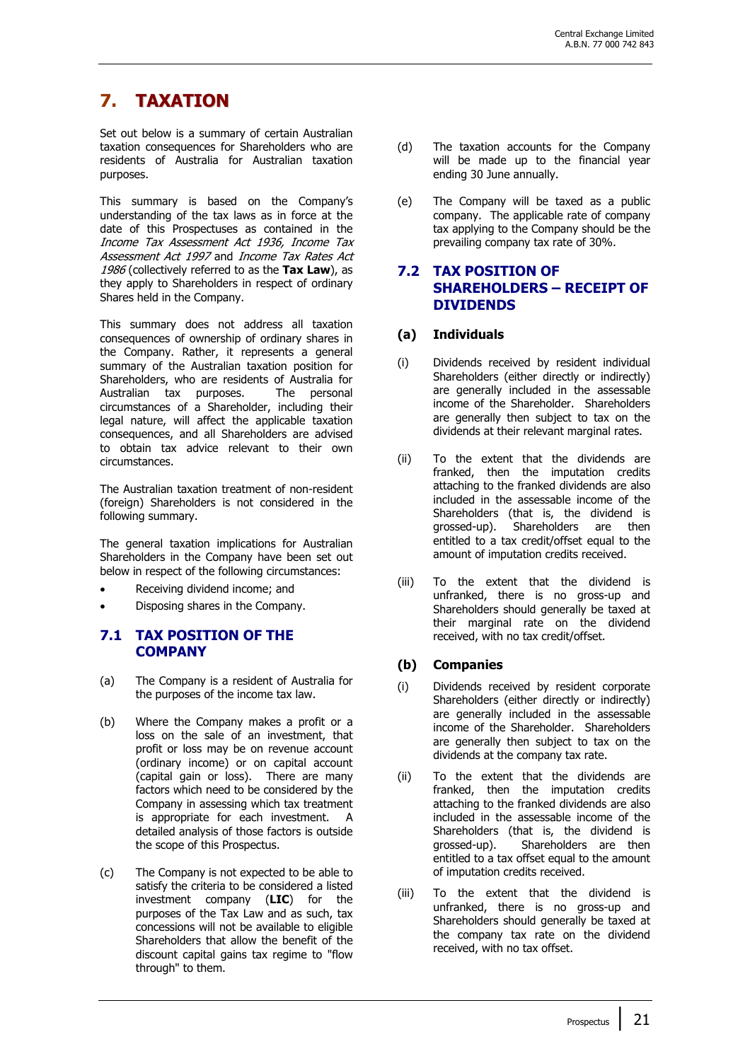# 7. TAXATION

Set out below is a summary of certain Australian taxation consequences for Shareholders who are residents of Australia for Australian taxation purposes.

This summary is based on the Company's understanding of the tax laws as in force at the date of this Prospectuses as contained in the *Income Tax Assessment Act 1936, Income Tax Assessment Act 1997* and *Income Tax Rates Act 1986* (collectively referred to as the **Tax Law**), as they apply to Shareholders in respect of ordinary Shares held in the Company.

This summary does not address all taxation consequences of ownership of ordinary shares in the Company. Rather, it represents a general summary of the Australian taxation position for Shareholders, who are residents of Australia for Australian tax purposes. The personal circumstances of a Shareholder, including their legal nature, will affect the applicable taxation consequences, and all Shareholders are advised to obtain tax advice relevant to their own circumstances.

The Australian taxation treatment of non-resident (foreign) Shareholders is not considered in the following summary.

The general taxation implications for Australian Shareholders in the Company have been set out below in respect of the following circumstances:

- Receiving dividend income; and
- Disposing shares in the Company.

## 7.1 TAX POSITION OF THE COMPANY

(a) The Company is a resident of Australia for the purposes of the income tax law.

(b) Where the Company makes a profit or a loss on the sale of an investment, that profit or loss may be on revenue account (ordinary income) or on capital account (capital gain or loss). There are many factors which need to be considered by the Company in assessing which tax treatment is appropriate for each investment. A detailed analysis of those factors is outside the scope of this Prospectus.

(c) The Company is not expected to be able to satisfy the criteria to be considered a listed investment company (**LIC**) for the purposes of the Tax Law and as such, tax concessions will not be available to eligible Shareholders that allow the benefit of the discount capital gains tax regime to "flow through" to them.

(d) The taxation accounts for the Company will be made up to the financial year ending 30 June annually.

(e) The Company will be taxed as a public company. The applicable rate of company tax applying to the Company should be the prevailing company tax rate of 30%.

## 7.2 TAX POSITION OF SHAREHOLDERS – RECEIPT OF DIVIDENDS

### (a) Individuals

(i) Dividends received by resident individual Shareholders (either directly or indirectly) are generally included in the assessable income of the Shareholder. Shareholders are generally then subject to tax on the dividends at their relevant marginal rates.

(ii) To the extent that the dividends are franked, then the imputation credits attaching to the franked dividends are also included in the assessable income of the Shareholders (that is, the dividend is grossed-up). Shareholders are then entitled to a tax credit/offset equal to the amount of imputation credits received.

(iii) To the extent that the dividend is unfranked, there is no gross-up and Shareholders should generally be taxed at their marginal rate on the dividend received, with no tax credit/offset.

### (b) Companies

(i) Dividends received by resident corporate Shareholders (either directly or indirectly) are generally included in the assessable income of the Shareholder. Shareholders are generally then subject to tax on the dividends at the company tax rate.

(ii) To the extent that the dividends are franked, then the imputation credits attaching to the franked dividends are also included in the assessable income of the Shareholders (that is, the dividend is grossed-up). Shareholders are then entitled to a tax offset equal to the amount of imputation credits received.

(iii) To the extent that the dividend is unfranked, there is no gross-up and Shareholders should generally be taxed at the company tax rate on the dividend received, with no tax offset.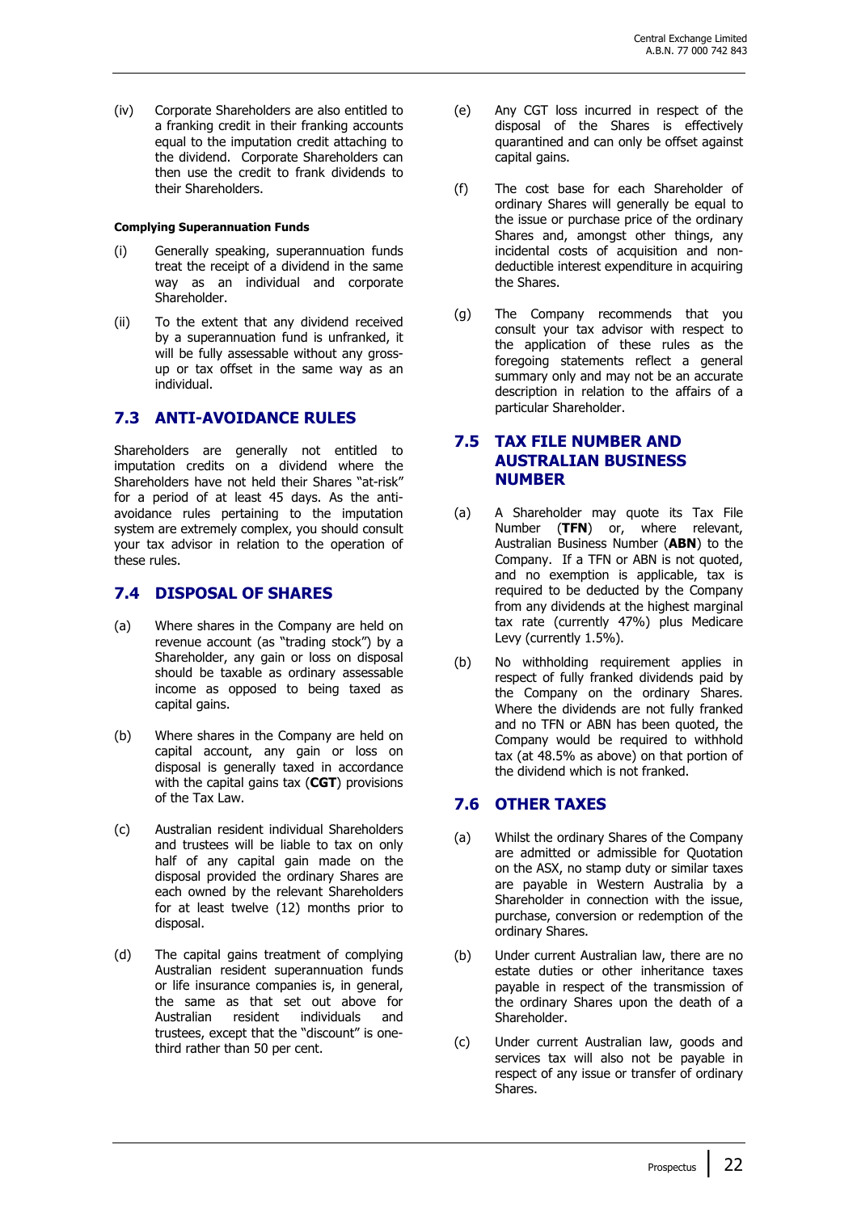(iv) Corporate Shareholders are also entitled to a franking credit in their franking accounts equal to the imputation credit attaching to the dividend. Corporate Shareholders can then use the credit to frank dividends to their Shareholders.

**Complying Superannuation Funds**

(i) Generally speaking, superannuation funds treat the receipt of a dividend in the same way as an individual and corporate Shareholder.

(ii) To the extent that any dividend received by a superannuation fund is unfranked, it will be fully assessable without any gross-up or tax offset in the same way as an individual.

## 7.3 ANTI-AVOIDANCE RULES

Shareholders are generally not entitled to imputation credits on a dividend where the Shareholders have not held their Shares "at-risk" for a period of at least 45 days. As the anti-avoidance rules pertaining to the imputation system are extremely complex, you should consult your tax advisor in relation to the operation of these rules.

## 7.4 DISPOSAL OF SHARES

(a) Where shares in the Company are held on revenue account (as "trading stock") by a Shareholder, any gain or loss on disposal should be taxable as ordinary assessable income as opposed to being taxed as capital gains.

(b) Where shares in the Company are held on capital account, any gain or loss on disposal is generally taxed in accordance with the capital gains tax (**CGT**) provisions of the Tax Law.

(c) Australian resident individual Shareholders and trustees will be liable to tax on only half of any capital gain made on the disposal provided the ordinary Shares are each owned by the relevant Shareholders for at least twelve (12) months prior to disposal.

(d) The capital gains treatment of complying Australian resident superannuation funds or life insurance companies is, in general, the same as that set out above for Australian resident individuals and trustees, except that the "discount" is one-third rather than 50 per cent.

(e) Any CGT loss incurred in respect of the disposal of the Shares is effectively quarantined and can only be offset against capital gains.

(f) The cost base for each Shareholder of ordinary Shares will generally be equal to the issue or purchase price of the ordinary Shares and, amongst other things, any incidental costs of acquisition and non-deductible interest expenditure in acquiring the Shares.

(g) The Company recommends that you consult your tax advisor with respect to the application of these rules as the foregoing statements reflect a general summary only and may not be an accurate description in relation to the affairs of a particular Shareholder.

## 7.5 TAX FILE NUMBER AND AUSTRALIAN BUSINESS NUMBER

(a) A Shareholder may quote its Tax File Number (**TFN**) or, where relevant, Australian Business Number (**ABN**) to the Company. If a TFN or ABN is not quoted, and no exemption is applicable, tax is required to be deducted by the Company from any dividends at the highest marginal tax rate (currently 47%) plus Medicare Levy (currently 1.5%).

(b) No withholding requirement applies in respect of fully franked dividends paid by the Company on the ordinary Shares. Where the dividends are not fully franked and no TFN or ABN has been quoted, the Company would be required to withhold tax (at 48.5% as above) on that portion of the dividend which is not franked.

## 7.6 OTHER TAXES

(a) Whilst the ordinary Shares of the Company are admitted or admissible for Quotation on the ASX, no stamp duty or similar taxes are payable in Western Australia by a Shareholder in connection with the issue, purchase, conversion or redemption of the ordinary Shares.

(b) Under current Australian law, there are no estate duties or other inheritance taxes payable in respect of the transmission of the ordinary Shares upon the death of a Shareholder.

(c) Under current Australian law, goods and services tax will also not be payable in respect of any issue or transfer of ordinary Shares.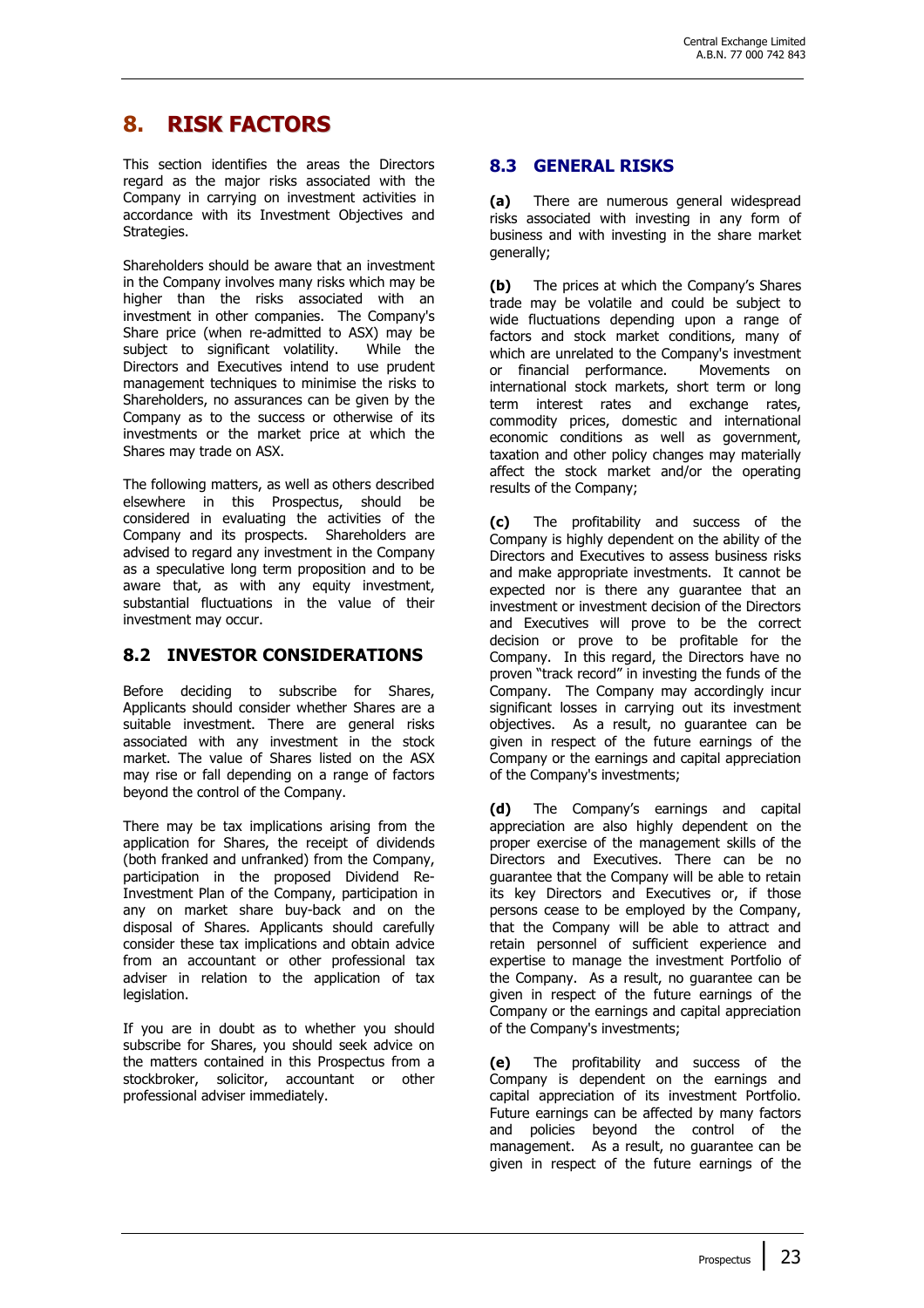# 8. RISK FACTORS

This section identifies the areas the Directors regard as the major risks associated with the Company in carrying on investment activities in accordance with its Investment Objectives and Strategies.

Shareholders should be aware that an investment in the Company involves many risks which may be higher than the risks associated with an investment in other companies. The Company's Share price (when re-admitted to ASX) may be subject to significant volatility. While the Directors and Executives intend to use prudent management techniques to minimise the risks to Shareholders, no assurances can be given by the Company as to the success or otherwise of its investments or the market price at which the Shares may trade on ASX.

The following matters, as well as others described elsewhere in this Prospectus, should be considered in evaluating the activities of the Company and its prospects. Shareholders are advised to regard any investment in the Company as a speculative long term proposition and to be aware that, as with any equity investment, substantial fluctuations in the value of their investment may occur.

## 8.2 INVESTOR CONSIDERATIONS

Before deciding to subscribe for Shares, Applicants should consider whether Shares are a suitable investment. There are general risks associated with any investment in the stock market. The value of Shares listed on the ASX may rise or fall depending on a range of factors beyond the control of the Company.

There may be tax implications arising from the application for Shares, the receipt of dividends (both franked and unfranked) from the Company, participation in the proposed Dividend Re-Investment Plan of the Company, participation in any on market share buy-back and on the disposal of Shares. Applicants should carefully consider these tax implications and obtain advice from an accountant or other professional tax adviser in relation to the application of tax legislation.

If you are in doubt as to whether you should subscribe for Shares, you should seek advice on the matters contained in this Prospectus from a stockbroker, solicitor, accountant or other professional adviser immediately.

## 8.3 GENERAL RISKS

**(a)** There are numerous general widespread risks associated with investing in any form of business and with investing in the share market generally;

**(b)** The prices at which the Company's Shares trade may be volatile and could be subject to wide fluctuations depending upon a range of factors and stock market conditions, many of which are unrelated to the Company's investment or financial performance. Movements on international stock markets, short term or long term interest rates and exchange rates, commodity prices, domestic and international economic conditions as well as government, taxation and other policy changes may materially affect the stock market and/or the operating results of the Company;

**(c)** The profitability and success of the Company is highly dependent on the ability of the Directors and Executives to assess business risks and make appropriate investments. It cannot be expected nor is there any guarantee that an investment or investment decision of the Directors and Executives will prove to be the correct decision or prove to be profitable for the Company. In this regard, the Directors have no proven "track record" in investing the funds of the Company. The Company may accordingly incur significant losses in carrying out its investment objectives. As a result, no guarantee can be given in respect of the future earnings of the Company or the earnings and capital appreciation of the Company's investments;

**(d)** The Company's earnings and capital appreciation are also highly dependent on the proper exercise of the management skills of the Directors and Executives. There can be no guarantee that the Company will be able to retain its key Directors and Executives or, if those persons cease to be employed by the Company, that the Company will be able to attract and retain personnel of sufficient experience and expertise to manage the investment Portfolio of the Company. As a result, no guarantee can be given in respect of the future earnings of the Company or the earnings and capital appreciation of the Company's investments;

**(e)** The profitability and success of the Company is dependent on the earnings and capital appreciation of its investment Portfolio. Future earnings can be affected by many factors and policies beyond the control of the management. As a result, no guarantee can be given in respect of the future earnings of the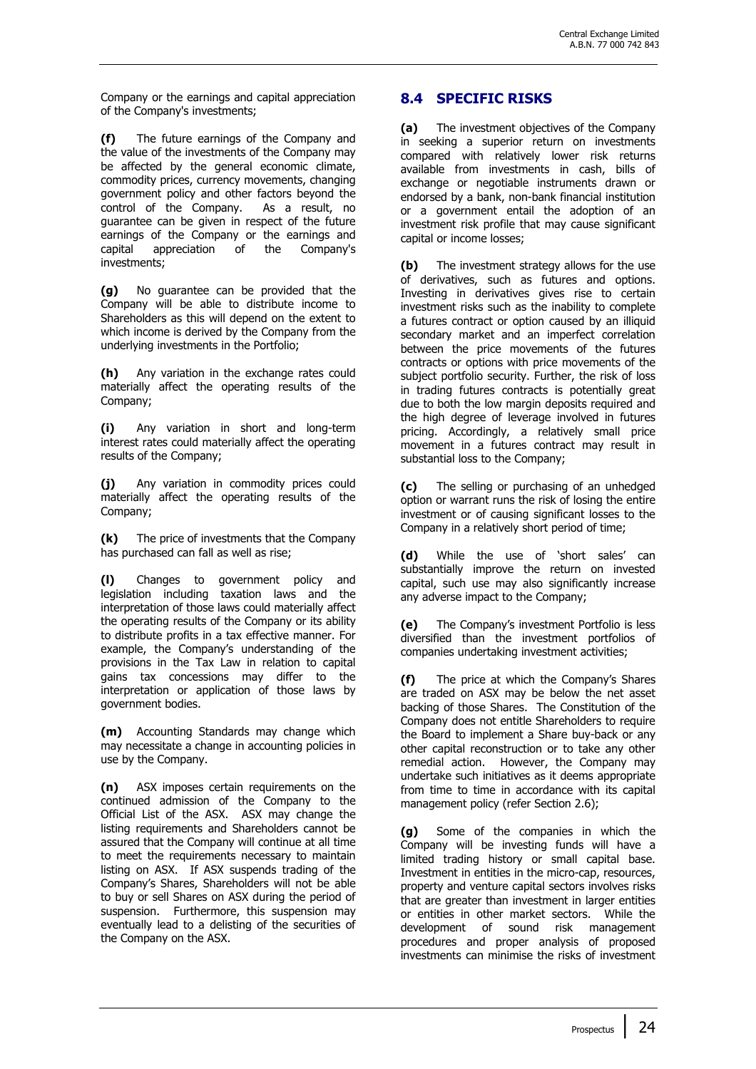Company or the earnings and capital appreciation of the Company's investments;

**(f)** The future earnings of the Company and the value of the investments of the Company may be affected by the general economic climate, commodity prices, currency movements, changing government policy and other factors beyond the control of the Company. As a result, no guarantee can be given in respect of the future earnings of the Company or the earnings and capital appreciation of the Company's investments;

**(g)** No guarantee can be provided that the Company will be able to distribute income to Shareholders as this will depend on the extent to which income is derived by the Company from the underlying investments in the Portfolio;

**(h)** Any variation in the exchange rates could materially affect the operating results of the Company;

**(i)** Any variation in short and long-term interest rates could materially affect the operating results of the Company;

**(j)** Any variation in commodity prices could materially affect the operating results of the Company;

**(k)** The price of investments that the Company has purchased can fall as well as rise;

**(l)** Changes to government policy and legislation including taxation laws and the interpretation of those laws could materially affect the operating results of the Company or its ability to distribute profits in a tax effective manner. For example, the Company's understanding of the provisions in the Tax Law in relation to capital gains tax concessions may differ to the interpretation or application of those laws by government bodies.

**(m)** Accounting Standards may change which may necessitate a change in accounting policies in use by the Company.

**(n)** ASX imposes certain requirements on the continued admission of the Company to the Official List of the ASX. ASX may change the listing requirements and Shareholders cannot be assured that the Company will continue at all time to meet the requirements necessary to maintain listing on ASX. If ASX suspends trading of the Company's Shares, Shareholders will not be able to buy or sell Shares on ASX during the period of suspension. Furthermore, this suspension may eventually lead to a delisting of the securities of the Company on the ASX.

## 8.4 SPECIFIC RISKS

**(a)** The investment objectives of the Company in seeking a superior return on investments compared with relatively lower risk returns available from investments in cash, bills of exchange or negotiable instruments drawn or endorsed by a bank, non-bank financial institution or a government entail the adoption of an investment risk profile that may cause significant capital or income losses;

**(b)** The investment strategy allows for the use of derivatives, such as futures and options. Investing in derivatives gives rise to certain investment risks such as the inability to complete a futures contract or option caused by an illiquid secondary market and an imperfect correlation between the price movements of the futures contracts or options with price movements of the subject portfolio security. Further, the risk of loss in trading futures contracts is potentially great due to both the low margin deposits required and the high degree of leverage involved in futures pricing. Accordingly, a relatively small price movement in a futures contract may result in substantial loss to the Company;

**(c)** The selling or purchasing of an unhedged option or warrant runs the risk of losing the entire investment or of causing significant losses to the Company in a relatively short period of time;

**(d)** While the use of 'short sales' can substantially improve the return on invested capital, such use may also significantly increase any adverse impact to the Company;

**(e)** The Company's investment Portfolio is less diversified than the investment portfolios of companies undertaking investment activities;

**(f)** The price at which the Company's Shares are traded on ASX may be below the net asset backing of those Shares. The Constitution of the Company does not entitle Shareholders to require the Board to implement a Share buy-back or any other capital reconstruction or to take any other remedial action. However, the Company may undertake such initiatives as it deems appropriate from time to time in accordance with its capital management policy (refer Section 2.6);

**(g)** Some of the companies in which the Company will be investing funds will have a limited trading history or small capital base. Investment in entities in the micro-cap, resources, property and venture capital sectors involves risks that are greater than investment in larger entities or entities in other market sectors. While the development of sound risk management procedures and proper analysis of proposed investments can minimise the risks of investment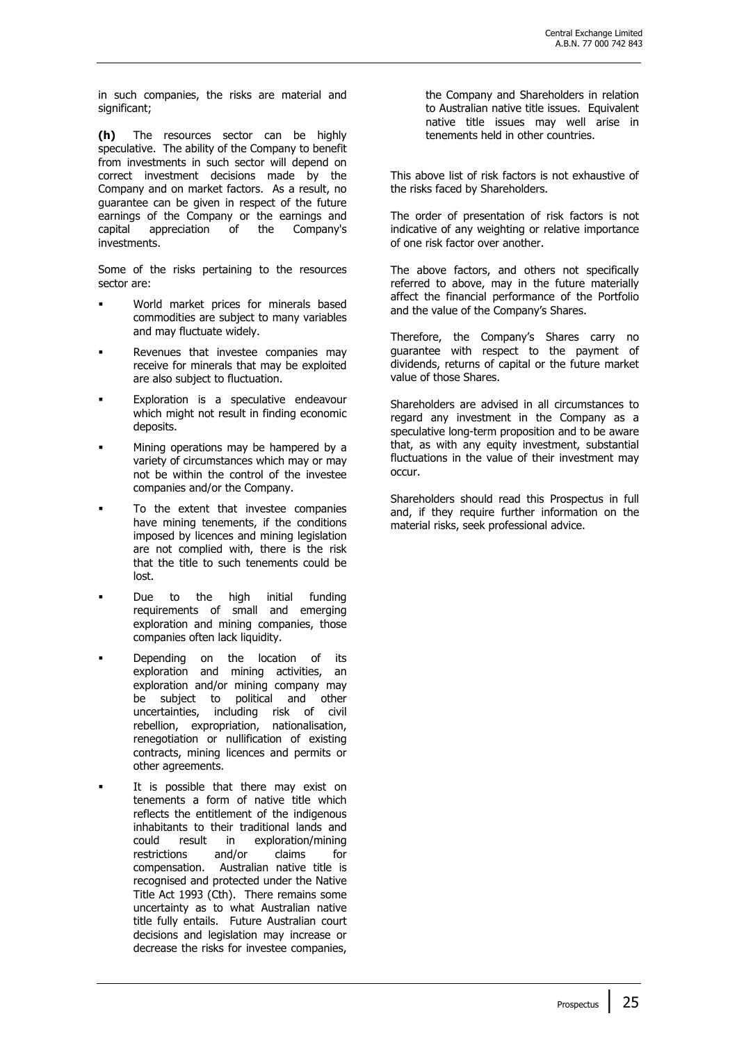in such companies, the risks are material and significant;

**(h)** The resources sector can be highly speculative. The ability of the Company to benefit from investments in such sector will depend on correct investment decisions made by the Company and on market factors. As a result, no guarantee can be given in respect of the future earnings of the Company or the earnings and capital appreciation of the Company's investments.

Some of the risks pertaining to the resources sector are:

- World market prices for minerals based commodities are subject to many variables and may fluctuate widely.
- Revenues that investee companies may receive for minerals that may be exploited are also subject to fluctuation.
- Exploration is a speculative endeavour which might not result in finding economic deposits.
- Mining operations may be hampered by a variety of circumstances which may or may not be within the control of the investee companies and/or the Company.
- To the extent that investee companies have mining tenements, if the conditions imposed by licences and mining legislation are not complied with, there is the risk that the title to such tenements could be lost.
- Due to the high initial funding requirements of small and emerging exploration and mining companies, those companies often lack liquidity.
- Depending on the location of its exploration and mining activities, an exploration and/or mining company may be subject to political and other uncertainties, including risk of civil rebellion, expropriation, nationalisation, renegotiation or nullification of existing contracts, mining licences and permits or other agreements.
- It is possible that there may exist on tenements a form of native title which reflects the entitlement of the indigenous inhabitants to their traditional lands and could result in exploration/mining restrictions and/or claims for compensation. Australian native title is recognised and protected under the Native Title Act 1993 (Cth). There remains some uncertainty as to what Australian native title fully entails. Future Australian court decisions and legislation may increase or decrease the risks for investee companies, the Company and Shareholders in relation to Australian native title issues. Equivalent native title issues may well arise in tenements held in other countries.

This above list of risk factors is not exhaustive of the risks faced by Shareholders.

The order of presentation of risk factors is not indicative of any weighting or relative importance of one risk factor over another.

The above factors, and others not specifically referred to above, may in the future materially affect the financial performance of the Portfolio and the value of the Company's Shares.

Therefore, the Company's Shares carry no guarantee with respect to the payment of dividends, returns of capital or the future market value of those Shares.

Shareholders are advised in all circumstances to regard any investment in the Company as a speculative long-term proposition and to be aware that, as with any equity investment, substantial fluctuations in the value of their investment may occur.

Shareholders should read this Prospectus in full and, if they require further information on the material risks, seek professional advice.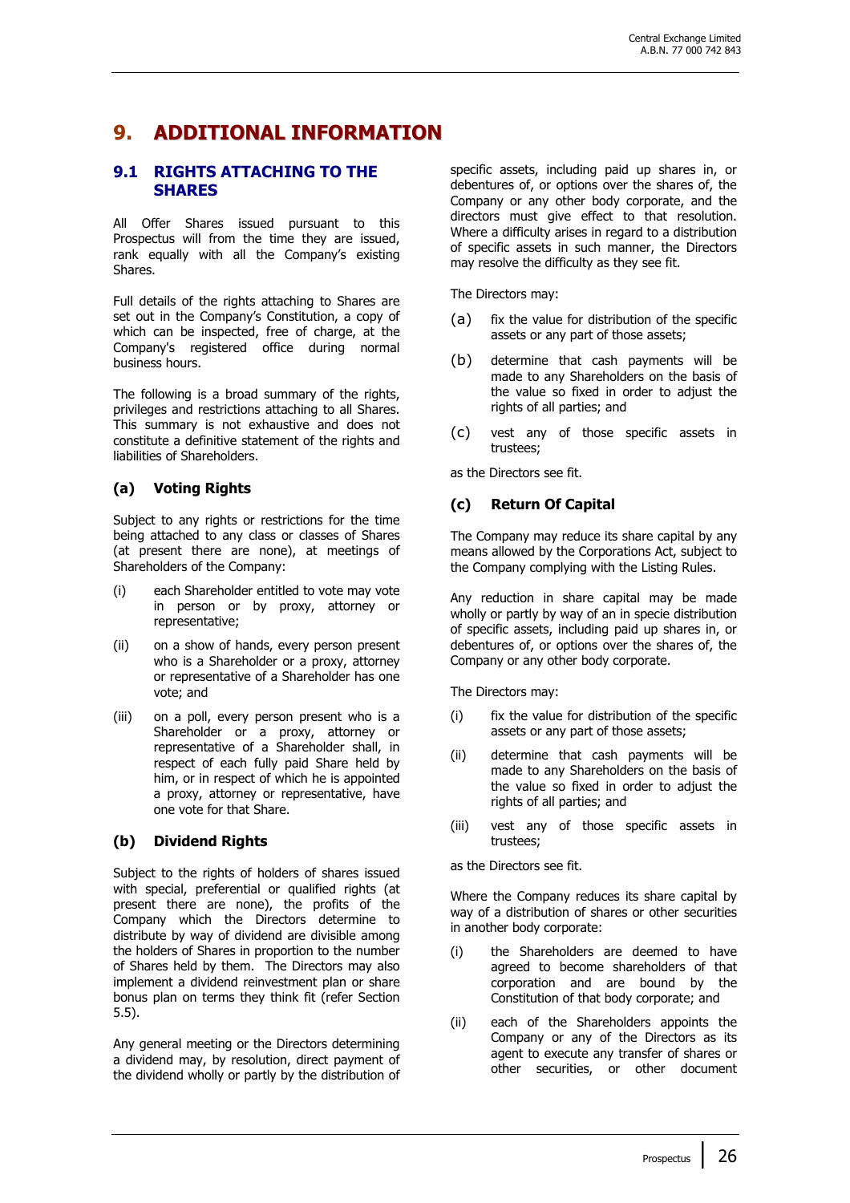# 9. ADDITIONAL INFORMATION

## 9.1 RIGHTS ATTACHING TO THE SHARES

All Offer Shares issued pursuant to this Prospectus will from the time they are issued, rank equally with all the Company's existing Shares.

Full details of the rights attaching to Shares are set out in the Company's Constitution, a copy of which can be inspected, free of charge, at the Company's registered office during normal business hours.

The following is a broad summary of the rights, privileges and restrictions attaching to all Shares. This summary is not exhaustive and does not constitute a definitive statement of the rights and liabilities of Shareholders.

### (a) Voting Rights

Subject to any rights or restrictions for the time being attached to any class or classes of Shares (at present there are none), at meetings of Shareholders of the Company:

(i) each Shareholder entitled to vote may vote in person or by proxy, attorney or representative;

(ii) on a show of hands, every person present who is a Shareholder or a proxy, attorney or representative of a Shareholder has one vote; and

(iii) on a poll, every person present who is a Shareholder or a proxy, attorney or representative of a Shareholder shall, in respect of each fully paid Share held by him, or in respect of which he is appointed a proxy, attorney or representative, have one vote for that Share.

### (b) Dividend Rights

Subject to the rights of holders of shares issued with special, preferential or qualified rights (at present there are none), the profits of the Company which the Directors determine to distribute by way of dividend are divisible among the holders of Shares in proportion to the number of Shares held by them. The Directors may also implement a dividend reinvestment plan or share bonus plan on terms they think fit (refer Section 5.5).

Any general meeting or the Directors determining a dividend may, by resolution, direct payment of the dividend wholly or partly by the distribution of specific assets, including paid up shares in, or debentures of, or options over the shares of, the Company or any other body corporate, and the directors must give effect to that resolution. Where a difficulty arises in regard to a distribution of specific assets in such manner, the Directors may resolve the difficulty as they see fit.

The Directors may:

(a) fix the value for distribution of the specific assets or any part of those assets;

(b) determine that cash payments will be made to any Shareholders on the basis of the value so fixed in order to adjust the rights of all parties; and

(c) vest any of those specific assets in trustees;

as the Directors see fit.

### (c) Return Of Capital

The Company may reduce its share capital by any means allowed by the Corporations Act, subject to the Company complying with the Listing Rules.

Any reduction in share capital may be made wholly or partly by way of an in specie distribution of specific assets, including paid up shares in, or debentures of, or options over the shares of, the Company or any other body corporate.

The Directors may:

(i) fix the value for distribution of the specific assets or any part of those assets;

(ii) determine that cash payments will be made to any Shareholders on the basis of the value so fixed in order to adjust the rights of all parties; and

(iii) vest any of those specific assets in trustees;

as the Directors see fit.

Where the Company reduces its share capital by way of a distribution of shares or other securities in another body corporate:

(i) the Shareholders are deemed to have agreed to become shareholders of that corporation and are bound by the Constitution of that body corporate; and

(ii) each of the Shareholders appoints the Company or any of the Directors as its agent to execute any transfer of shares or other securities, or other document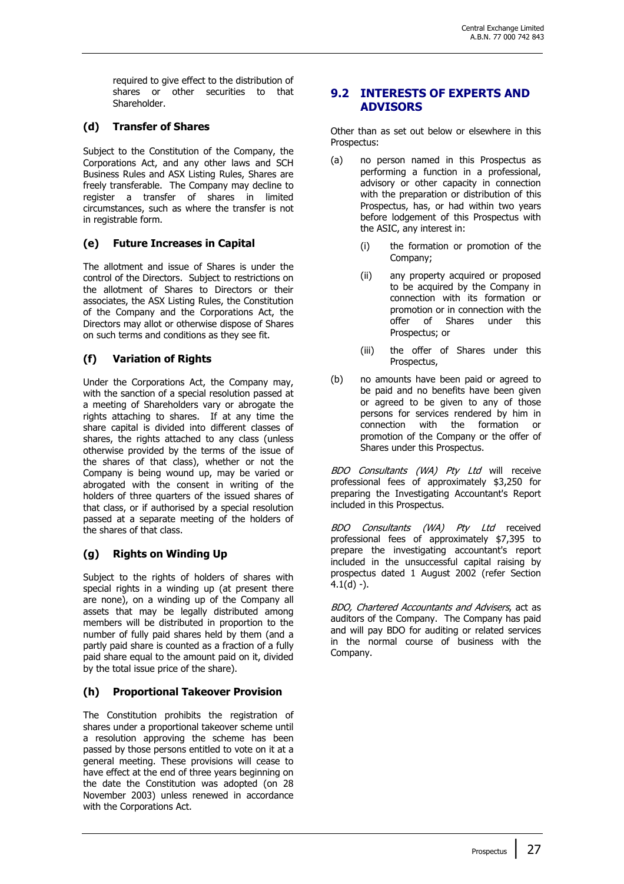required to give effect to the distribution of shares or other securities to that Shareholder.

### (d) Transfer of Shares

Subject to the Constitution of the Company, the Corporations Act, and any other laws and SCH Business Rules and ASX Listing Rules, Shares are freely transferable. The Company may decline to register a transfer of shares in limited circumstances, such as where the transfer is not in registrable form.

### (e) Future Increases in Capital

The allotment and issue of Shares is under the control of the Directors. Subject to restrictions on the allotment of Shares to Directors or their associates, the ASX Listing Rules, the Constitution of the Company and the Corporations Act, the Directors may allot or otherwise dispose of Shares on such terms and conditions as they see fit.

### (f) Variation of Rights

Under the Corporations Act, the Company may, with the sanction of a special resolution passed at a meeting of Shareholders vary or abrogate the rights attaching to shares. If at any time the share capital is divided into different classes of shares, the rights attached to any class (unless otherwise provided by the terms of the issue of the shares of that class), whether or not the Company is being wound up, may be varied or abrogated with the consent in writing of the holders of three quarters of the issued shares of that class, or if authorised by a special resolution passed at a separate meeting of the holders of the shares of that class.

### (g) Rights on Winding Up

Subject to the rights of holders of shares with special rights in a winding up (at present there are none), on a winding up of the Company all assets that may be legally distributed among members will be distributed in proportion to the number of fully paid shares held by them (and a partly paid share is counted as a fraction of a fully paid share equal to the amount paid on it, divided by the total issue price of the share).

### (h) Proportional Takeover Provision

The Constitution prohibits the registration of shares under a proportional takeover scheme until a resolution approving the scheme has been passed by those persons entitled to vote on it at a general meeting. These provisions will cease to have effect at the end of three years beginning on the date the Constitution was adopted (on 28 November 2003) unless renewed in accordance with the Corporations Act.

## 9.2 INTERESTS OF EXPERTS AND ADVISORS

Other than as set out below or elsewhere in this Prospectus:

(a) no person named in this Prospectus as performing a function in a professional, advisory or other capacity in connection with the preparation or distribution of this Prospectus, has, or had within two years before lodgement of this Prospectus with the ASIC, any interest in:

   (i) the formation or promotion of the Company;

   (ii) any property acquired or proposed to be acquired by the Company in connection with its formation or promotion or in connection with the offer of Shares under this Prospectus; or

   (iii) the offer of Shares under this Prospectus,

(b) no amounts have been paid or agreed to be paid and no benefits have been given or agreed to be given to any of those persons for services rendered by him in connection with the formation or promotion of the Company or the offer of Shares under this Prospectus.

*BDO Consultants (WA) Pty Ltd* will receive professional fees of approximately $3,250 for preparing the Investigating Accountant's Report included in this Prospectus.

*BDO Consultants (WA) Pty Ltd* received professional fees of approximately $7,395 to prepare the investigating accountant's report included in the unsuccessful capital raising by prospectus dated 1 August 2002 (refer Section 4.1(d) -).

*BDO, Chartered Accountants and Advisers*, act as auditors of the Company. The Company has paid and will pay BDO for auditing or related services in the normal course of business with the Company.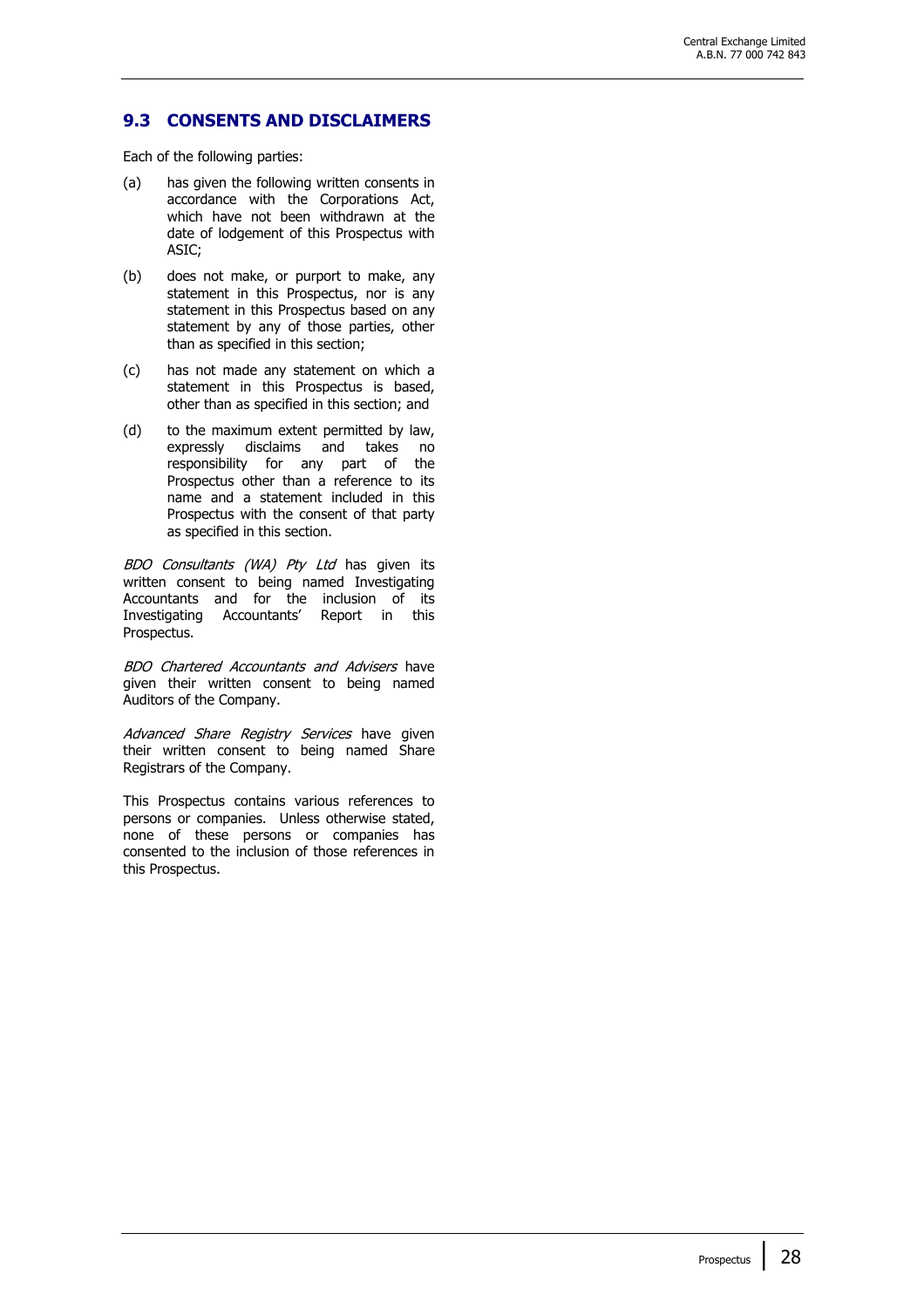## 9.3 CONSENTS AND DISCLAIMERS

Each of the following parties:

(a) has given the following written consents in accordance with the Corporations Act, which have not been withdrawn at the date of lodgement of this Prospectus with ASIC;

(b) does not make, or purport to make, any statement in this Prospectus, nor is any statement in this Prospectus based on any statement by any of those parties, other than as specified in this section;

(c) has not made any statement on which a statement in this Prospectus is based, other than as specified in this section; and

(d) to the maximum extent permitted by law, expressly disclaims and takes no responsibility for any part of the Prospectus other than a reference to its name and a statement included in this Prospectus with the consent of that party as specified in this section.

*BDO Consultants (WA) Pty Ltd* has given its written consent to being named Investigating Accountants and for the inclusion of its Investigating Accountants' Report in this Prospectus.

*BDO Chartered Accountants and Advisers* have given their written consent to being named Auditors of the Company.

*Advanced Share Registry Services* have given their written consent to being named Share Registrars of the Company.

This Prospectus contains various references to persons or companies. Unless otherwise stated, none of these persons or companies has consented to the inclusion of those references in this Prospectus.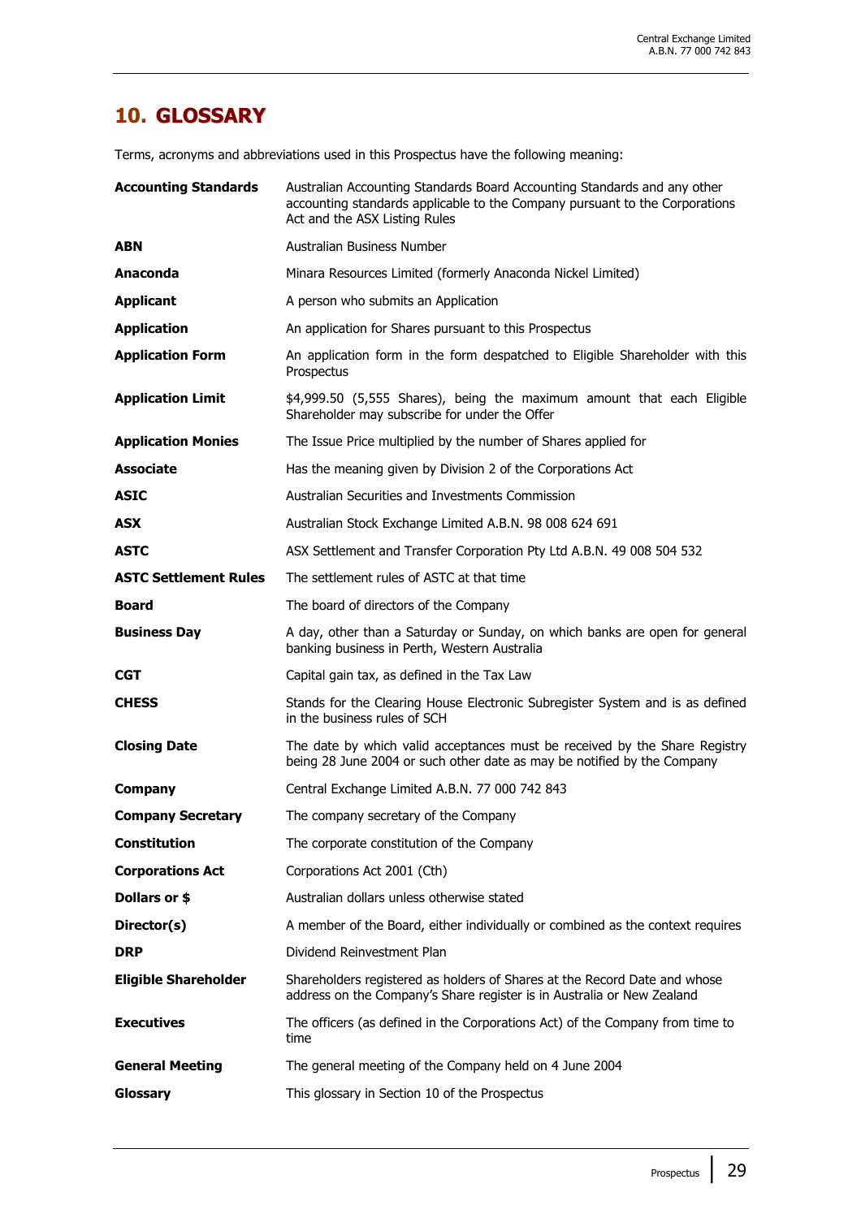## 10. GLOSSARY

Terms, acronyms and abbreviations used in this Prospectus have the following meaning:

| | |
|---|---|
| **Accounting Standards** | Australian Accounting Standards Board Accounting Standards and any other accounting standards applicable to the Company pursuant to the Corporations Act and the ASX Listing Rules |
| **ABN** | Australian Business Number |
| **Anaconda** | Minara Resources Limited (formerly Anaconda Nickel Limited) |
| **Applicant** | A person who submits an Application |
| **Application** | An application for Shares pursuant to this Prospectus |
| **Application Form** | An application form in the form despatched to Eligible Shareholder with this Prospectus |
| **Application Limit** | $4,999.50 (5,555 Shares), being the maximum amount that each Eligible Shareholder may subscribe for under the Offer |
| **Application Monies** | The Issue Price multiplied by the number of Shares applied for |
| **Associate** | Has the meaning given by Division 2 of the Corporations Act |
| **ASIC** | Australian Securities and Investments Commission |
| **ASX** | Australian Stock Exchange Limited A.B.N. 98 008 624 691 |
| **ASTC** | ASX Settlement and Transfer Corporation Pty Ltd A.B.N. 49 008 504 532 |
| **ASTC Settlement Rules** | The settlement rules of ASTC at that time |
| **Board** | The board of directors of the Company |
| **Business Day** | A day, other than a Saturday or Sunday, on which banks are open for general banking business in Perth, Western Australia |
| **CGT** | Capital gain tax, as defined in the Tax Law |
| **CHESS** | Stands for the Clearing House Electronic Subregister System and is as defined in the business rules of SCH |
| **Closing Date** | The date by which valid acceptances must be received by the Share Registry being 28 June 2004 or such other date as may be notified by the Company |
| **Company** | Central Exchange Limited A.B.N. 77 000 742 843 |
| **Company Secretary** | The company secretary of the Company |
| **Constitution** | The corporate constitution of the Company |
| **Corporations Act** | Corporations Act 2001 (Cth) |
| **Dollars or $** | Australian dollars unless otherwise stated |
| **Director(s)** | A member of the Board, either individually or combined as the context requires |
| **DRP** | Dividend Reinvestment Plan |
| **Eligible Shareholder** | Shareholders registered as holders of Shares at the Record Date and whose address on the Company's Share register is in Australia or New Zealand |
| **Executives** | The officers (as defined in the Corporations Act) of the Company from time to time |
| **General Meeting** | The general meeting of the Company held on 4 June 2004 |
| **Glossary** | This glossary in Section 10 of the Prospectus |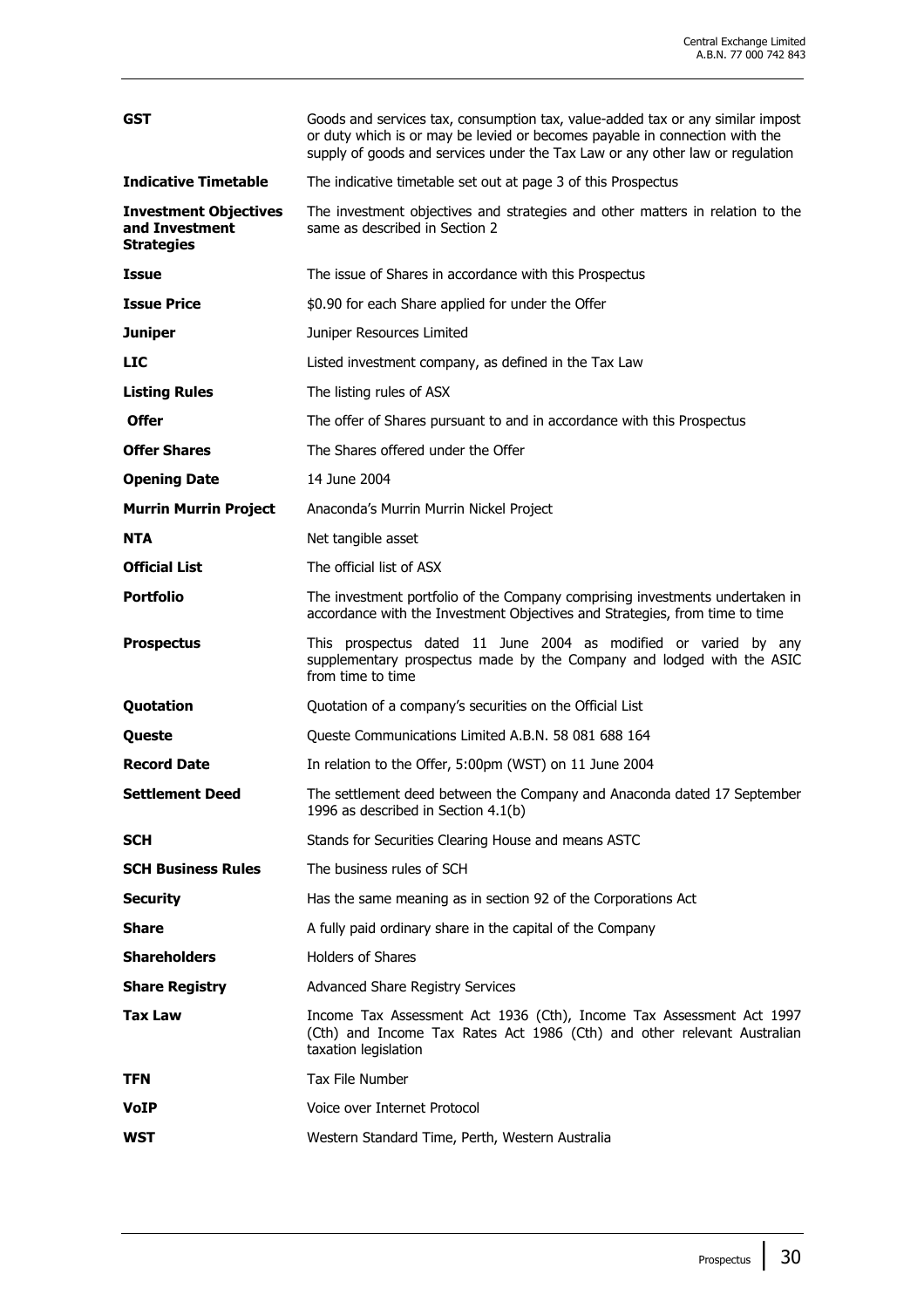| | |
|---|---|
| **GST** | Goods and services tax, consumption tax, value-added tax or any similar impost or duty which is or may be levied or becomes payable in connection with the supply of goods and services under the Tax Law or any other law or regulation |
| **Indicative Timetable** | The indicative timetable set out at page 3 of this Prospectus |
| **Investment Objectives and Investment Strategies** | The investment objectives and strategies and other matters in relation to the same as described in Section 2 |
| **Issue** | The issue of Shares in accordance with this Prospectus |
| **Issue Price** | \$0.90 for each Share applied for under the Offer |
| **Juniper** | Juniper Resources Limited |
| **LIC** | Listed investment company, as defined in the Tax Law |
| **Listing Rules** | The listing rules of ASX |
| **Offer** | The offer of Shares pursuant to and in accordance with this Prospectus |
| **Offer Shares** | The Shares offered under the Offer |
| **Opening Date** | 14 June 2004 |
| **Murrin Murrin Project** | Anaconda's Murrin Murrin Nickel Project |
| **NTA** | Net tangible asset |
| **Official List** | The official list of ASX |
| **Portfolio** | The investment portfolio of the Company comprising investments undertaken in accordance with the Investment Objectives and Strategies, from time to time |
| **Prospectus** | This prospectus dated 11 June 2004 as modified or varied by any supplementary prospectus made by the Company and lodged with the ASIC from time to time |
| **Quotation** | Quotation of a company's securities on the Official List |
| **Queste** | Queste Communications Limited A.B.N. 58 081 688 164 |
| **Record Date** | In relation to the Offer, 5:00pm (WST) on 11 June 2004 |
| **Settlement Deed** | The settlement deed between the Company and Anaconda dated 17 September 1996 as described in Section 4.1(b) |
| **SCH** | Stands for Securities Clearing House and means ASTC |
| **SCH Business Rules** | The business rules of SCH |
| **Security** | Has the same meaning as in section 92 of the Corporations Act |
| **Share** | A fully paid ordinary share in the capital of the Company |
| **Shareholders** | Holders of Shares |
| **Share Registry** | Advanced Share Registry Services |
| **Tax Law** | Income Tax Assessment Act 1936 (Cth), Income Tax Assessment Act 1997 (Cth) and Income Tax Rates Act 1986 (Cth) and other relevant Australian taxation legislation |
| **TFN** | Tax File Number |
| **VoIP** | Voice over Internet Protocol |
| **WST** | Western Standard Time, Perth, Western Australia |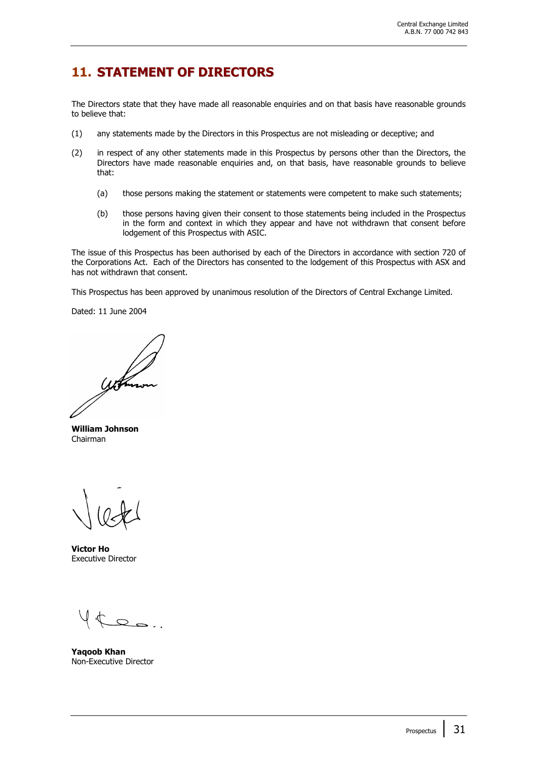# 11. STATEMENT OF DIRECTORS

The Directors state that they have made all reasonable enquiries and on that basis have reasonable grounds to believe that:

(1) any statements made by the Directors in this Prospectus are not misleading or deceptive; and

(2) in respect of any other statements made in this Prospectus by persons other than the Directors, the Directors have made reasonable enquiries and, on that basis, have reasonable grounds to believe that:

   (a) those persons making the statement or statements were competent to make such statements;

   (b) those persons having given their consent to those statements being included in the Prospectus in the form and context in which they appear and have not withdrawn that consent before lodgement of this Prospectus with ASIC.

The issue of this Prospectus has been authorised by each of the Directors in accordance with section 720 of the Corporations Act. Each of the Directors has consented to the lodgement of this Prospectus with ASX and has not withdrawn that consent.

This Prospectus has been approved by unanimous resolution of the Directors of Central Exchange Limited.

Dated: 11 June 2004

**William Johnson**
Chairman

**Victor Ho**
Executive Director

**Yaqoob Khan**
Non-Executive Director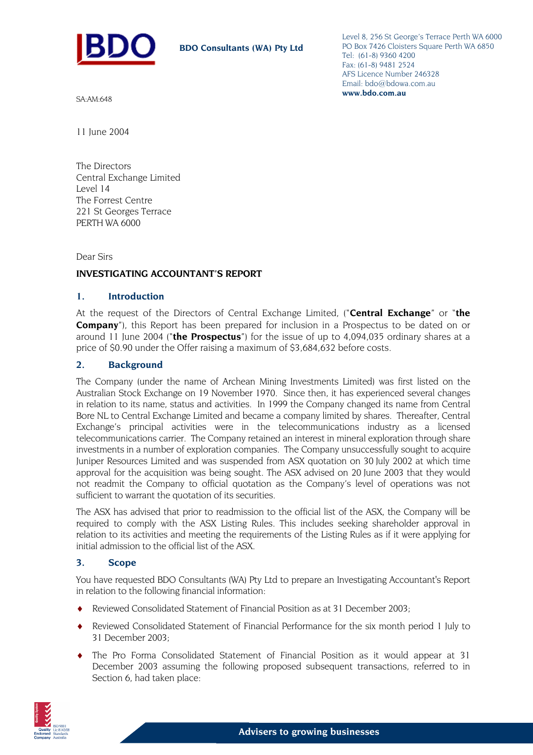BDO Consultants (WA) Pty Ltd

Level 8, 256 St George's Terrace Perth WA 6000
PO Box 7426 Cloisters Square Perth WA 6850
Tel: (61-8) 9360 4200
Fax: (61-8) 9481 2524
AFS Licence Number 246328
Email: bdo@bdowa.com.au
**www.bdo.com.au**

SA:AM:648

11 June 2004

The Directors
Central Exchange Limited
Level 14
The Forrest Centre
221 St Georges Terrace
PERTH WA 6000

Dear Sirs

**INVESTIGATING ACCOUNTANT'S REPORT**

## 1. Introduction

At the request of the Directors of Central Exchange Limited, ("**Central Exchange**" or "**the Company**"), this Report has been prepared for inclusion in a Prospectus to be dated on or around 11 June 2004 ("**the Prospectus**") for the issue of up to 4,094,035 ordinary shares at a price of $0.90 under the Offer raising a maximum of $3,684,632 before costs.

## 2. Background

The Company (under the name of Archean Mining Investments Limited) was first listed on the Australian Stock Exchange on 19 November 1970. Since then, it has experienced several changes in relation to its name, status and activities. In 1999 the Company changed its name from Central Bore NL to Central Exchange Limited and became a company limited by shares. Thereafter, Central Exchange's principal activities were in the telecommunications industry as a licensed telecommunications carrier. The Company retained an interest in mineral exploration through share investments in a number of exploration companies. The Company unsuccessfully sought to acquire Juniper Resources Limited and was suspended from ASX quotation on 30 July 2002 at which time approval for the acquisition was being sought. The ASX advised on 20 June 2003 that they would not readmit the Company to official quotation as the Company's level of operations was not sufficient to warrant the quotation of its securities.

The ASX has advised that prior to readmission to the official list of the ASX, the Company will be required to comply with the ASX Listing Rules. This includes seeking shareholder approval in relation to its activities and meeting the requirements of the Listing Rules as if it were applying for initial admission to the official list of the ASX.

## 3. Scope

You have requested BDO Consultants (WA) Pty Ltd to prepare an Investigating Accountant's Report in relation to the following financial information:

- Reviewed Consolidated Statement of Financial Position as at 31 December 2003;
- Reviewed Consolidated Statement of Financial Performance for the six month period 1 July to 31 December 2003;
- The Pro Forma Consolidated Statement of Financial Position as it would appear at 31 December 2003 assuming the following proposed subsequent transactions, referred to in Section 6, had taken place:

Advisers to growing businesses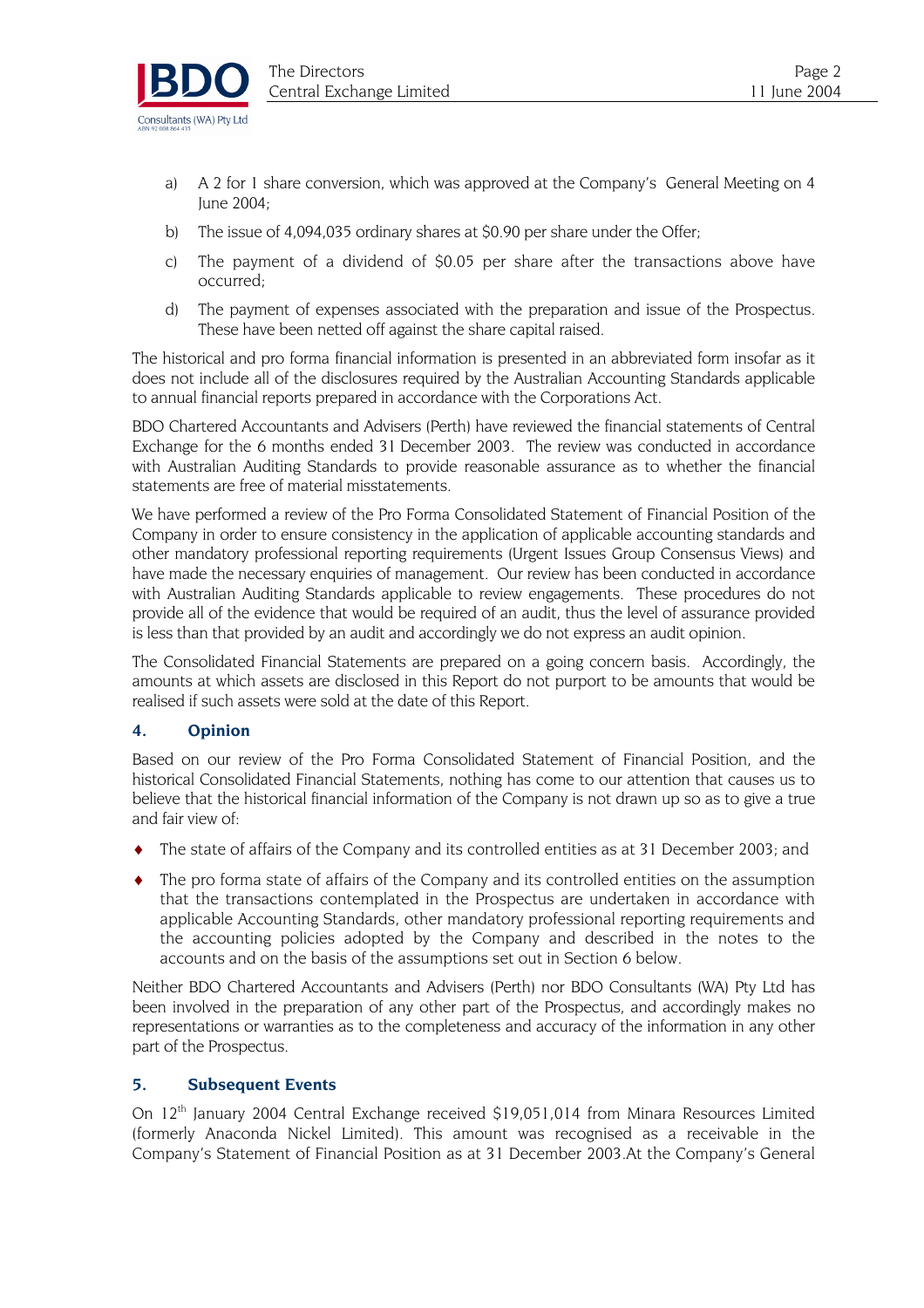a) A 2 for 1 share conversion, which was approved at the Company's General Meeting on 4 June 2004;

b) The issue of 4,094,035 ordinary shares at $0.90 per share under the Offer;

c) The payment of a dividend of $0.05 per share after the transactions above have occurred;

d) The payment of expenses associated with the preparation and issue of the Prospectus. These have been netted off against the share capital raised.

The historical and pro forma financial information is presented in an abbreviated form insofar as it does not include all of the disclosures required by the Australian Accounting Standards applicable to annual financial reports prepared in accordance with the Corporations Act.

BDO Chartered Accountants and Advisers (Perth) have reviewed the financial statements of Central Exchange for the 6 months ended 31 December 2003. The review was conducted in accordance with Australian Auditing Standards to provide reasonable assurance as to whether the financial statements are free of material misstatements.

We have performed a review of the Pro Forma Consolidated Statement of Financial Position of the Company in order to ensure consistency in the application of applicable accounting standards and other mandatory professional reporting requirements (Urgent Issues Group Consensus Views) and have made the necessary enquiries of management. Our review has been conducted in accordance with Australian Auditing Standards applicable to review engagements. These procedures do not provide all of the evidence that would be required of an audit, thus the level of assurance provided is less than that provided by an audit and accordingly we do not express an audit opinion.

The Consolidated Financial Statements are prepared on a going concern basis. Accordingly, the amounts at which assets are disclosed in this Report do not purport to be amounts that would be realised if such assets were sold at the date of this Report.

## 4. Opinion

Based on our review of the Pro Forma Consolidated Statement of Financial Position, and the historical Consolidated Financial Statements, nothing has come to our attention that causes us to believe that the historical financial information of the Company is not drawn up so as to give a true and fair view of:

- The state of affairs of the Company and its controlled entities as at 31 December 2003; and
- The pro forma state of affairs of the Company and its controlled entities on the assumption that the transactions contemplated in the Prospectus are undertaken in accordance with applicable Accounting Standards, other mandatory professional reporting requirements and the accounting policies adopted by the Company and described in the notes to the accounts and on the basis of the assumptions set out in Section 6 below.

Neither BDO Chartered Accountants and Advisers (Perth) nor BDO Consultants (WA) Pty Ltd has been involved in the preparation of any other part of the Prospectus, and accordingly makes no representations or warranties as to the completeness and accuracy of the information in any other part of the Prospectus.

## 5. Subsequent Events

On 12th January 2004 Central Exchange received $19,051,014 from Minara Resources Limited (formerly Anaconda Nickel Limited). This amount was recognised as a receivable in the Company's Statement of Financial Position as at 31 December 2003.At the Company's General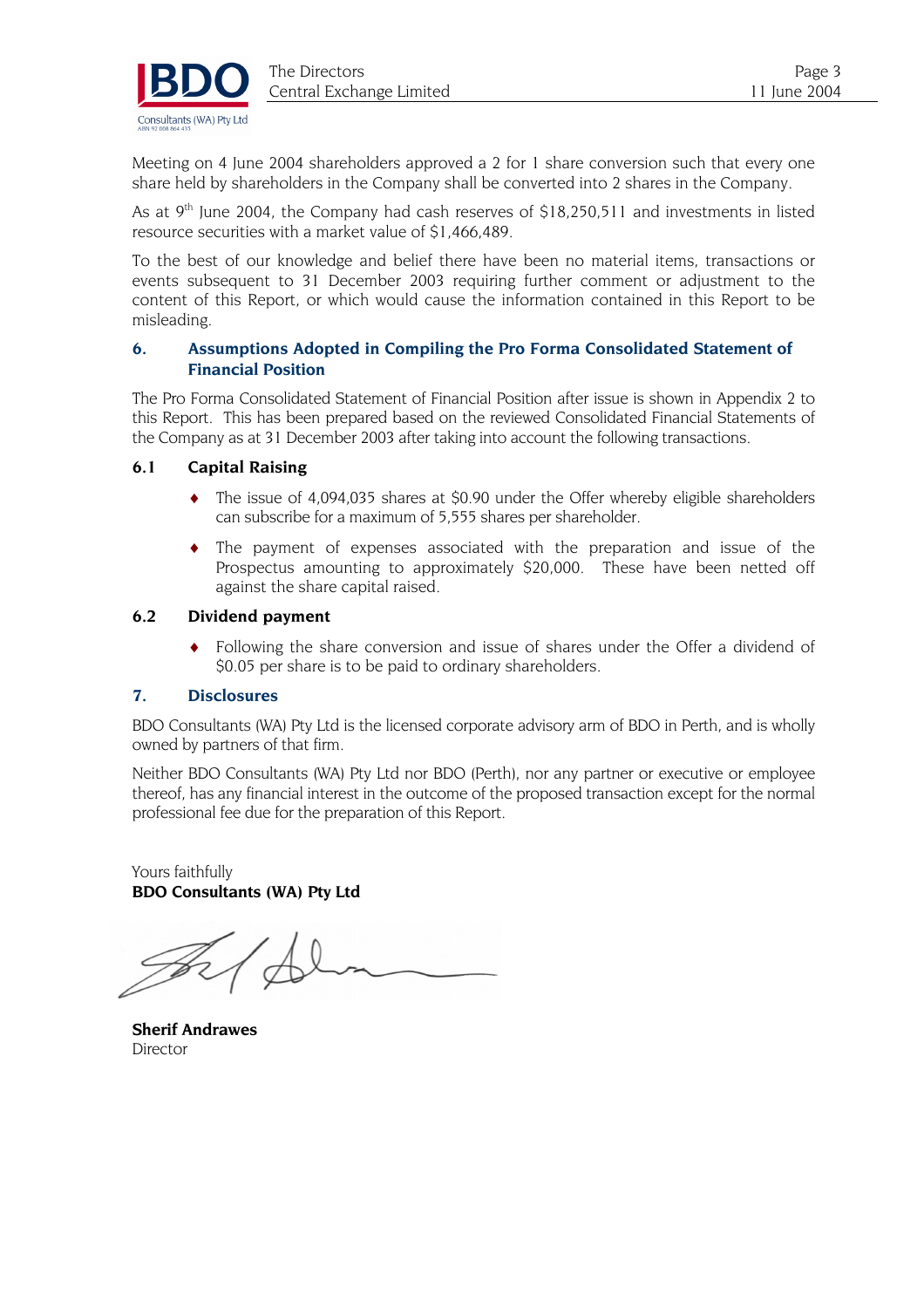Meeting on 4 June 2004 shareholders approved a 2 for 1 share conversion such that every one share held by shareholders in the Company shall be converted into 2 shares in the Company.

As at 9th June 2004, the Company had cash reserves of $18,250,511 and investments in listed resource securities with a market value of $1,466,489.

To the best of our knowledge and belief there have been no material items, transactions or events subsequent to 31 December 2003 requiring further comment or adjustment to the content of this Report, or which would cause the information contained in this Report to be misleading.

## 6. Assumptions Adopted in Compiling the Pro Forma Consolidated Statement of Financial Position

The Pro Forma Consolidated Statement of Financial Position after issue is shown in Appendix 2 to this Report. This has been prepared based on the reviewed Consolidated Financial Statements of the Company as at 31 December 2003 after taking into account the following transactions.

### 6.1 Capital Raising

- The issue of 4,094,035 shares at $0.90 under the Offer whereby eligible shareholders can subscribe for a maximum of 5,555 shares per shareholder.
- The payment of expenses associated with the preparation and issue of the Prospectus amounting to approximately $20,000. These have been netted off against the share capital raised.

### 6.2 Dividend payment

- Following the share conversion and issue of shares under the Offer a dividend of $0.05 per share is to be paid to ordinary shareholders.

## 7. Disclosures

BDO Consultants (WA) Pty Ltd is the licensed corporate advisory arm of BDO in Perth, and is wholly owned by partners of that firm.

Neither BDO Consultants (WA) Pty Ltd nor BDO (Perth), nor any partner or executive or employee thereof, has any financial interest in the outcome of the proposed transaction except for the normal professional fee due for the preparation of this Report.

Yours faithfully
**BDO Consultants (WA) Pty Ltd**

**Sherif Andrawes**
Director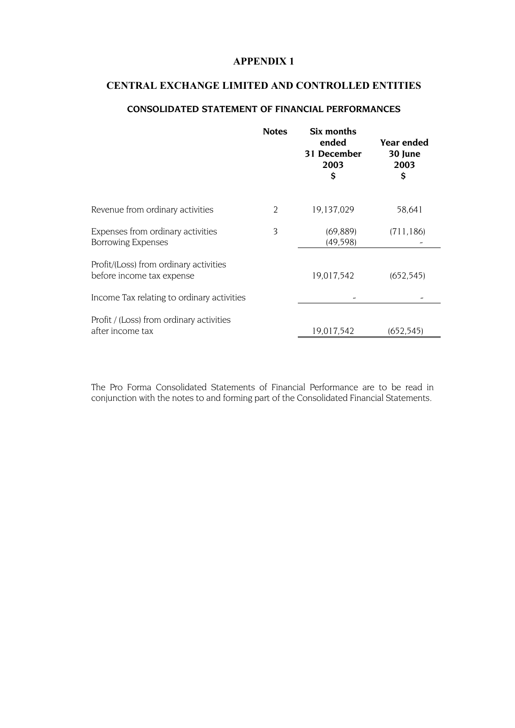# APPENDIX 1

## CENTRAL EXCHANGE LIMITED AND CONTROLLED ENTITIES

### CONSOLIDATED STATEMENT OF FINANCIAL PERFORMANCES

| | Notes | Six months ended 31 December 2003 $ | Year ended 30 June 2003 $ |
|---|---|---|---|
| Revenue from ordinary activities | 2 | 19,137,029 | 58,641 |
| Expenses from ordinary activities | 3 | (69,889) | (711,186) |
| Borrowing Expenses | | (49,598) | - |
| Profit/(Loss) from ordinary activities before income tax expense | | 19,017,542 | (652,545) |
| Income Tax relating to ordinary activities | | - | - |
| Profit / (Loss) from ordinary activities after income tax | | 19,017,542 | (652,545) |

The Pro Forma Consolidated Statements of Financial Performance are to be read in conjunction with the notes to and forming part of the Consolidated Financial Statements.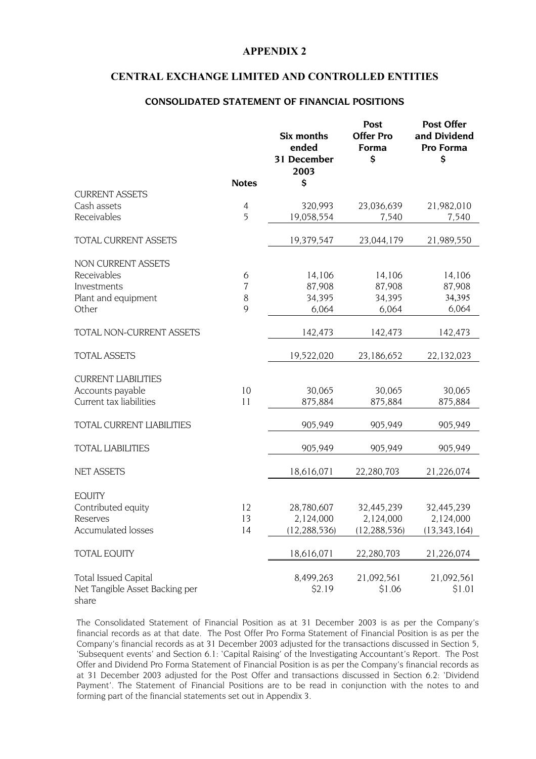## APPENDIX 2

## CENTRAL EXCHANGE LIMITED AND CONTROLLED ENTITIES

### CONSOLIDATED STATEMENT OF FINANCIAL POSITIONS

| | Notes | Six months ended 31 December 2003 $ | Post Offer Pro Forma $ | Post Offer and Dividend Pro Forma $ |
|---|---|---|---|---|
| CURRENT ASSETS | | | | |
| Cash assets | 4 | 320,993 | 23,036,639 | 21,982,010 |
| Receivables | 5 | 19,058,554 | 7,540 | 7,540 |
| TOTAL CURRENT ASSETS | | 19,379,547 | 23,044,179 | 21,989,550 |
| NON CURRENT ASSETS | | | | |
| Receivables | 6 | 14,106 | 14,106 | 14,106 |
| Investments | 7 | 87,908 | 87,908 | 87,908 |
| Plant and equipment | 8 | 34,395 | 34,395 | 34,395 |
| Other | 9 | 6,064 | 6,064 | 6,064 |
| TOTAL NON-CURRENT ASSETS | | 142,473 | 142,473 | 142,473 |
| TOTAL ASSETS | | 19,522,020 | 23,186,652 | 22,132,023 |
| CURRENT LIABILITIES | | | | |
| Accounts payable | 10 | 30,065 | 30,065 | 30,065 |
| Current tax liabilities | 11 | 875,884 | 875,884 | 875,884 |
| TOTAL CURRENT LIABILITIES | | 905,949 | 905,949 | 905,949 |
| TOTAL LIABILITIES | | 905,949 | 905,949 | 905,949 |
| NET ASSETS | | 18,616,071 | 22,280,703 | 21,226,074 |
| EQUITY | | | | |
| Contributed equity | 12 | 28,780,607 | 32,445,239 | 32,445,239 |
| Reserves | 13 | 2,124,000 | 2,124,000 | 2,124,000 |
| Accumulated losses | 14 | (12,288,536) | (12,288,536) | (13,343,164) |
| TOTAL EQUITY | | 18,616,071 | 22,280,703 | 21,226,074 |
| Total Issued Capital | | 8,499,263 | 21,092,561 | 21,092,561 |
| Net Tangible Asset Backing per share | | $2.19 | $1.06 | $1.01 |

The Consolidated Statement of Financial Position as at 31 December 2003 is as per the Company's financial records as at that date. The Post Offer Pro Forma Statement of Financial Position is as per the Company's financial records as at 31 December 2003 adjusted for the transactions discussed in Section 5, 'Subsequent events' and Section 6.1: 'Capital Raising' of the Investigating Accountant's Report. The Post Offer and Dividend Pro Forma Statement of Financial Position is as per the Company's financial records as at 31 December 2003 adjusted for the Post Offer and transactions discussed in Section 6.2: 'Dividend Payment'. The Statement of Financial Positions are to be read in conjunction with the notes to and forming part of the financial statements set out in Appendix 3.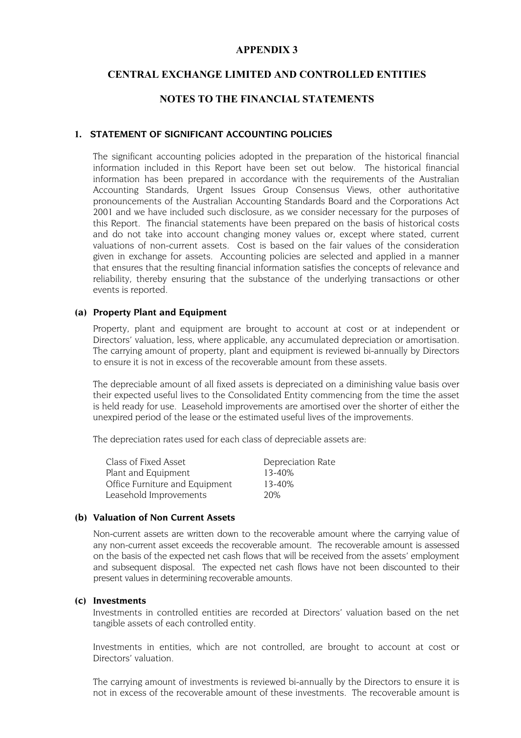# APPENDIX 3

## CENTRAL EXCHANGE LIMITED AND CONTROLLED ENTITIES

## NOTES TO THE FINANCIAL STATEMENTS

### 1. STATEMENT OF SIGNIFICANT ACCOUNTING POLICIES

The significant accounting policies adopted in the preparation of the historical financial information included in this Report have been set out below. The historical financial information has been prepared in accordance with the requirements of the Australian Accounting Standards, Urgent Issues Group Consensus Views, other authoritative pronouncements of the Australian Accounting Standards Board and the Corporations Act 2001 and we have included such disclosure, as we consider necessary for the purposes of this Report. The financial statements have been prepared on the basis of historical costs and do not take into account changing money values or, except where stated, current valuations of non-current assets. Cost is based on the fair values of the consideration given in exchange for assets. Accounting policies are selected and applied in a manner that ensures that the resulting financial information satisfies the concepts of relevance and reliability, thereby ensuring that the substance of the underlying transactions or other events is reported.

#### (a) Property Plant and Equipment

Property, plant and equipment are brought to account at cost or at independent or Directors' valuation, less, where applicable, any accumulated depreciation or amortisation. The carrying amount of property, plant and equipment is reviewed bi-annually by Directors to ensure it is not in excess of the recoverable amount from these assets.

The depreciable amount of all fixed assets is depreciated on a diminishing value basis over their expected useful lives to the Consolidated Entity commencing from the time the asset is held ready for use. Leasehold improvements are amortised over the shorter of either the unexpired period of the lease or the estimated useful lives of the improvements.

The depreciation rates used for each class of depreciable assets are:

| Class of Fixed Asset | Depreciation Rate |
|---|---|
| Plant and Equipment | 13-40% |
| Office Furniture and Equipment | 13-40% |
| Leasehold Improvements | 20% |

#### (b) Valuation of Non Current Assets

Non-current assets are written down to the recoverable amount where the carrying value of any non-current asset exceeds the recoverable amount. The recoverable amount is assessed on the basis of the expected net cash flows that will be received from the assets' employment and subsequent disposal. The expected net cash flows have not been discounted to their present values in determining recoverable amounts.

#### (c) Investments

Investments in controlled entities are recorded at Directors' valuation based on the net tangible assets of each controlled entity.

Investments in entities, which are not controlled, are brought to account at cost or Directors' valuation.

The carrying amount of investments is reviewed bi-annually by the Directors to ensure it is not in excess of the recoverable amount of these investments. The recoverable amount is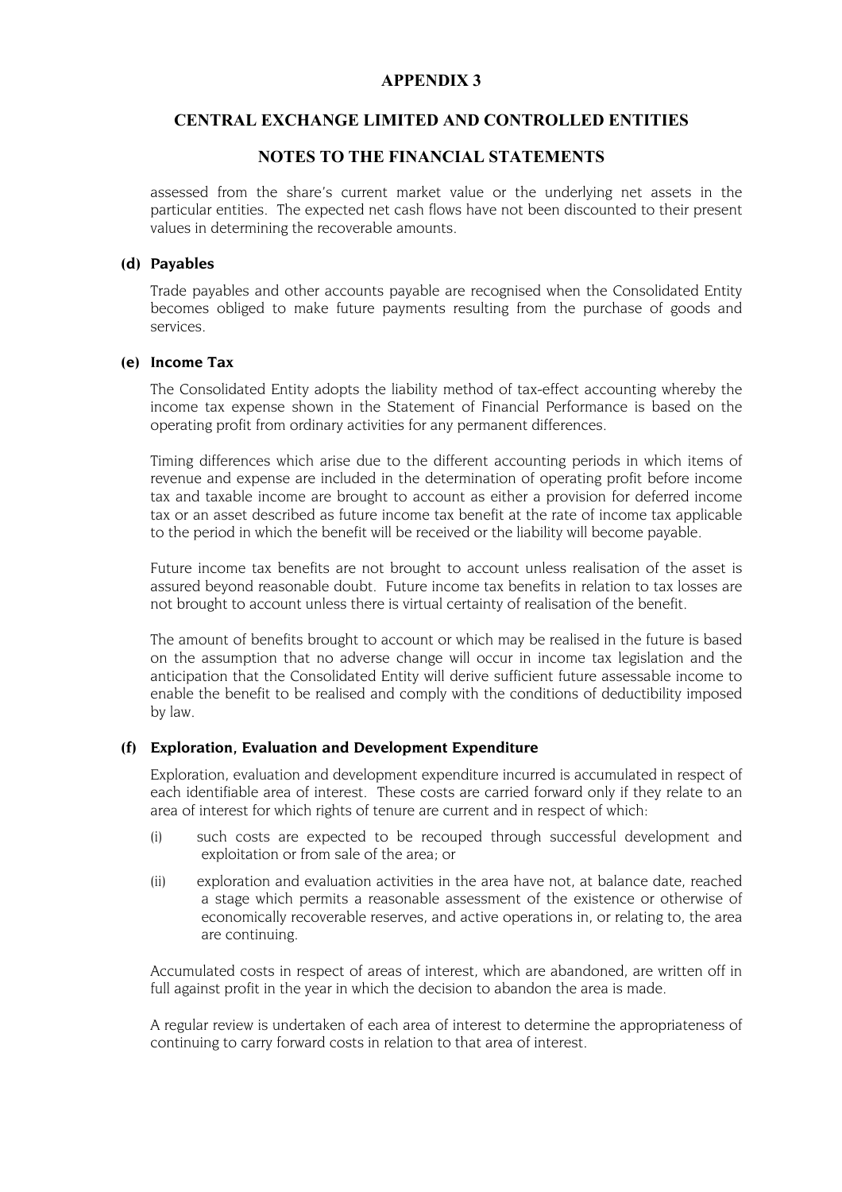# APPENDIX 3

## CENTRAL EXCHANGE LIMITED AND CONTROLLED ENTITIES

## NOTES TO THE FINANCIAL STATEMENTS

assessed from the share's current market value or the underlying net assets in the particular entities. The expected net cash flows have not been discounted to their present values in determining the recoverable amounts.

### (d) Payables

Trade payables and other accounts payable are recognised when the Consolidated Entity becomes obliged to make future payments resulting from the purchase of goods and services.

### (e) Income Tax

The Consolidated Entity adopts the liability method of tax-effect accounting whereby the income tax expense shown in the Statement of Financial Performance is based on the operating profit from ordinary activities for any permanent differences.

Timing differences which arise due to the different accounting periods in which items of revenue and expense are included in the determination of operating profit before income tax and taxable income are brought to account as either a provision for deferred income tax or an asset described as future income tax benefit at the rate of income tax applicable to the period in which the benefit will be received or the liability will become payable.

Future income tax benefits are not brought to account unless realisation of the asset is assured beyond reasonable doubt. Future income tax benefits in relation to tax losses are not brought to account unless there is virtual certainty of realisation of the benefit.

The amount of benefits brought to account or which may be realised in the future is based on the assumption that no adverse change will occur in income tax legislation and the anticipation that the Consolidated Entity will derive sufficient future assessable income to enable the benefit to be realised and comply with the conditions of deductibility imposed by law.

### (f) Exploration, Evaluation and Development Expenditure

Exploration, evaluation and development expenditure incurred is accumulated in respect of each identifiable area of interest. These costs are carried forward only if they relate to an area of interest for which rights of tenure are current and in respect of which:

(i) such costs are expected to be recouped through successful development and exploitation or from sale of the area; or

(ii) exploration and evaluation activities in the area have not, at balance date, reached a stage which permits a reasonable assessment of the existence or otherwise of economically recoverable reserves, and active operations in, or relating to, the area are continuing.

Accumulated costs in respect of areas of interest, which are abandoned, are written off in full against profit in the year in which the decision to abandon the area is made.

A regular review is undertaken of each area of interest to determine the appropriateness of continuing to carry forward costs in relation to that area of interest.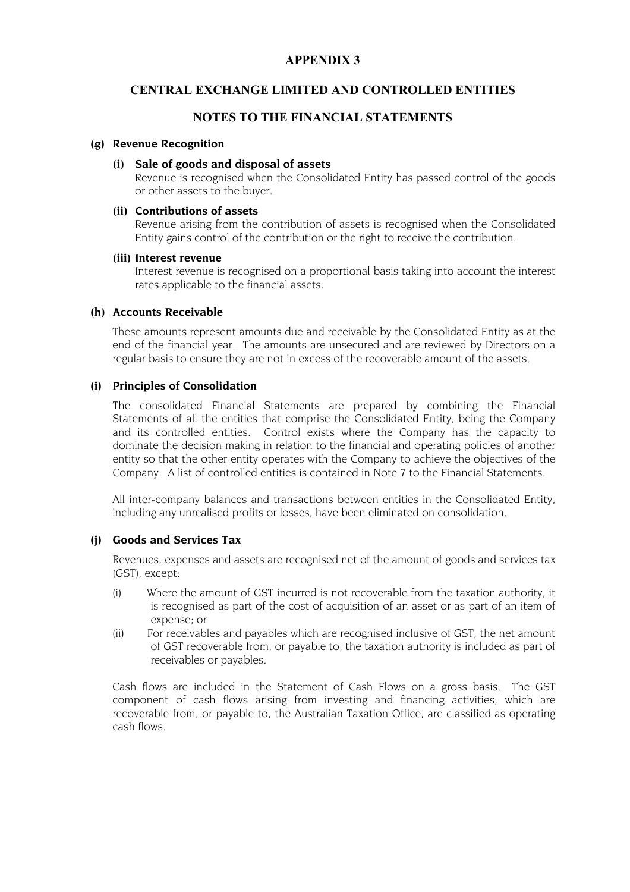# APPENDIX 3

## CENTRAL EXCHANGE LIMITED AND CONTROLLED ENTITIES

## NOTES TO THE FINANCIAL STATEMENTS

### (g) Revenue Recognition

#### (i) Sale of goods and disposal of assets

Revenue is recognised when the Consolidated Entity has passed control of the goods or other assets to the buyer.

#### (ii) Contributions of assets

Revenue arising from the contribution of assets is recognised when the Consolidated Entity gains control of the contribution or the right to receive the contribution.

#### (iii) Interest revenue

Interest revenue is recognised on a proportional basis taking into account the interest rates applicable to the financial assets.

### (h) Accounts Receivable

These amounts represent amounts due and receivable by the Consolidated Entity as at the end of the financial year. The amounts are unsecured and are reviewed by Directors on a regular basis to ensure they are not in excess of the recoverable amount of the assets.

### (i) Principles of Consolidation

The consolidated Financial Statements are prepared by combining the Financial Statements of all the entities that comprise the Consolidated Entity, being the Company and its controlled entities. Control exists where the Company has the capacity to dominate the decision making in relation to the financial and operating policies of another entity so that the other entity operates with the Company to achieve the objectives of the Company. A list of controlled entities is contained in Note 7 to the Financial Statements.

All inter-company balances and transactions between entities in the Consolidated Entity, including any unrealised profits or losses, have been eliminated on consolidation.

### (j) Goods and Services Tax

Revenues, expenses and assets are recognised net of the amount of goods and services tax (GST), except:

(i) Where the amount of GST incurred is not recoverable from the taxation authority, it is recognised as part of the cost of acquisition of an asset or as part of an item of expense; or

(ii) For receivables and payables which are recognised inclusive of GST, the net amount of GST recoverable from, or payable to, the taxation authority is included as part of receivables or payables.

Cash flows are included in the Statement of Cash Flows on a gross basis. The GST component of cash flows arising from investing and financing activities, which are recoverable from, or payable to, the Australian Taxation Office, are classified as operating cash flows.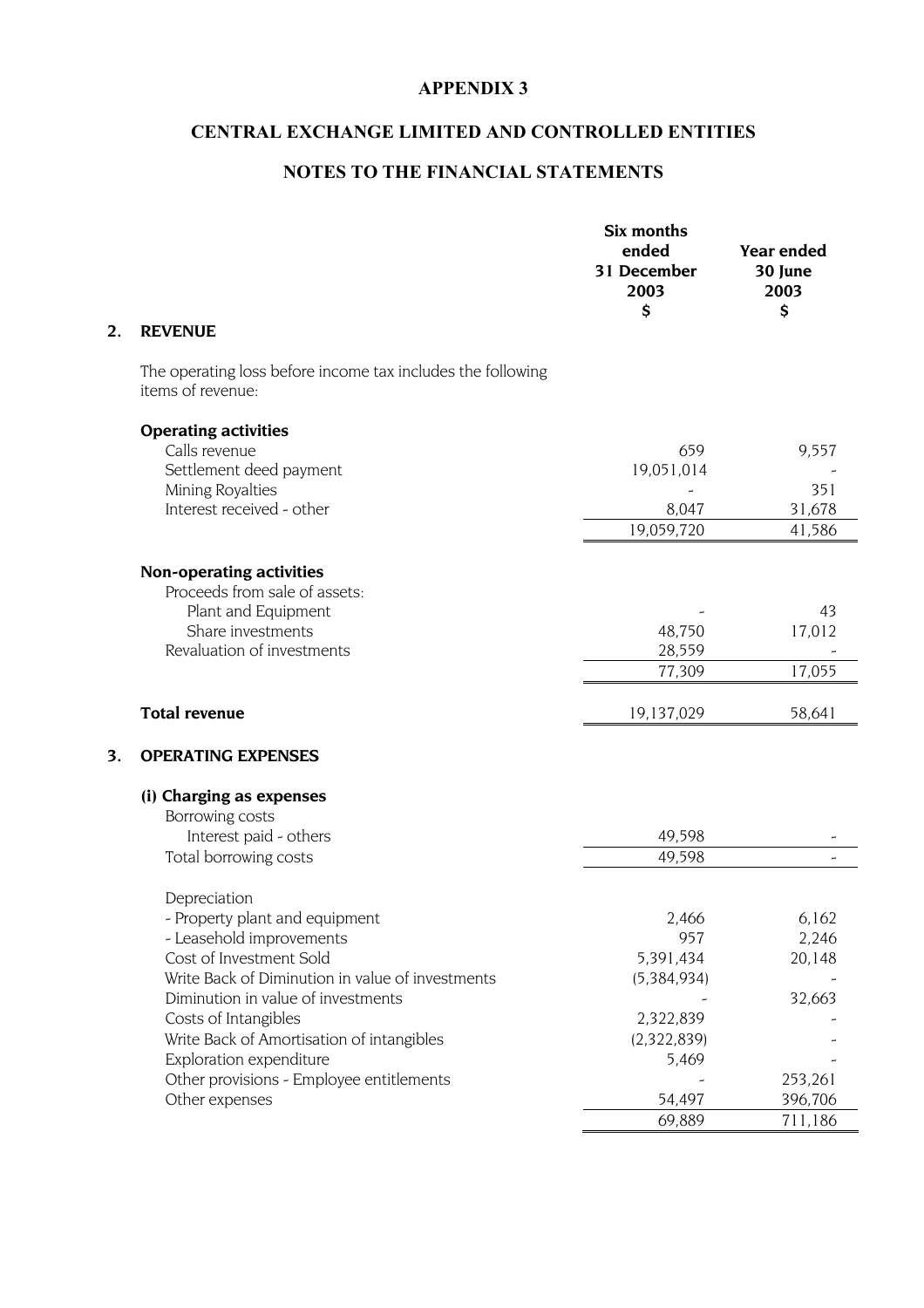# APPENDIX 3

# CENTRAL EXCHANGE LIMITED AND CONTROLLED ENTITIES

## NOTES TO THE FINANCIAL STATEMENTS

| | Six months ended 31 December 2003 $ | Year ended 30 June 2003 $ |
|---|---|---|
| **2. REVENUE** | | |
| The operating loss before income tax includes the following items of revenue: | | |
| **Operating activities** | | |
| Calls revenue | 659 | 9,557 |
| Settlement deed payment | 19,051,014 | - |
| Mining Royalties | - | 351 |
| Interest received - other | 8,047 | 31,678 |
| | 19,059,720 | 41,586 |
| **Non-operating activities** | | |
| Proceeds from sale of assets: | | |
| Plant and Equipment | - | 43 |
| Share investments | 48,750 | 17,012 |
| Revaluation of investments | 28,559 | - |
| | 77,309 | 17,055 |
| **Total revenue** | 19,137,029 | 58,641 |
| **3. OPERATING EXPENSES** | | |
| **(i) Charging as expenses** | | |
| Borrowing costs | | |
| Interest paid - others | 49,598 | - |
| Total borrowing costs | 49,598 | - |
| Depreciation | | |
| - Property plant and equipment | 2,466 | 6,162 |
| - Leasehold improvements | 957 | 2,246 |
| Cost of Investment Sold | 5,391,434 | 20,148 |
| Write Back of Diminution in value of investments | (5,384,934) | - |
| Diminution in value of investments | - | 32,663 |
| Costs of Intangibles | 2,322,839 | - |
| Write Back of Amortisation of intangibles | (2,322,839) | - |
| Exploration expenditure | 5,469 | - |
| Other provisions - Employee entitlements | - | 253,261 |
| Other expenses | 54,497 | 396,706 |
| | 69,889 | 711,186 |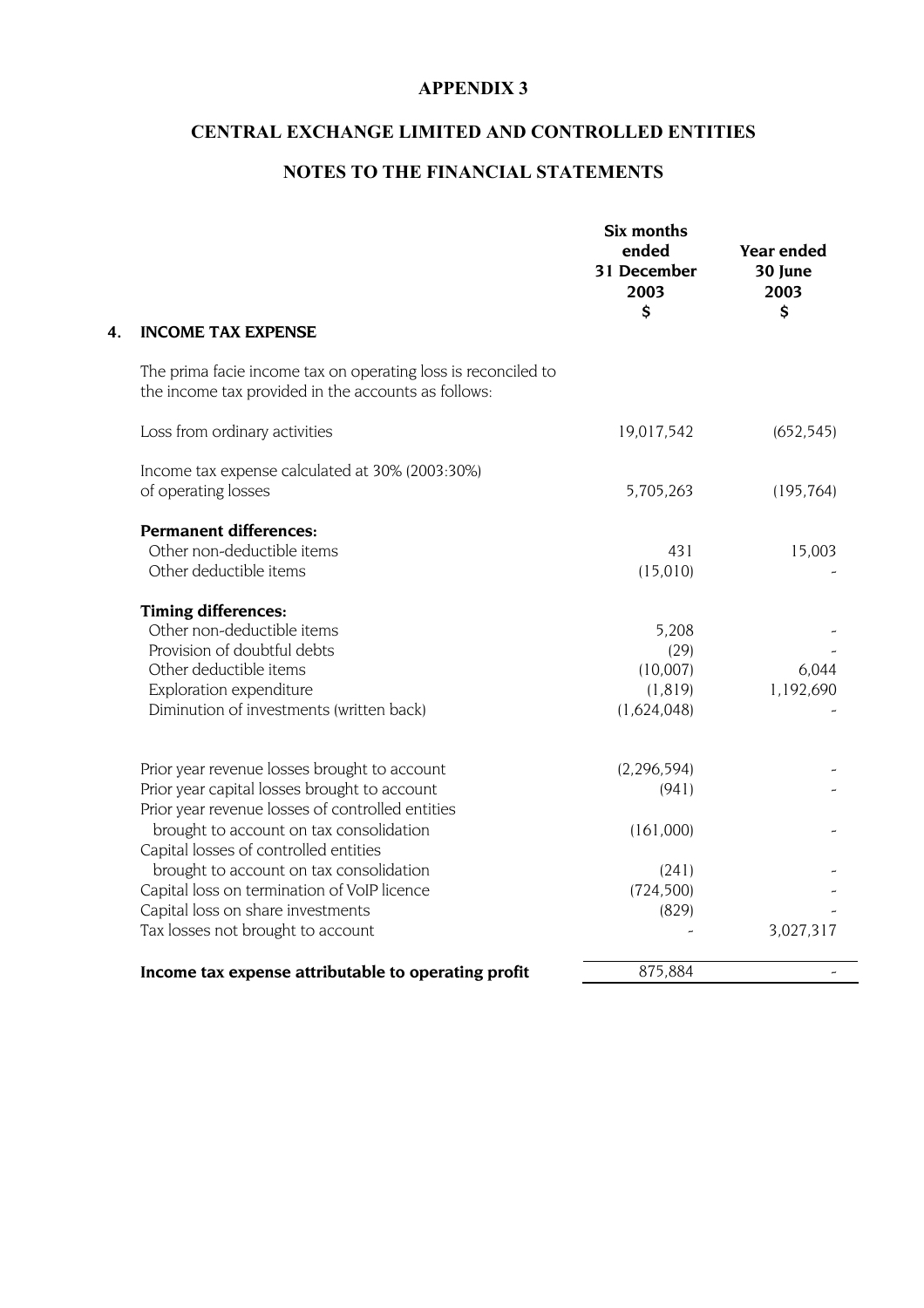# APPENDIX 3

## CENTRAL EXCHANGE LIMITED AND CONTROLLED ENTITIES

## NOTES TO THE FINANCIAL STATEMENTS

| | Six months ended 31 December 2003 $ | Year ended 30 June 2003 $ |
|---|---|---|
| **4. INCOME TAX EXPENSE** | | |
| The prima facie income tax on operating loss is reconciled to the income tax provided in the accounts as follows: | | |
| Loss from ordinary activities | 19,017,542 | (652,545) |
| Income tax expense calculated at 30% (2003:30%) of operating losses | 5,705,263 | (195,764) |
| **Permanent differences:** | | |
| Other non-deductible items | 431 | 15,003 |
| Other deductible items | (15,010) | - |
| **Timing differences:** | | |
| Other non-deductible items | 5,208 | - |
| Provision of doubtful debts | (29) | - |
| Other deductible items | (10,007) | 6,044 |
| Exploration expenditure | (1,819) | 1,192,690 |
| Diminution of investments (written back) | (1,624,048) | - |
| Prior year revenue losses brought to account | (2,296,594) | - |
| Prior year capital losses brought to account | (941) | - |
| Prior year revenue losses of controlled entities brought to account on tax consolidation | (161,000) | - |
| Capital losses of controlled entities brought to account on tax consolidation | (241) | - |
| Capital loss on termination of VoIP licence | (724,500) | - |
| Capital loss on share investments | (829) | - |
| Tax losses not brought to account | - | 3,027,317 |
| **Income tax expense attributable to operating profit** | 875,884 | - |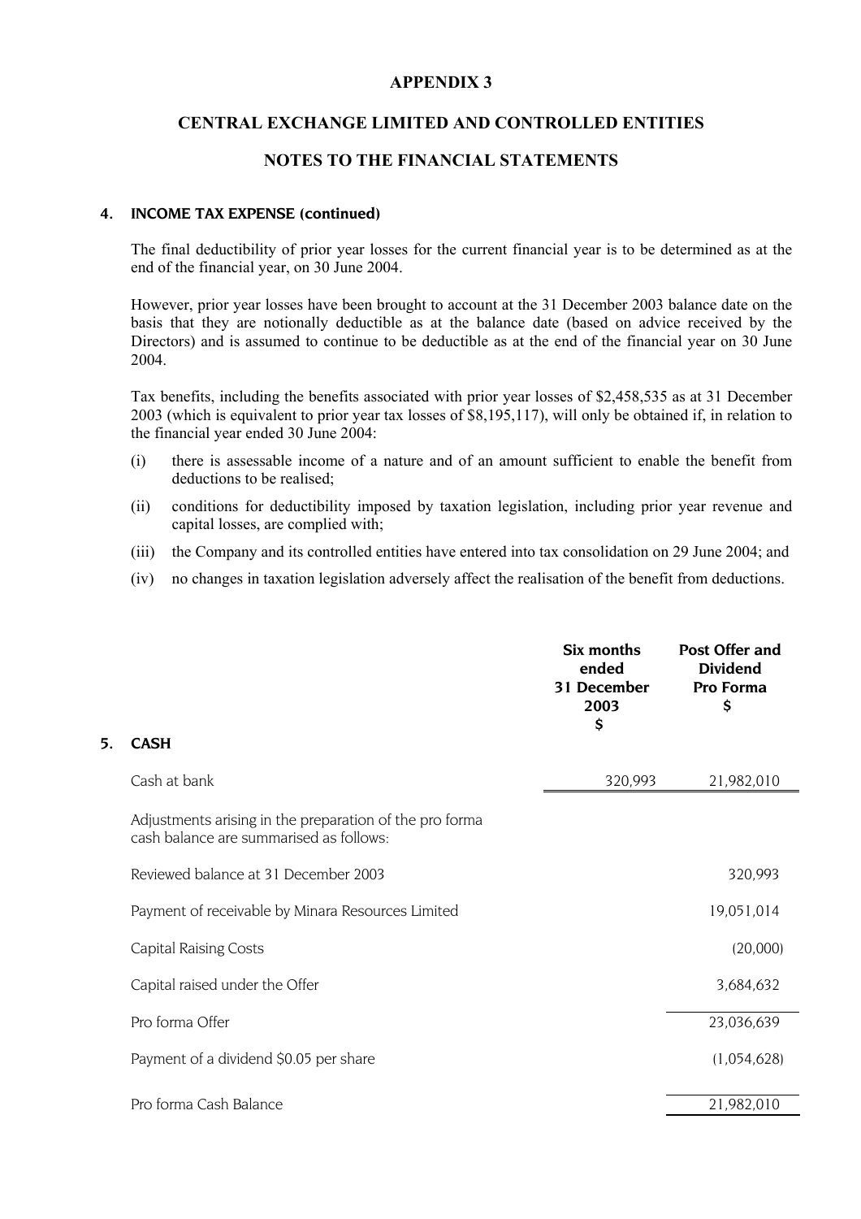# APPENDIX 3

## CENTRAL EXCHANGE LIMITED AND CONTROLLED ENTITIES

## NOTES TO THE FINANCIAL STATEMENTS

### 4. INCOME TAX EXPENSE (continued)

The final deductibility of prior year losses for the current financial year is to be determined as at the end of the financial year, on 30 June 2004.

However, prior year losses have been brought to account at the 31 December 2003 balance date on the basis that they are notionally deductible as at the balance date (based on advice received by the Directors) and is assumed to continue to be deductible as at the end of the financial year on 30 June 2004.

Tax benefits, including the benefits associated with prior year losses of $2,458,535 as at 31 December 2003 (which is equivalent to prior year tax losses of $8,195,117), will only be obtained if, in relation to the financial year ended 30 June 2004:

(i) there is assessable income of a nature and of an amount sufficient to enable the benefit from deductions to be realised;

(ii) conditions for deductibility imposed by taxation legislation, including prior year revenue and capital losses, are complied with;

(iii) the Company and its controlled entities have entered into tax consolidation on 29 June 2004; and

(iv) no changes in taxation legislation adversely affect the realisation of the benefit from deductions.

### 5. CASH

| | Six months ended 31 December 2003 $ | Post Offer and Dividend Pro Forma $ |
|---|---|---|
| Cash at bank | 320,993 | 21,982,010 |
| Adjustments arising in the preparation of the pro forma cash balance are summarised as follows: | | |
| Reviewed balance at 31 December 2003 | | 320,993 |
| Payment of receivable by Minara Resources Limited | | 19,051,014 |
| Capital Raising Costs | | (20,000) |
| Capital raised under the Offer | | 3,684,632 |
| Pro forma Offer | | 23,036,639 |
| Payment of a dividend $0.05 per share | | (1,054,628) |
| Pro forma Cash Balance | | 21,982,010 |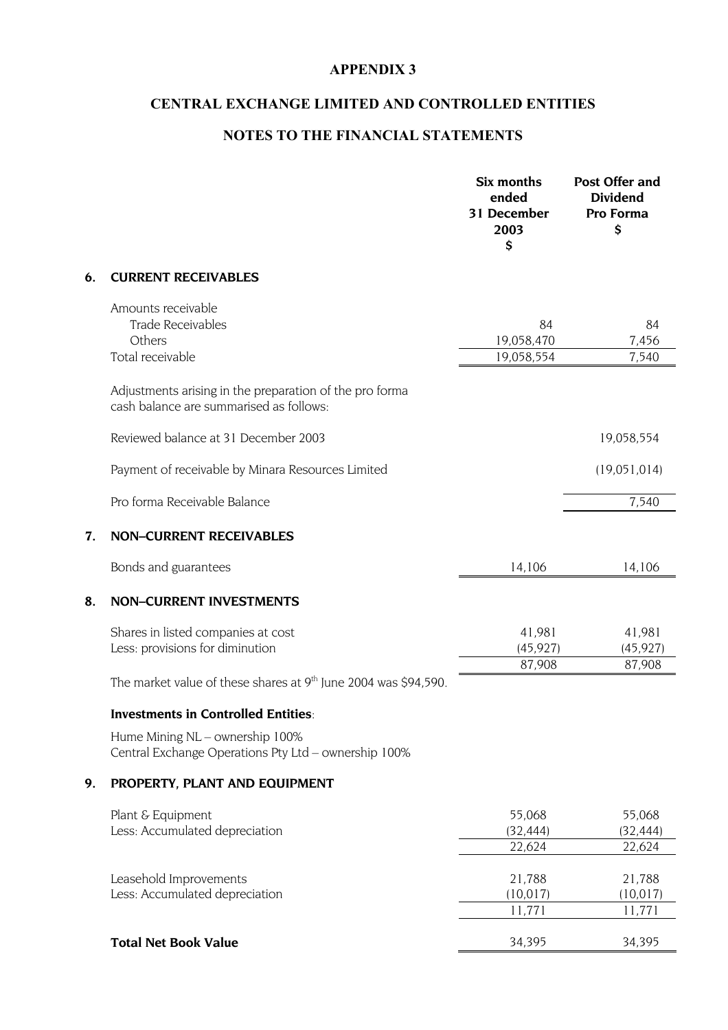# APPENDIX 3

## CENTRAL EXCHANGE LIMITED AND CONTROLLED ENTITIES

## NOTES TO THE FINANCIAL STATEMENTS

| | | Six months ended 31 December 2003 $ | Post Offer and Dividend Pro Forma $ |
|---|---|---|---|
| **6.** | **CURRENT RECEIVABLES** | | |
| | Amounts receivable | | |
| | Trade Receivables | 84 | 84 |
| | Others | 19,058,470 | 7,456 |
| | Total receivable | 19,058,554 | 7,540 |
| | Adjustments arising in the preparation of the pro forma cash balance are summarised as follows: | | |
| | Reviewed balance at 31 December 2003 | | 19,058,554 |
| | Payment of receivable by Minara Resources Limited | | (19,051,014) |
| | Pro forma Receivable Balance | | 7,540 |
| **7.** | **NON–CURRENT RECEIVABLES** | | |
| | Bonds and guarantees | 14,106 | 14,106 |
| **8.** | **NON–CURRENT INVESTMENTS** | | |
| | Shares in listed companies at cost | 41,981 | 41,981 |
| | Less: provisions for diminution | (45,927) | (45,927) |
| | | 87,908 | 87,908 |
| | The market value of these shares at 9th June 2004 was $94,590. | | |
| | **Investments in Controlled Entities**: | | |
| | Hume Mining NL – ownership 100% | | |
| | Central Exchange Operations Pty Ltd – ownership 100% | | |
| **9.** | **PROPERTY, PLANT AND EQUIPMENT** | | |
| | Plant & Equipment | 55,068 | 55,068 |
| | Less: Accumulated depreciation | (32,444) | (32,444) |
| | | 22,624 | 22,624 |
| | Leasehold Improvements | 21,788 | 21,788 |
| | Less: Accumulated depreciation | (10,017) | (10,017) |
| | | 11,771 | 11,771 |
| | **Total Net Book Value** | 34,395 | 34,395 |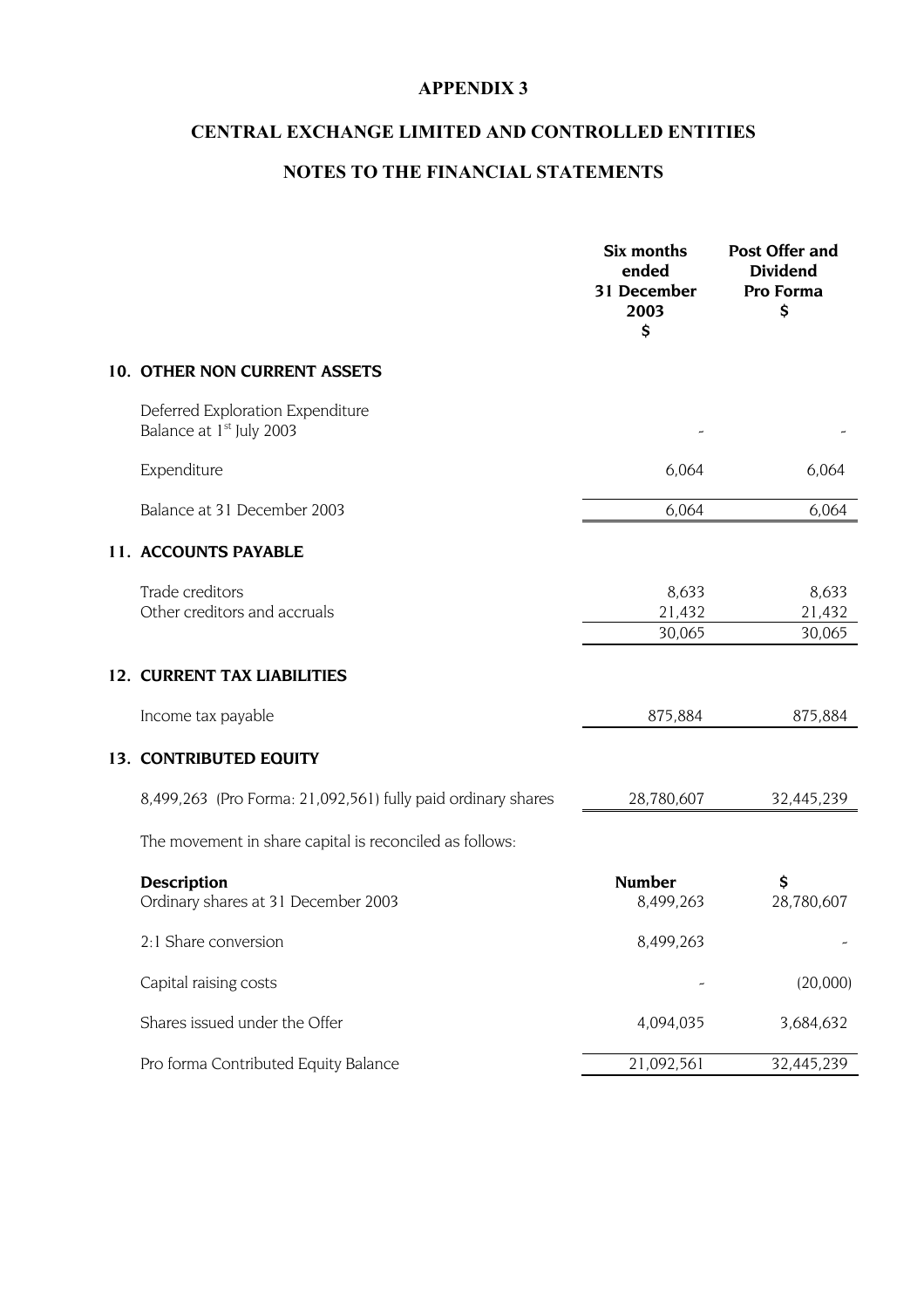# APPENDIX 3

## CENTRAL EXCHANGE LIMITED AND CONTROLLED ENTITIES

## NOTES TO THE FINANCIAL STATEMENTS

| | Six months ended 31 December 2003 $ | Post Offer and Dividend Pro Forma $ |
|---|---|---|
| **10. OTHER NON CURRENT ASSETS** | | |
| Deferred Exploration Expenditure Balance at 1st July 2003 | - | - |
| Expenditure | 6,064 | 6,064 |
| Balance at 31 December 2003 | 6,064 | 6,064 |
| **11. ACCOUNTS PAYABLE** | | |
| Trade creditors | 8,633 | 8,633 |
| Other creditors and accruals | 21,432 | 21,432 |
| | 30,065 | 30,065 |
| **12. CURRENT TAX LIABILITIES** | | |
| Income tax payable | 875,884 | 875,884 |
| **13. CONTRIBUTED EQUITY** | | |
| 8,499,263 (Pro Forma: 21,092,561) fully paid ordinary shares | 28,780,607 | 32,445,239 |

The movement in share capital is reconciled as follows:

| Description | Number | $ |
|---|---|---|
| Ordinary shares at 31 December 2003 | 8,499,263 | 28,780,607 |
| 2:1 Share conversion | 8,499,263 | - |
| Capital raising costs | - | (20,000) |
| Shares issued under the Offer | 4,094,035 | 3,684,632 |
| Pro forma Contributed Equity Balance | 21,092,561 | 32,445,239 |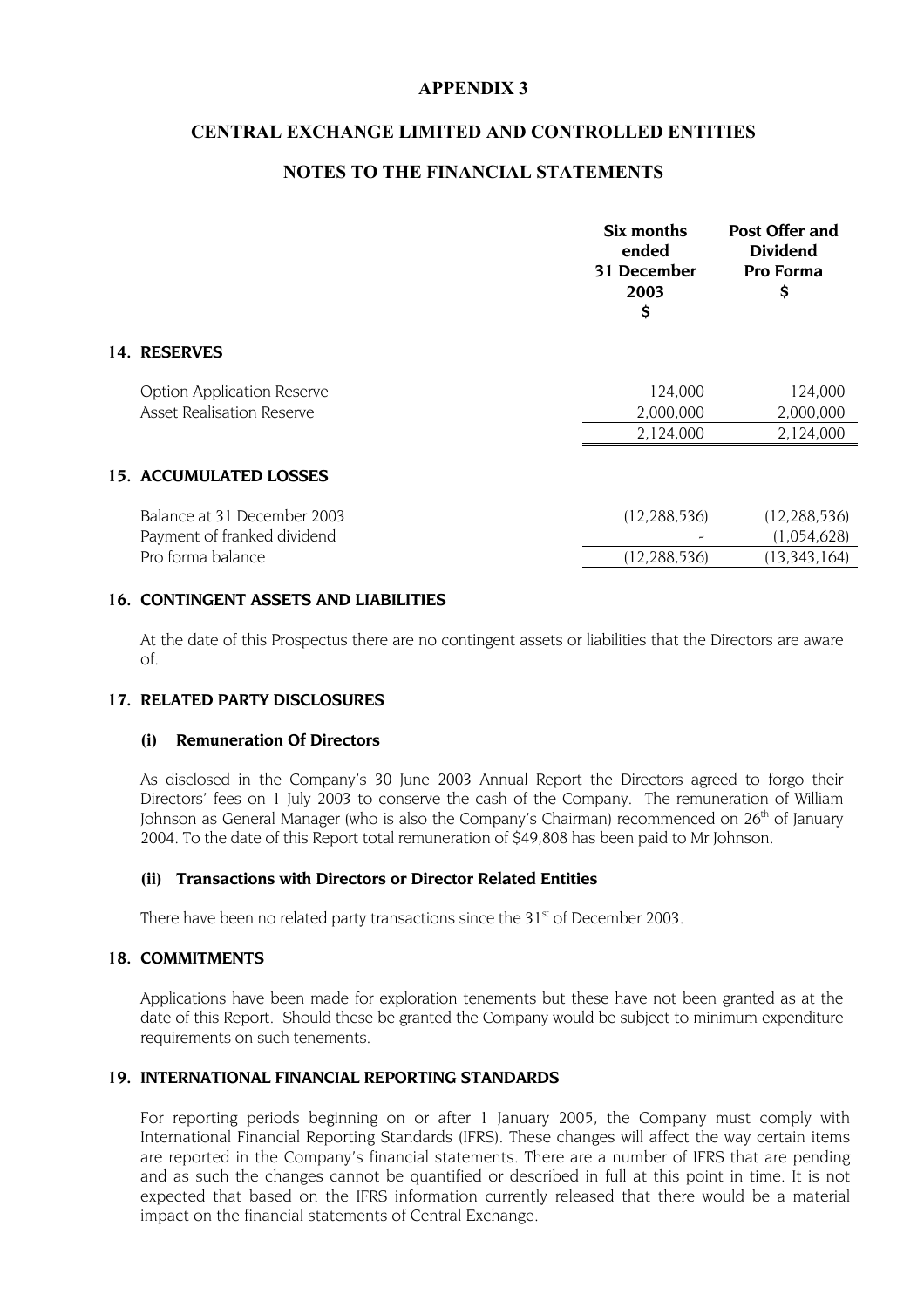# APPENDIX 3

## CENTRAL EXCHANGE LIMITED AND CONTROLLED ENTITIES

## NOTES TO THE FINANCIAL STATEMENTS

| | Six months ended 31 December 2003 $ | Post Offer and Dividend Pro Forma $ |
|---|---|---|
| **14. RESERVES** | | |
| Option Application Reserve | 124,000 | 124,000 |
| Asset Realisation Reserve | 2,000,000 | 2,000,000 |
| | 2,124,000 | 2,124,000 |
| **15. ACCUMULATED LOSSES** | | |
| Balance at 31 December 2003 | (12,288,536) | (12,288,536) |
| Payment of franked dividend | - | (1,054,628) |
| Pro forma balance | (12,288,536) | (13,343,164) |

### 16. CONTINGENT ASSETS AND LIABILITIES

At the date of this Prospectus there are no contingent assets or liabilities that the Directors are aware of.

### 17. RELATED PARTY DISCLOSURES

#### (i) Remuneration Of Directors

As disclosed in the Company's 30 June 2003 Annual Report the Directors agreed to forgo their Directors' fees on 1 July 2003 to conserve the cash of the Company. The remuneration of William Johnson as General Manager (who is also the Company's Chairman) recommenced on 26th of January 2004. To the date of this Report total remuneration of $49,808 has been paid to Mr Johnson.

#### (ii) Transactions with Directors or Director Related Entities

There have been no related party transactions since the 31st of December 2003.

### 18. COMMITMENTS

Applications have been made for exploration tenements but these have not been granted as at the date of this Report. Should these be granted the Company would be subject to minimum expenditure requirements on such tenements.

### 19. INTERNATIONAL FINANCIAL REPORTING STANDARDS

For reporting periods beginning on or after 1 January 2005, the Company must comply with International Financial Reporting Standards (IFRS). These changes will affect the way certain items are reported in the Company's financial statements. There are a number of IFRS that are pending and as such the changes cannot be quantified or described in full at this point in time. It is not expected that based on the IFRS information currently released that there would be a material impact on the financial statements of Central Exchange.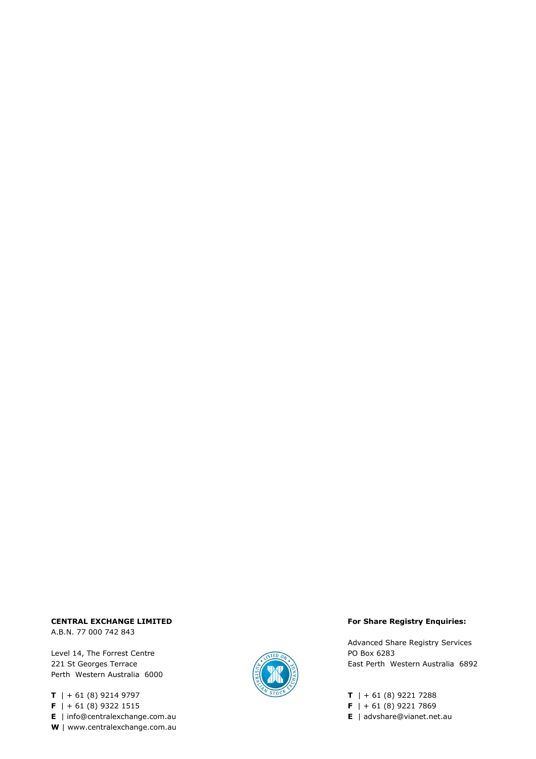**CENTRAL EXCHANGE LIMITED**
A.B.N. 77 000 742 843

Level 14, The Forrest Centre
221 St Georges Terrace
Perth Western Australia 6000

**T** | + 61 (8) 9214 9797
**F** | + 61 (8) 9322 1515
**E** | info@centralexchange.com.au
**W** | www.centralexchange.com.au

**For Share Registry Enquiries:**

Advanced Share Registry Services
PO Box 6283
East Perth Western Australia 6892

**T** | + 61 (8) 9221 7288
**F** | + 61 (8) 9221 7869
**E** | advshare@vianet.net.au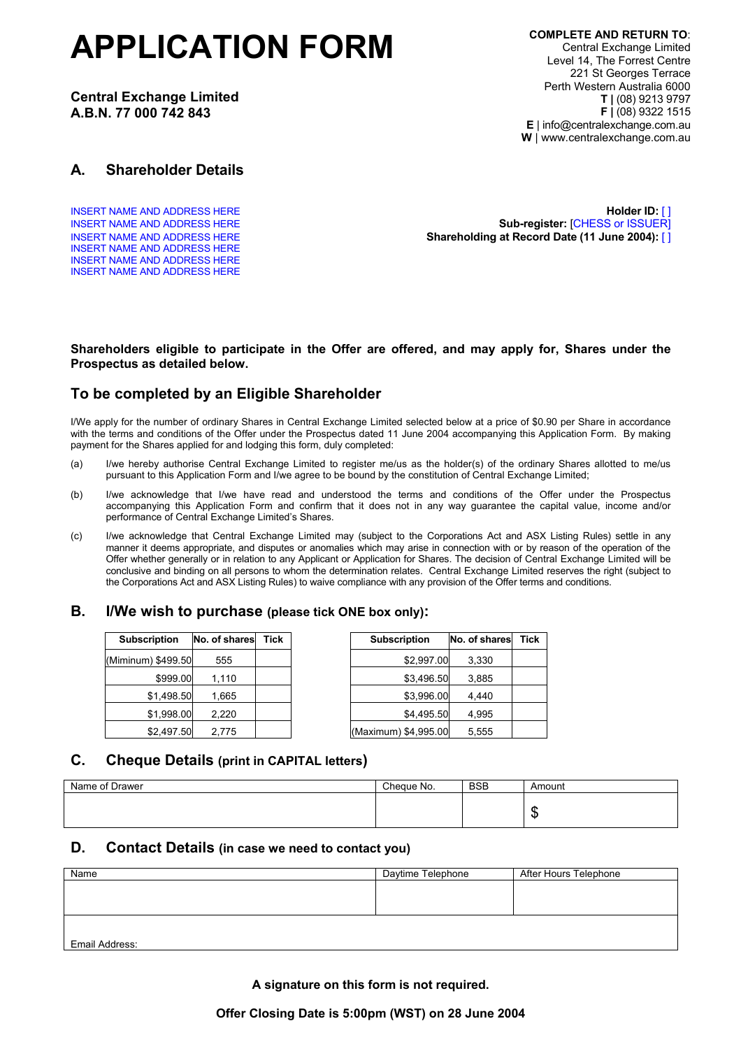# APPLICATION FORM

**Central Exchange Limited**
**A.B.N. 77 000 742 843**

**COMPLETE AND RETURN TO**:
Central Exchange Limited
Level 14, The Forrest Centre
221 St Georges Terrace
Perth Western Australia 6000
**T |** (08) 9213 9797
**F |** (08) 9322 1515
**E** | info@centralexchange.com.au
**W** | www.centralexchange.com.au

## A. Shareholder Details

INSERT NAME AND ADDRESS HERE
INSERT NAME AND ADDRESS HERE
INSERT NAME AND ADDRESS HERE
INSERT NAME AND ADDRESS HERE
INSERT NAME AND ADDRESS HERE
INSERT NAME AND ADDRESS HERE

**Holder ID:** [ ]
**Sub-register:** [CHESS or ISSUER]
**Shareholding at Record Date (11 June 2004):** [ ]

**Shareholders eligible to participate in the Offer are offered, and may apply for, Shares under the Prospectus as detailed below.**

## To be completed by an Eligible Shareholder

I/We apply for the number of ordinary Shares in Central Exchange Limited selected below at a price of $0.90 per Share in accordance with the terms and conditions of the Offer under the Prospectus dated 11 June 2004 accompanying this Application Form. By making payment for the Shares applied for and lodging this form, duly completed:

(a) I/we hereby authorise Central Exchange Limited to register me/us as the holder(s) of the ordinary Shares allotted to me/us pursuant to this Application Form and I/we agree to be bound by the constitution of Central Exchange Limited;

(b) I/we acknowledge that I/we have read and understood the terms and conditions of the Offer under the Prospectus accompanying this Application Form and confirm that it does not in any way guarantee the capital value, income and/or performance of Central Exchange Limited's Shares.

(c) I/we acknowledge that Central Exchange Limited may (subject to the Corporations Act and ASX Listing Rules) settle in any manner it deems appropriate, and disputes or anomalies which may arise in connection with or by reason of the operation of the Offer whether generally or in relation to any Applicant or Application for Shares. The decision of Central Exchange Limited will be conclusive and binding on all persons to whom the determination relates. Central Exchange Limited reserves the right (subject to the Corporations Act and ASX Listing Rules) to waive compliance with any provision of the Offer terms and conditions.

## B. I/We wish to purchase (please tick ONE box only):

| Subscription | No. of shares | Tick |
|---|---|---|
| (Miminum) $499.50 | 555 | |
| $999.00 | 1,110 | |
| $1,498.50 | 1,665 | |
| $1,998.00 | 2,220 | |
| $2,497.50 | 2,775 | |

| Subscription | No. of shares | Tick |
|---|---|---|
| $2,997.00 | 3,330 | |
| $3,496.50 | 3,885 | |
| $3,996.00 | 4,440 | |
| $4,495.50 | 4,995 | |
| (Maximum) $4,995.00 | 5,555 | |

## C. Cheque Details (print in CAPITAL letters)

| Name of Drawer | Cheque No. | BSB | Amount |
|---|---|---|---|
| | | | $ |

## D. Contact Details (in case we need to contact you)

| Name | Daytime Telephone | After Hours Telephone |
|---|---|---|
| | | |
| Email Address: | | |

**A signature on this form is not required.**

**Offer Closing Date is 5:00pm (WST) on 28 June 2004**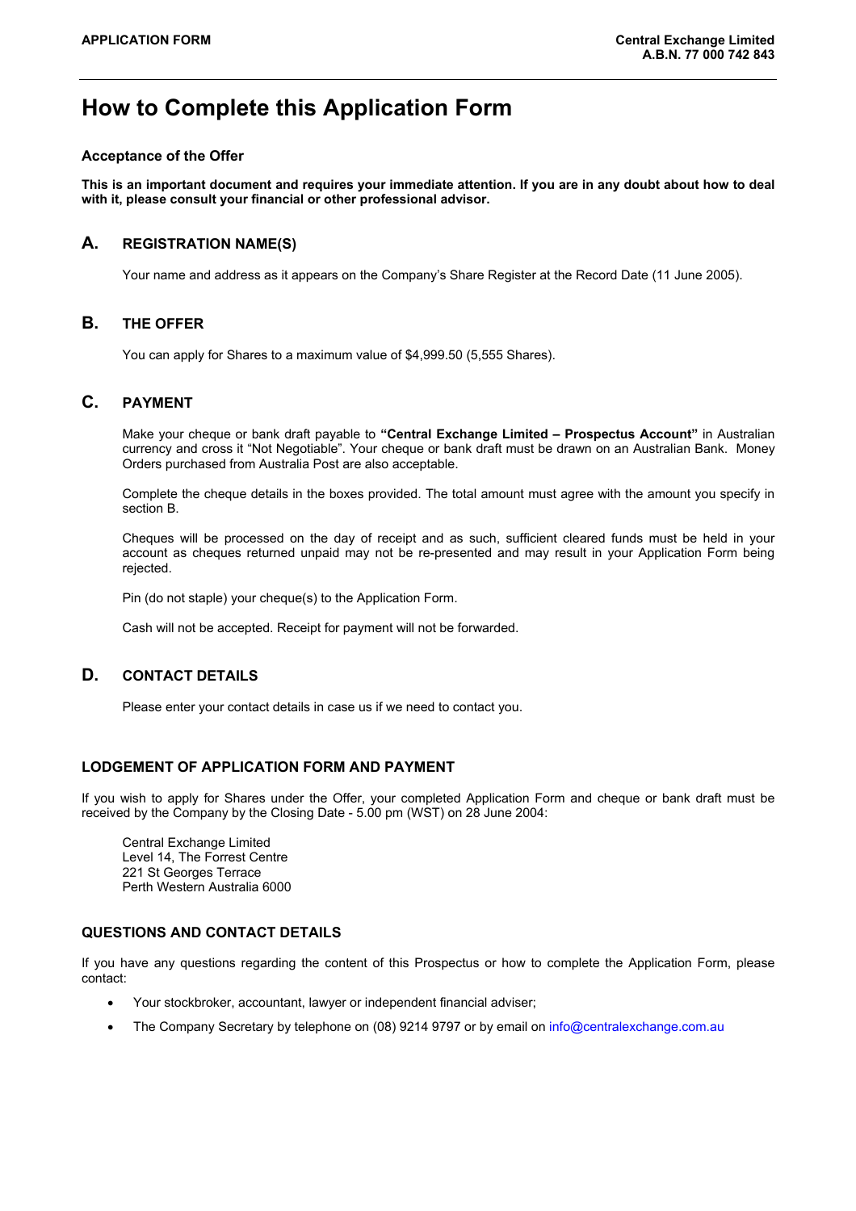APPLICATION FORM

Central Exchange Limited
A.B.N. 77 000 742 843

# How to Complete this Application Form

### Acceptance of the Offer

**This is an important document and requires your immediate attention. If you are in any doubt about how to deal with it, please consult your financial or other professional advisor.**

## A. REGISTRATION NAME(S)

Your name and address as it appears on the Company's Share Register at the Record Date (11 June 2005).

## B. THE OFFER

You can apply for Shares to a maximum value of $4,999.50 (5,555 Shares).

## C. PAYMENT

Make your cheque or bank draft payable to **"Central Exchange Limited – Prospectus Account"** in Australian currency and cross it "Not Negotiable". Your cheque or bank draft must be drawn on an Australian Bank. Money Orders purchased from Australia Post are also acceptable.

Complete the cheque details in the boxes provided. The total amount must agree with the amount you specify in section B.

Cheques will be processed on the day of receipt and as such, sufficient cleared funds must be held in your account as cheques returned unpaid may not be re-presented and may result in your Application Form being rejected.

Pin (do not staple) your cheque(s) to the Application Form.

Cash will not be accepted. Receipt for payment will not be forwarded.

## D. CONTACT DETAILS

Please enter your contact details in case us if we need to contact you.

### LODGEMENT OF APPLICATION FORM AND PAYMENT

If you wish to apply for Shares under the Offer, your completed Application Form and cheque or bank draft must be received by the Company by the Closing Date - 5.00 pm (WST) on 28 June 2004:

Central Exchange Limited
Level 14, The Forrest Centre
221 St Georges Terrace
Perth Western Australia 6000

### QUESTIONS AND CONTACT DETAILS

If you have any questions regarding the content of this Prospectus or how to complete the Application Form, please contact:

- Your stockbroker, accountant, lawyer or independent financial adviser;
- The Company Secretary by telephone on (08) 9214 9797 or by email on info@centralexchange.com.au